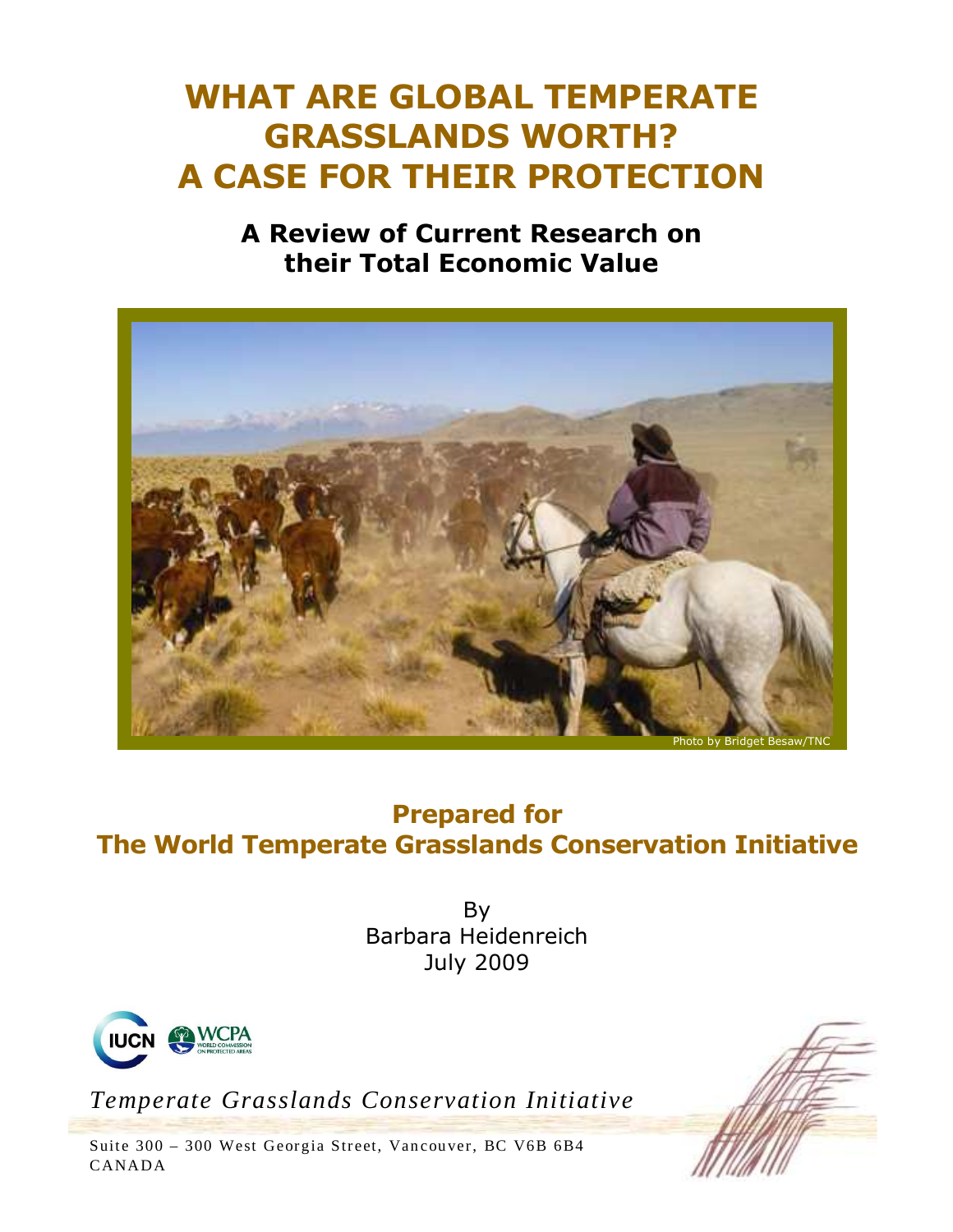# WHAT ARE GLOBAL TEMPERATE GRASSLANDS WORTH? A CASE FOR THEIR PROTECTION

## A Review of Current Research on their Total Economic Value

Photo by Bridget Besaw/TNC

### Prepared for
### The World Temperate Grasslands Conservation Initiative

By
Barbara Heidenreich
July 2009

IUCN WCPA WORLD COMMISSION ON PROTECTED AREAS

*Temperate Grasslands Conservation Initiative*

Suite 300 – 300 West Georgia Street, Vancouver, BC V6B 6B4
CANADA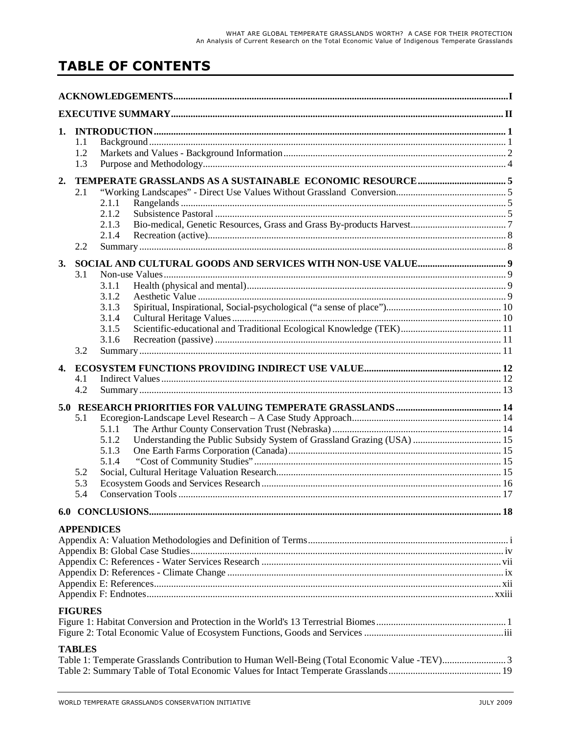# TABLE OF CONTENTS

**ACKNOWLEDGEMENTS** ....... I

**EXECUTIVE SUMMARY** ....... II

**1. INTRODUCTION** ....... 1
- 1.1 Background ....... 1
- 1.2 Markets and Values - Background Information ....... 2
- 1.3 Purpose and Methodology ....... 4

**2. TEMPERATE GRASSLANDS AS A SUSTAINABLE ECONOMIC RESOURCE** ....... 5
- 2.1 "Working Landscapes" - Direct Use Values Without Grassland Conversion ....... 5
  - 2.1.1 Rangelands ....... 5
  - 2.1.2 Subsistence Pastoral ....... 5
  - 2.1.3 Bio-medical, Genetic Resources, Grass and Grass By-products Harvest ....... 7
  - 2.1.4 Recreation (active) ....... 8
- 2.2 Summary ....... 8

**3. SOCIAL AND CULTURAL GOODS AND SERVICES WITH NON-USE VALUE** ....... 9
- 3.1 Non-use Values ....... 9
  - 3.1.1 Health (physical and mental) ....... 9
  - 3.1.2 Aesthetic Value ....... 9
  - 3.1.3 Spiritual, Inspirational, Social-psychological ("a sense of place") ....... 10
  - 3.1.4 Cultural Heritage Values ....... 10
  - 3.1.5 Scientific-educational and Traditional Ecological Knowledge (TEK) ....... 11
  - 3.1.6 Recreation (passive) ....... 11
- 3.2 Summary ....... 11

**4. ECOSYSTEM FUNCTIONS PROVIDING INDIRECT USE VALUE** ....... 12
- 4.1 Indirect Values ....... 12
- 4.2 Summary ....... 13

**5.0 RESEARCH PRIORITIES FOR VALUING TEMPERATE GRASSLANDS** ....... 14
- 5.1 Ecoregion-Landscape Level Research – A Case Study Approach ....... 14
  - 5.1.1 The Arthur County Conservation Trust (Nebraska) ....... 14
  - 5.1.2 Understanding the Public Subsidy System of Grassland Grazing (USA) ....... 15
  - 5.1.3 One Earth Farms Corporation (Canada) ....... 15
  - 5.1.4 "Cost of Community Studies" ....... 15
- 5.2 Social, Cultural Heritage Valuation Research ....... 15
- 5.3 Ecosystem Goods and Services Research ....... 16
- 5.4 Conservation Tools ....... 17

**6.0 CONCLUSIONS** ....... 18

**APPENDICES**

Appendix A: Valuation Methodologies and Definition of Terms ....... i
Appendix B: Global Case Studies ....... iv
Appendix C: References - Water Services Research ....... vii
Appendix D: References - Climate Change ....... ix
Appendix E: References ....... xii
Appendix F: Endnotes ....... xxiii

**FIGURES**

Figure 1: Habitat Conversion and Protection in the World's 13 Terrestrial Biomes ....... 1
Figure 2: Total Economic Value of Ecosystem Functions, Goods and Services ....... iii

**TABLES**

Table 1: Temperate Grasslands Contribution to Human Well-Being (Total Economic Value -TEV) ....... 3
Table 2: Summary Table of Total Economic Values for Intact Temperate Grasslands ....... 19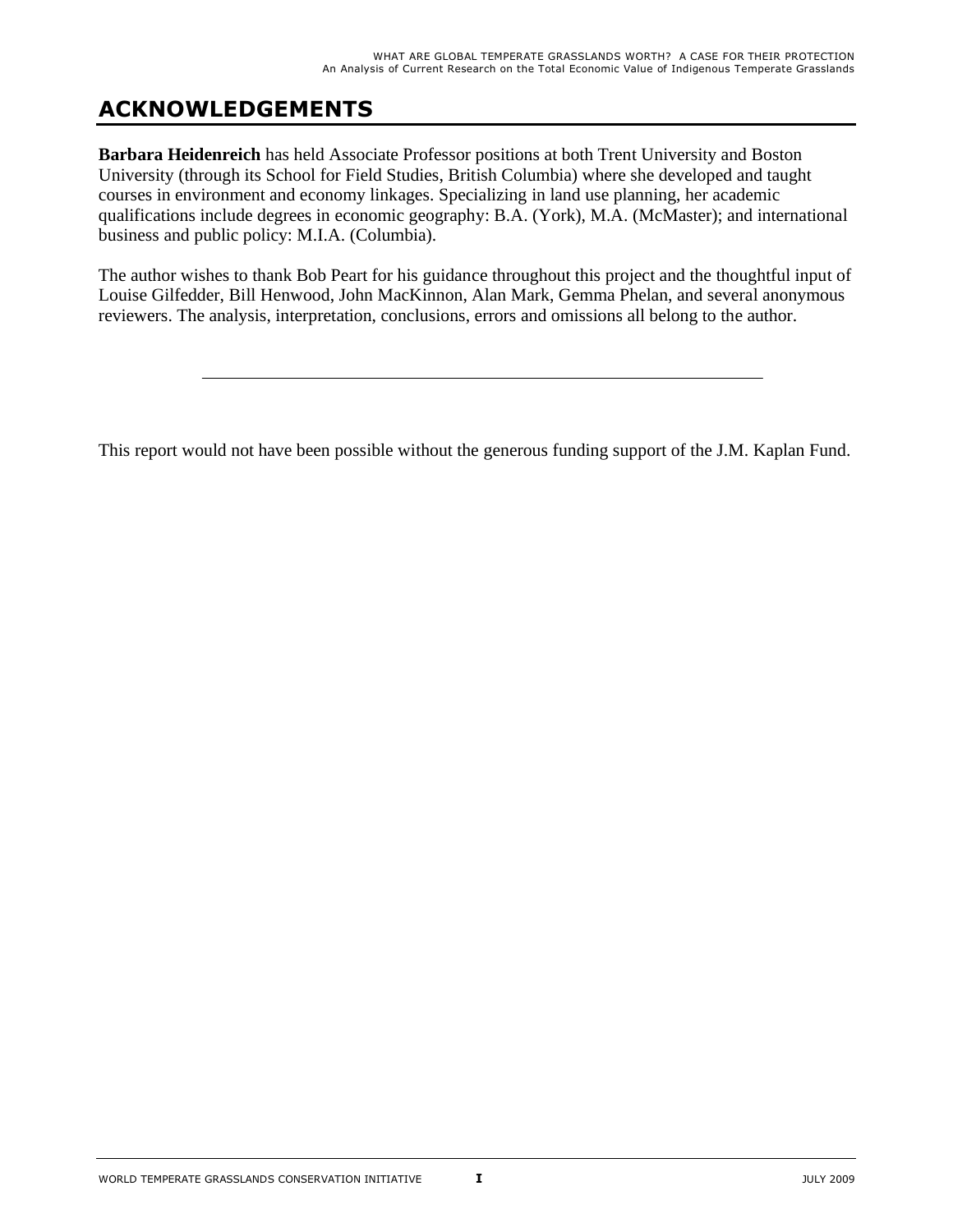# ACKNOWLEDGEMENTS

**Barbara Heidenreich** has held Associate Professor positions at both Trent University and Boston University (through its School for Field Studies, British Columbia) where she developed and taught courses in environment and economy linkages. Specializing in land use planning, her academic qualifications include degrees in economic geography: B.A. (York), M.A. (McMaster); and international business and public policy: M.I.A. (Columbia).

The author wishes to thank Bob Peart for his guidance throughout this project and the thoughtful input of Louise Gilfedder, Bill Henwood, John MacKinnon, Alan Mark, Gemma Phelan, and several anonymous reviewers. The analysis, interpretation, conclusions, errors and omissions all belong to the author.

---

This report would not have been possible without the generous funding support of the J.M. Kaplan Fund.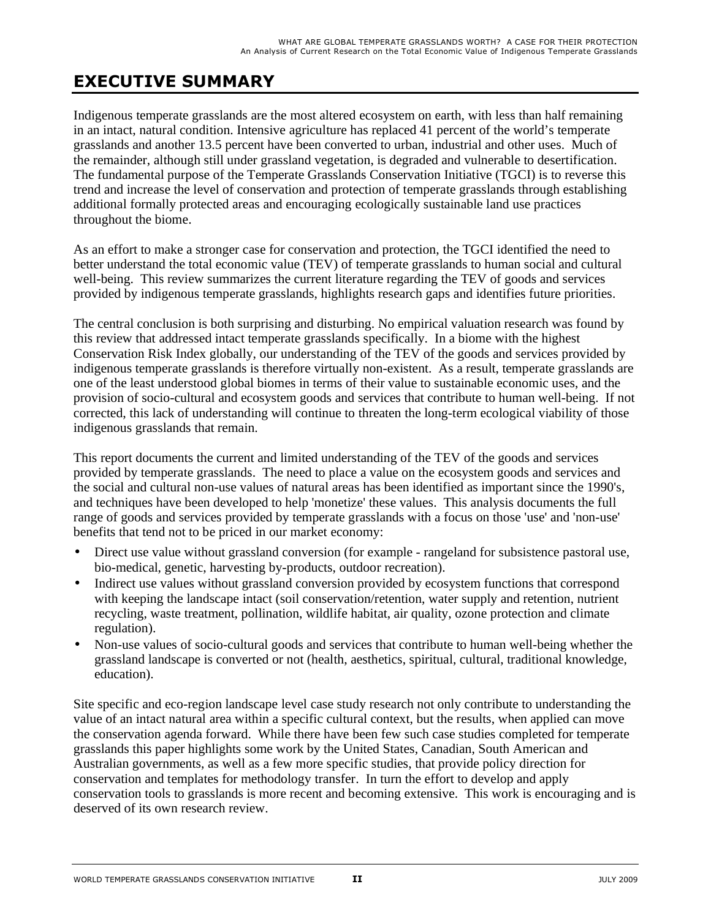# EXECUTIVE SUMMARY

Indigenous temperate grasslands are the most altered ecosystem on earth, with less than half remaining in an intact, natural condition. Intensive agriculture has replaced 41 percent of the world's temperate grasslands and another 13.5 percent have been converted to urban, industrial and other uses. Much of the remainder, although still under grassland vegetation, is degraded and vulnerable to desertification. The fundamental purpose of the Temperate Grasslands Conservation Initiative (TGCI) is to reverse this trend and increase the level of conservation and protection of temperate grasslands through establishing additional formally protected areas and encouraging ecologically sustainable land use practices throughout the biome.

As an effort to make a stronger case for conservation and protection, the TGCI identified the need to better understand the total economic value (TEV) of temperate grasslands to human social and cultural well-being. This review summarizes the current literature regarding the TEV of goods and services provided by indigenous temperate grasslands, highlights research gaps and identifies future priorities.

The central conclusion is both surprising and disturbing. No empirical valuation research was found by this review that addressed intact temperate grasslands specifically. In a biome with the highest Conservation Risk Index globally, our understanding of the TEV of the goods and services provided by indigenous temperate grasslands is therefore virtually non-existent. As a result, temperate grasslands are one of the least understood global biomes in terms of their value to sustainable economic uses, and the provision of socio-cultural and ecosystem goods and services that contribute to human well-being. If not corrected, this lack of understanding will continue to threaten the long-term ecological viability of those indigenous grasslands that remain.

This report documents the current and limited understanding of the TEV of the goods and services provided by temperate grasslands. The need to place a value on the ecosystem goods and services and the social and cultural non-use values of natural areas has been identified as important since the 1990's, and techniques have been developed to help 'monetize' these values. This analysis documents the full range of goods and services provided by temperate grasslands with a focus on those 'use' and 'non-use' benefits that tend not to be priced in our market economy:

- Direct use value without grassland conversion (for example - rangeland for subsistence pastoral use, bio-medical, genetic, harvesting by-products, outdoor recreation).
- Indirect use values without grassland conversion provided by ecosystem functions that correspond with keeping the landscape intact (soil conservation/retention, water supply and retention, nutrient recycling, waste treatment, pollination, wildlife habitat, air quality, ozone protection and climate regulation).
- Non-use values of socio-cultural goods and services that contribute to human well-being whether the grassland landscape is converted or not (health, aesthetics, spiritual, cultural, traditional knowledge, education).

Site specific and eco-region landscape level case study research not only contribute to understanding the value of an intact natural area within a specific cultural context, but the results, when applied can move the conservation agenda forward. While there have been few such case studies completed for temperate grasslands this paper highlights some work by the United States, Canadian, South American and Australian governments, as well as a few more specific studies, that provide policy direction for conservation and templates for methodology transfer. In turn the effort to develop and apply conservation tools to grasslands is more recent and becoming extensive. This work is encouraging and is deserved of its own research review.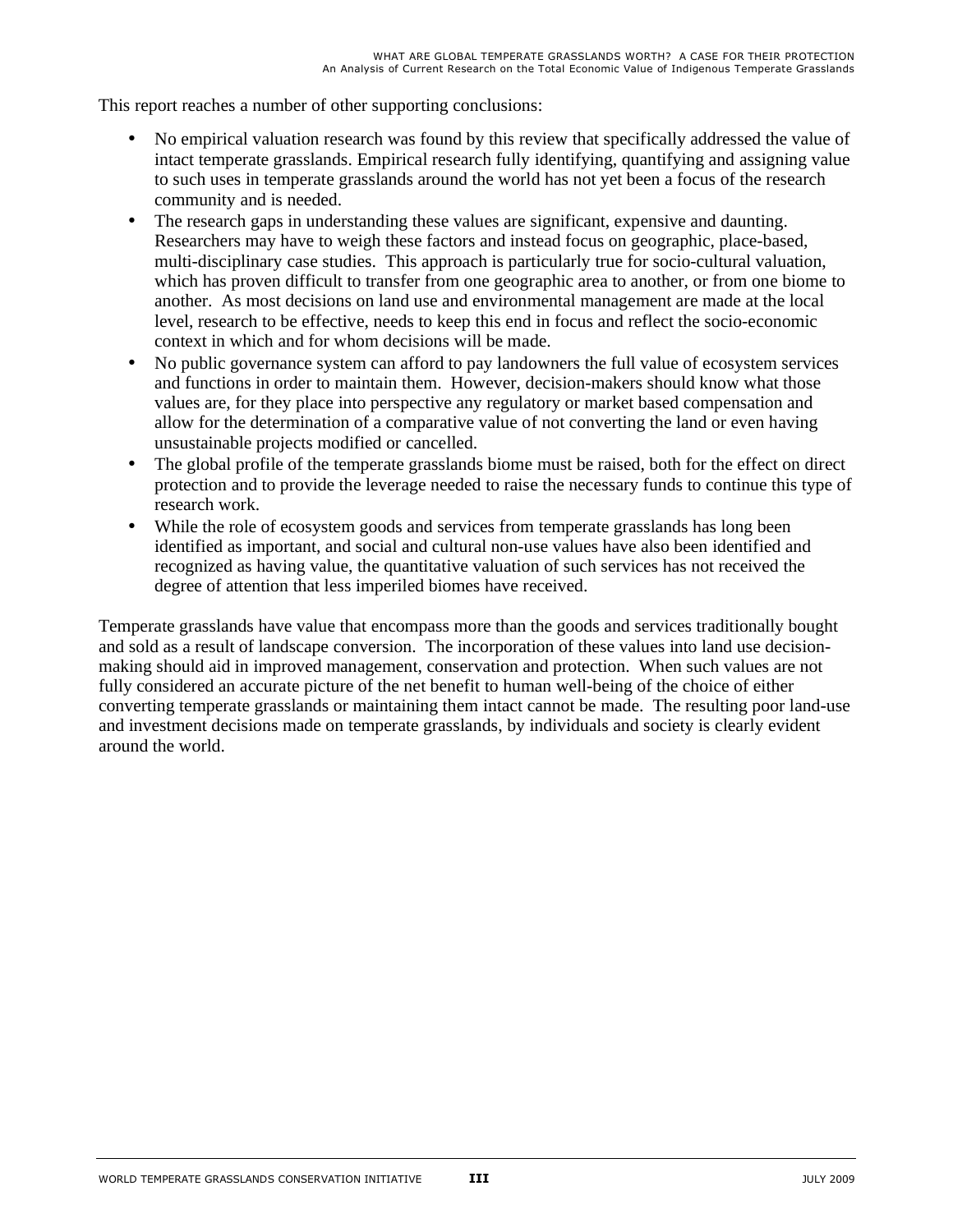This report reaches a number of other supporting conclusions:

- No empirical valuation research was found by this review that specifically addressed the value of intact temperate grasslands. Empirical research fully identifying, quantifying and assigning value to such uses in temperate grasslands around the world has not yet been a focus of the research community and is needed.
- The research gaps in understanding these values are significant, expensive and daunting. Researchers may have to weigh these factors and instead focus on geographic, place-based, multi-disciplinary case studies. This approach is particularly true for socio-cultural valuation, which has proven difficult to transfer from one geographic area to another, or from one biome to another. As most decisions on land use and environmental management are made at the local level, research to be effective, needs to keep this end in focus and reflect the socio-economic context in which and for whom decisions will be made.
- No public governance system can afford to pay landowners the full value of ecosystem services and functions in order to maintain them. However, decision-makers should know what those values are, for they place into perspective any regulatory or market based compensation and allow for the determination of a comparative value of not converting the land or even having unsustainable projects modified or cancelled.
- The global profile of the temperate grasslands biome must be raised, both for the effect on direct protection and to provide the leverage needed to raise the necessary funds to continue this type of research work.
- While the role of ecosystem goods and services from temperate grasslands has long been identified as important, and social and cultural non-use values have also been identified and recognized as having value, the quantitative valuation of such services has not received the degree of attention that less imperiled biomes have received.

Temperate grasslands have value that encompass more than the goods and services traditionally bought and sold as a result of landscape conversion. The incorporation of these values into land use decision-making should aid in improved management, conservation and protection. When such values are not fully considered an accurate picture of the net benefit to human well-being of the choice of either converting temperate grasslands or maintaining them intact cannot be made. The resulting poor land-use and investment decisions made on temperate grasslands, by individuals and society is clearly evident around the world.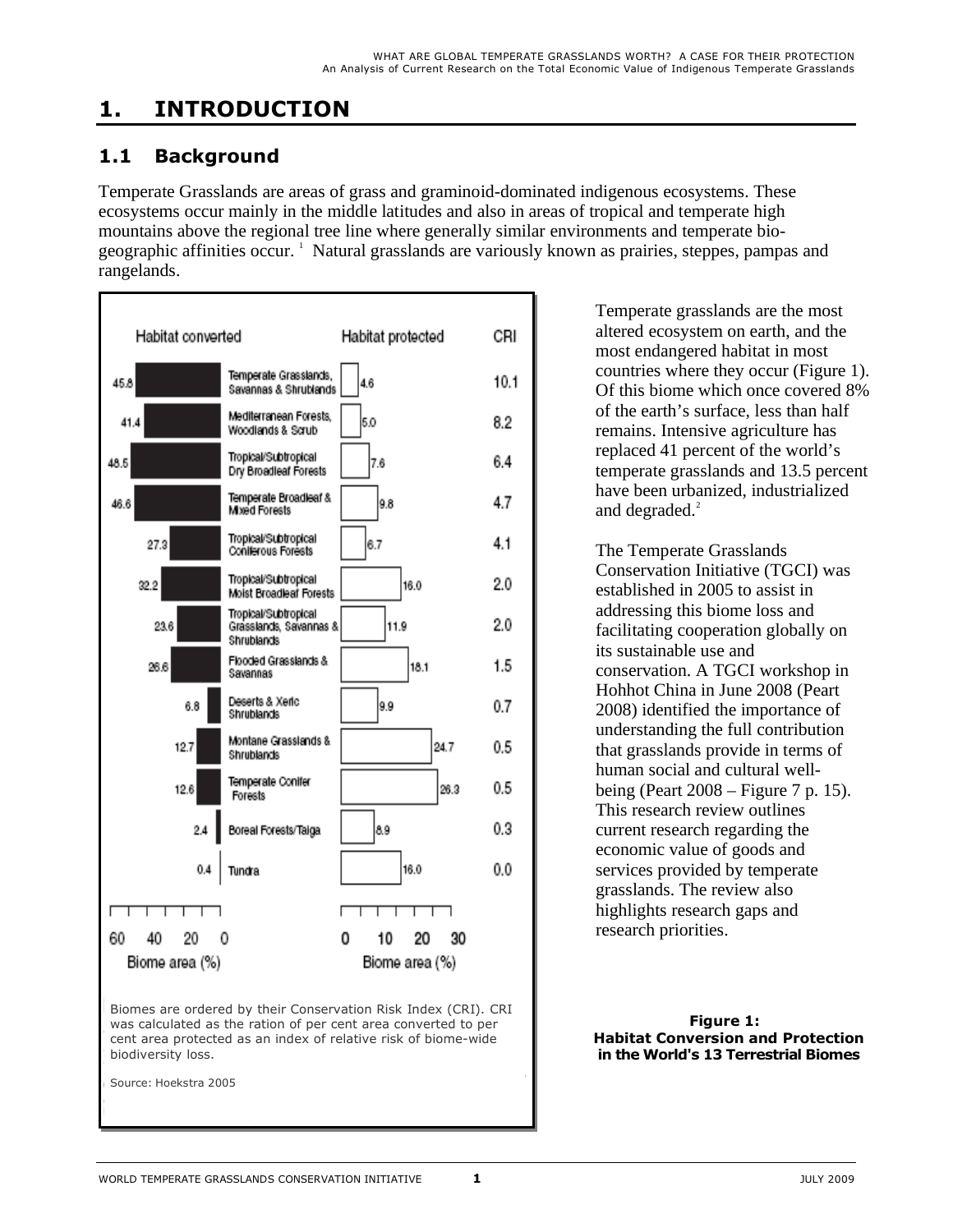# 1. INTRODUCTION

## 1.1 Background

Temperate Grasslands are areas of grass and graminoid-dominated indigenous ecosystems. These ecosystems occur mainly in the middle latitudes and also in areas of tropical and temperate high mountains above the regional tree line where generally similar environments and temperate bio-geographic affinities occur. [1] Natural grasslands are variously known as prairies, steppes, pampas and rangelands.

| Habitat converted (Biome area %) | Biome | Habitat protected (Biome area %) | CRI |
|---|---|---|---|
| 45.8 | Temperate Grasslands, Savannas & Shrublands | 4.6 | 10.1 |
| 41.4 | Mediterranean Forests, Woodlands & Scrub | 5.0 | 8.2 |
| 48.5 | Tropical/Subtropical Dry Broadleaf Forests | 7.6 | 6.4 |
| 46.6 | Temperate Broadleaf & Mixed Forests | 9.8 | 4.7 |
| 27.3 | Tropical/Subtropical Coniferous Forests | 6.7 | 4.1 |
| 32.2 | Tropical/Subtropical Moist Broadleaf Forests | 16.0 | 2.0 |
| 23.6 | Tropical/Subtropical Grasslands, Savannas & Shrublands | 11.9 | 2.0 |
| 26.6 | Flooded Grasslands & Savannas | 18.1 | 1.5 |
| 6.8 | Deserts & Xeric Shrublands | 9.9 | 0.7 |
| 12.7 | Montane Grasslands & Shrublands | 24.7 | 0.5 |
| 12.6 | Temperate Conifer Forests | 26.3 | 0.5 |
| 2.4 | Boreal Forests/Taiga | 8.9 | 0.3 |
| 0.4 | Tundra | 16.0 | 0.0 |

Biomes are ordered by their Conservation Risk Index (CRI). CRI was calculated as the ration of per cent area converted to per cent area protected as an index of relative risk of biome-wide biodiversity loss.

Source: Hoekstra 2005

**Figure 1: Habitat Conversion and Protection in the World's 13 Terrestrial Biomes**

Temperate grasslands are the most altered ecosystem on earth, and the most endangered habitat in most countries where they occur (Figure 1). Of this biome which once covered 8% of the earth's surface, less than half remains. Intensive agriculture has replaced 41 percent of the world's temperate grasslands and 13.5 percent have been urbanized, industrialized and degraded.[2]

The Temperate Grasslands Conservation Initiative (TGCI) was established in 2005 to assist in addressing this biome loss and facilitating cooperation globally on its sustainable use and conservation. A TGCI workshop in Hohhot China in June 2008 (Peart 2008) identified the importance of understanding the full contribution that grasslands provide in terms of human social and cultural well-being (Peart 2008 – Figure 7 p. 15). This research review outlines current research regarding the economic value of goods and services provided by temperate grasslands. The review also highlights research gaps and research priorities.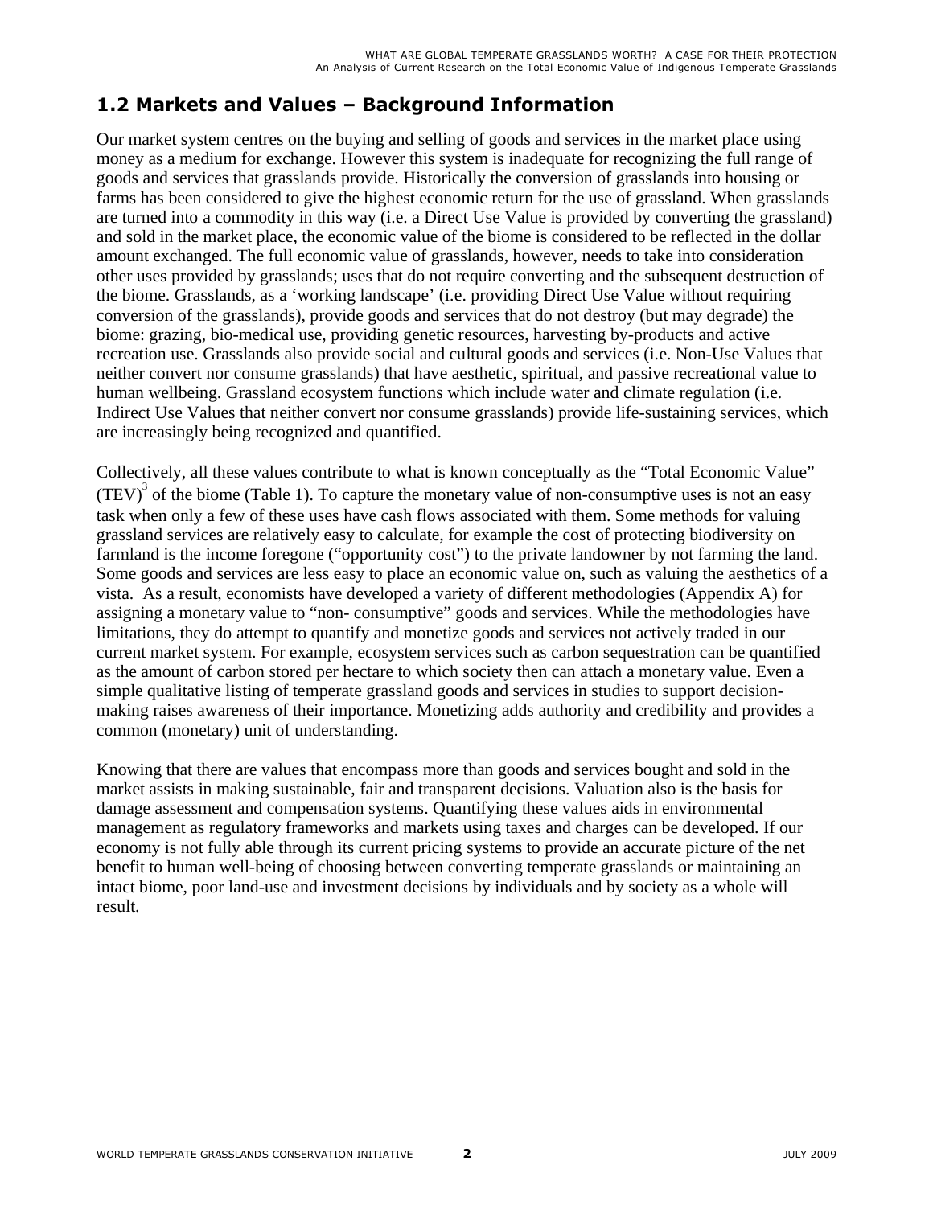## 1.2 Markets and Values – Background Information

Our market system centres on the buying and selling of goods and services in the market place using money as a medium for exchange. However this system is inadequate for recognizing the full range of goods and services that grasslands provide. Historically the conversion of grasslands into housing or farms has been considered to give the highest economic return for the use of grassland. When grasslands are turned into a commodity in this way (i.e. a Direct Use Value is provided by converting the grassland) and sold in the market place, the economic value of the biome is considered to be reflected in the dollar amount exchanged. The full economic value of grasslands, however, needs to take into consideration other uses provided by grasslands; uses that do not require converting and the subsequent destruction of the biome. Grasslands, as a 'working landscape' (i.e. providing Direct Use Value without requiring conversion of the grasslands), provide goods and services that do not destroy (but may degrade) the biome: grazing, bio-medical use, providing genetic resources, harvesting by-products and active recreation use. Grasslands also provide social and cultural goods and services (i.e. Non-Use Values that neither convert nor consume grasslands) that have aesthetic, spiritual, and passive recreational value to human wellbeing. Grassland ecosystem functions which include water and climate regulation (i.e. Indirect Use Values that neither convert nor consume grasslands) provide life-sustaining services, which are increasingly being recognized and quantified.

Collectively, all these values contribute to what is known conceptually as the "Total Economic Value" (TEV)[3] of the biome (Table 1). To capture the monetary value of non-consumptive uses is not an easy task when only a few of these uses have cash flows associated with them. Some methods for valuing grassland services are relatively easy to calculate, for example the cost of protecting biodiversity on farmland is the income foregone ("opportunity cost") to the private landowner by not farming the land. Some goods and services are less easy to place an economic value on, such as valuing the aesthetics of a vista. As a result, economists have developed a variety of different methodologies (Appendix A) for assigning a monetary value to "non- consumptive" goods and services. While the methodologies have limitations, they do attempt to quantify and monetize goods and services not actively traded in our current market system. For example, ecosystem services such as carbon sequestration can be quantified as the amount of carbon stored per hectare to which society then can attach a monetary value. Even a simple qualitative listing of temperate grassland goods and services in studies to support decision-making raises awareness of their importance. Monetizing adds authority and credibility and provides a common (monetary) unit of understanding.

Knowing that there are values that encompass more than goods and services bought and sold in the market assists in making sustainable, fair and transparent decisions. Valuation also is the basis for damage assessment and compensation systems. Quantifying these values aids in environmental management as regulatory frameworks and markets using taxes and charges can be developed. If our economy is not fully able through its current pricing systems to provide an accurate picture of the net benefit to human well-being of choosing between converting temperate grasslands or maintaining an intact biome, poor land-use and investment decisions by individuals and by society as a whole will result.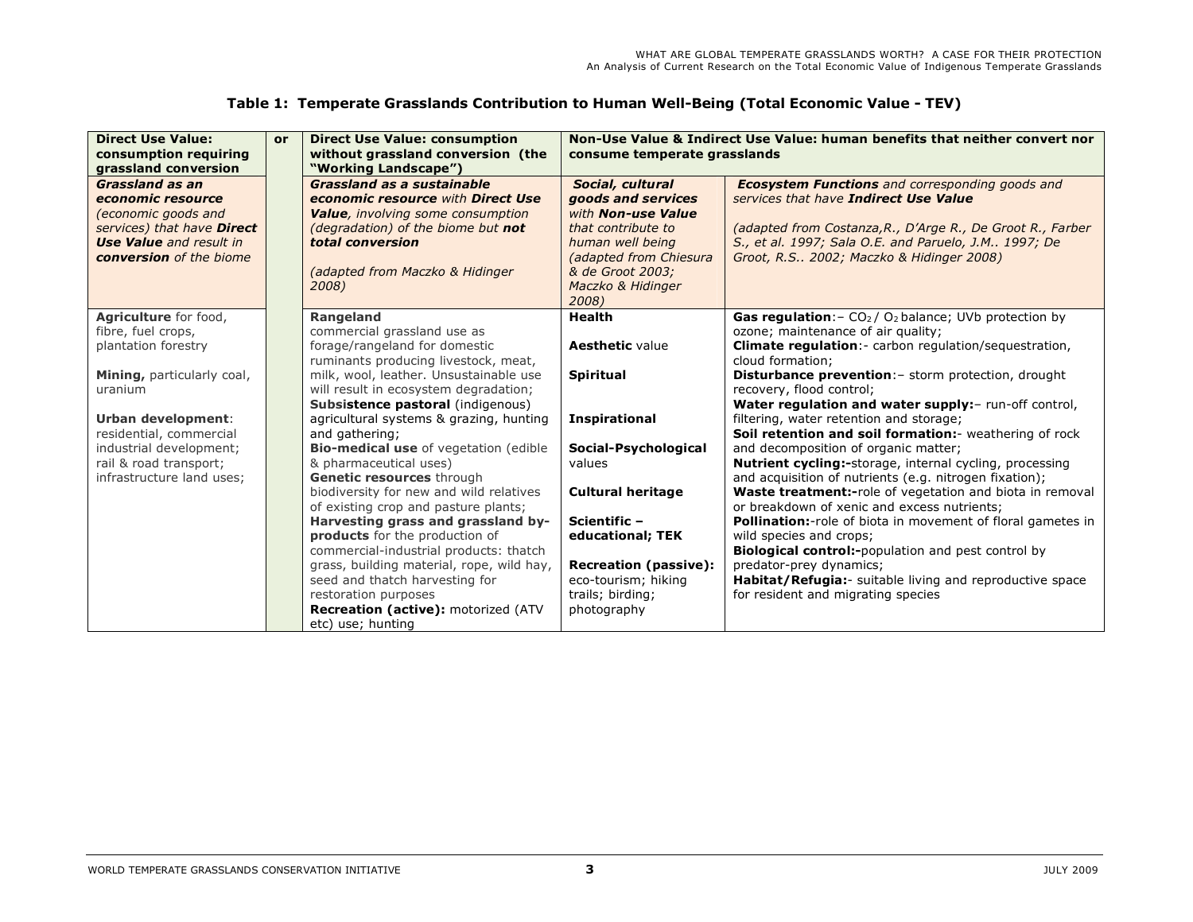**Table 1: Temperate Grasslands Contribution to Human Well-Being (Total Economic Value - TEV)**

| **Direct Use Value: consumption requiring grassland conversion** | **or** | **Direct Use Value: consumption without grassland conversion (the "Working Landscape")** | **Non-Use Value & Indirect Use Value: human benefits that neither convert nor consume temperate grasslands** | |
|---|---|---|---|---|
| ***Grassland as an economic resource*** *(economic goods and services) that have* ***Direct Use Value*** *and result in* ***conversion*** *of the biome* | | ***Grassland as a sustainable economic resource*** *with* ***Direct Use Value****, involving some consumption (degradation) of the biome but* ***not total conversion*** <br><br> *(adapted from Maczko & Hidinger 2008)* | ***Social, cultural goods and services*** *with* ***Non-use Value*** *that contribute to human well being (adapted from Chiesura & de Groot 2003; Maczko & Hidinger 2008)* | ***Ecosystem Functions*** *and corresponding goods and services that have* ***Indirect Use Value*** <br><br> *(adapted from Costanza,R., D'Arge R., De Groot R., Farber S., et al. 1997; Sala O.E. and Paruelo, J.M.. 1997; De Groot, R.S.. 2002; Maczko & Hidinger 2008)* |
| **Agriculture** for food, fibre, fuel crops, plantation forestry <br><br> **Mining,** particularly coal, uranium <br><br> **Urban development**: residential, commercial industrial development; rail & road transport; infrastructure land uses; | | **Rangeland** commercial grassland use as forage/rangeland for domestic ruminants producing livestock, meat, milk, wool, leather. Unsustainable use will result in ecosystem degradation; <br> **Subsistence pastoral** (indigenous) agricultural systems & grazing, hunting and gathering; <br> **Bio-medical use** of vegetation (edible & pharmaceutical uses) <br> **Genetic resources** through biodiversity for new and wild relatives of existing crop and pasture plants; <br> **Harvesting grass and grassland by-products** for the production of commercial-industrial products: thatch grass, building material, rope, wild hay, seed and thatch harvesting for restoration purposes <br> **Recreation (active):** motorized (ATV etc) use; hunting | **Health** <br><br> **Aesthetic** value <br><br> **Spiritual** <br><br> **Inspirational** <br><br> **Social-Psychological** values <br><br> **Cultural heritage** <br><br> **Scientific – educational; TEK** <br><br> **Recreation (passive):** eco-tourism; hiking trails; birding; photography | **Gas regulation**:– $CO_2$ / $O_2$ balance; UVb protection by ozone; maintenance of air quality; <br> **Climate regulation**:- carbon regulation/sequestration, cloud formation; <br> **Disturbance prevention**:– storm protection, drought recovery, flood control; <br> **Water regulation and water supply:**– run-off control, filtering, water retention and storage; <br> **Soil retention and soil formation:**- weathering of rock and decomposition of organic matter; <br> **Nutrient cycling:-**storage, internal cycling, processing and acquisition of nutrients (e.g. nitrogen fixation); <br> **Waste treatment:-**role of vegetation and biota in removal or breakdown of xenic and excess nutrients; <br> **Pollination:**-role of biota in movement of floral gametes in wild species and crops; <br> **Biological control:-**population and pest control by predator-prey dynamics; <br> **Habitat/Refugia:**- suitable living and reproductive space for resident and migrating species |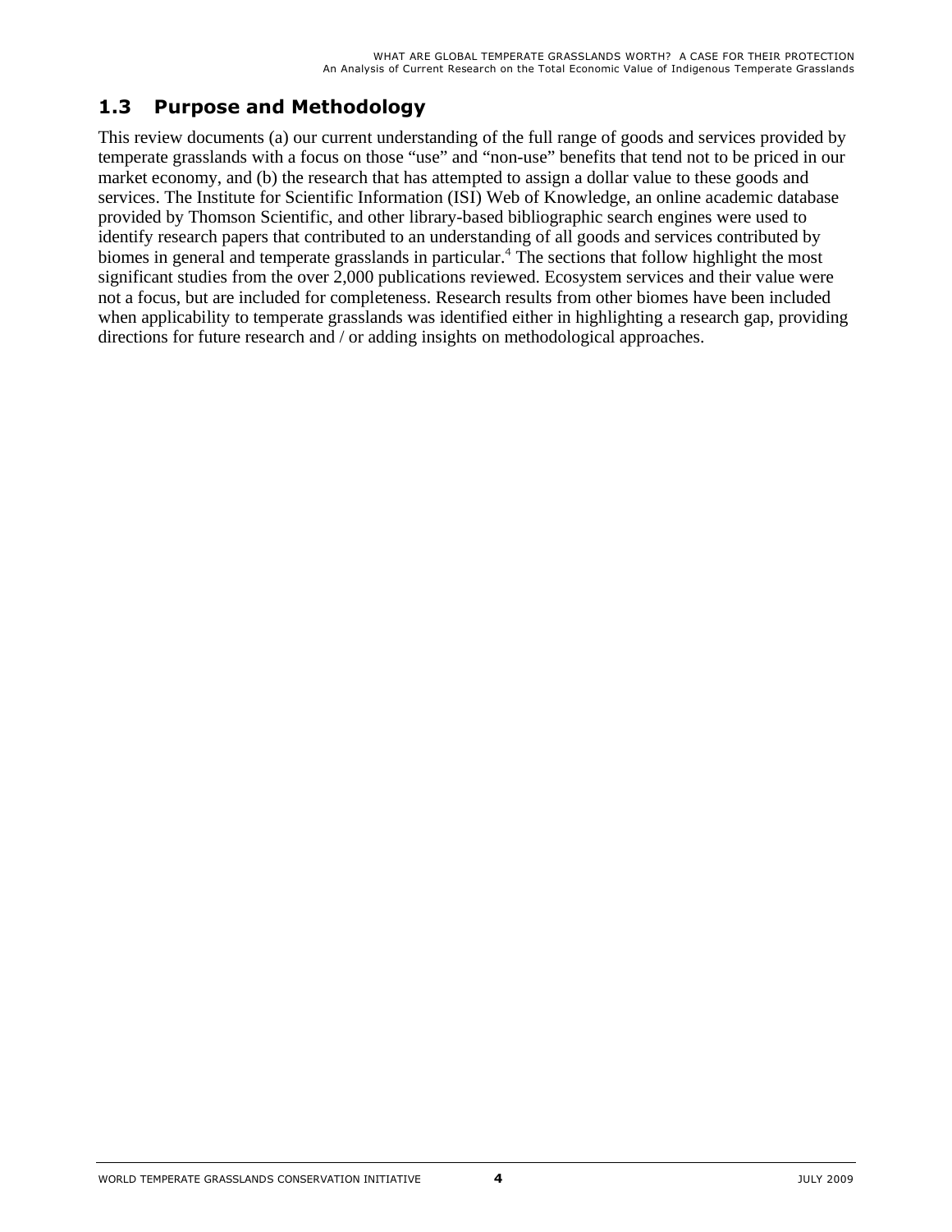## 1.3 Purpose and Methodology

This review documents (a) our current understanding of the full range of goods and services provided by temperate grasslands with a focus on those "use" and "non-use" benefits that tend not to be priced in our market economy, and (b) the research that has attempted to assign a dollar value to these goods and services. The Institute for Scientific Information (ISI) Web of Knowledge, an online academic database provided by Thomson Scientific, and other library-based bibliographic search engines were used to identify research papers that contributed to an understanding of all goods and services contributed by biomes in general and temperate grasslands in particular.[4] The sections that follow highlight the most significant studies from the over 2,000 publications reviewed. Ecosystem services and their value were not a focus, but are included for completeness. Research results from other biomes have been included when applicability to temperate grasslands was identified either in highlighting a research gap, providing directions for future research and / or adding insights on methodological approaches.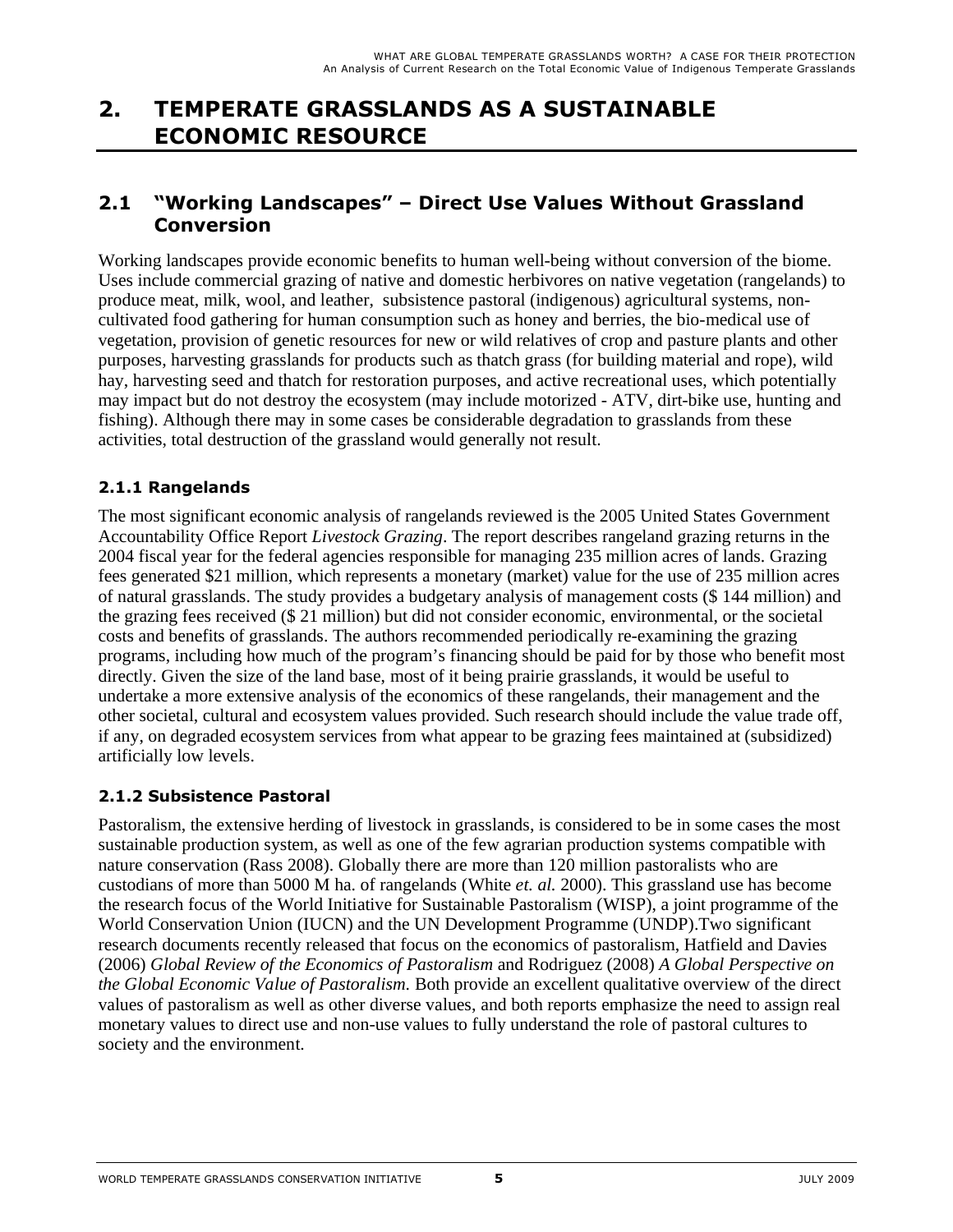# 2. TEMPERATE GRASSLANDS AS A SUSTAINABLE ECONOMIC RESOURCE

## 2.1 "Working Landscapes" – Direct Use Values Without Grassland Conversion

Working landscapes provide economic benefits to human well-being without conversion of the biome. Uses include commercial grazing of native and domestic herbivores on native vegetation (rangelands) to produce meat, milk, wool, and leather, subsistence pastoral (indigenous) agricultural systems, non-cultivated food gathering for human consumption such as honey and berries, the bio-medical use of vegetation, provision of genetic resources for new or wild relatives of crop and pasture plants and other purposes, harvesting grasslands for products such as thatch grass (for building material and rope), wild hay, harvesting seed and thatch for restoration purposes, and active recreational uses, which potentially may impact but do not destroy the ecosystem (may include motorized - ATV, dirt-bike use, hunting and fishing). Although there may in some cases be considerable degradation to grasslands from these activities, total destruction of the grassland would generally not result.

### 2.1.1 Rangelands

The most significant economic analysis of rangelands reviewed is the 2005 United States Government Accountability Office Report *Livestock Grazing*. The report describes rangeland grazing returns in the 2004 fiscal year for the federal agencies responsible for managing 235 million acres of lands. Grazing fees generated $21 million, which represents a monetary (market) value for the use of 235 million acres of natural grasslands. The study provides a budgetary analysis of management costs ($ 144 million) and the grazing fees received ($ 21 million) but did not consider economic, environmental, or the societal costs and benefits of grasslands. The authors recommended periodically re-examining the grazing programs, including how much of the program's financing should be paid for by those who benefit most directly. Given the size of the land base, most of it being prairie grasslands, it would be useful to undertake a more extensive analysis of the economics of these rangelands, their management and the other societal, cultural and ecosystem values provided. Such research should include the value trade off, if any, on degraded ecosystem services from what appear to be grazing fees maintained at (subsidized) artificially low levels.

### 2.1.2 Subsistence Pastoral

Pastoralism, the extensive herding of livestock in grasslands, is considered to be in some cases the most sustainable production system, as well as one of the few agrarian production systems compatible with nature conservation (Rass 2008). Globally there are more than 120 million pastoralists who are custodians of more than 5000 M ha. of rangelands (White *et. al.* 2000). This grassland use has become the research focus of the World Initiative for Sustainable Pastoralism (WISP), a joint programme of the World Conservation Union (IUCN) and the UN Development Programme (UNDP).Two significant research documents recently released that focus on the economics of pastoralism, Hatfield and Davies (2006) *Global Review of the Economics of Pastoralism* and Rodriguez (2008) *A Global Perspective on the Global Economic Value of Pastoralism.* Both provide an excellent qualitative overview of the direct values of pastoralism as well as other diverse values, and both reports emphasize the need to assign real monetary values to direct use and non-use values to fully understand the role of pastoral cultures to society and the environment.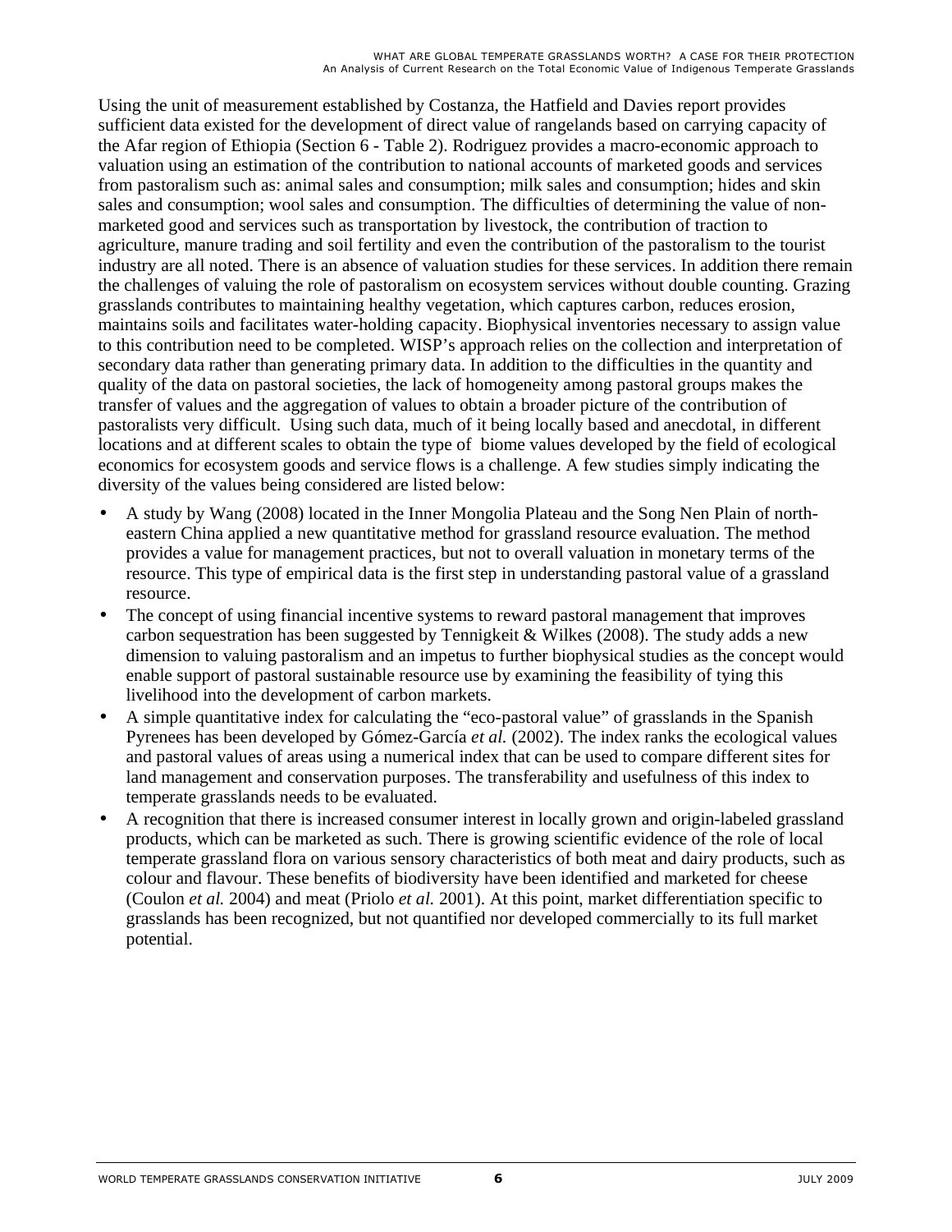Using the unit of measurement established by Costanza, the Hatfield and Davies report provides sufficient data existed for the development of direct value of rangelands based on carrying capacity of the Afar region of Ethiopia (Section 6 - Table 2). Rodriguez provides a macro-economic approach to valuation using an estimation of the contribution to national accounts of marketed goods and services from pastoralism such as: animal sales and consumption; milk sales and consumption; hides and skin sales and consumption; wool sales and consumption. The difficulties of determining the value of non-marketed good and services such as transportation by livestock, the contribution of traction to agriculture, manure trading and soil fertility and even the contribution of the pastoralism to the tourist industry are all noted. There is an absence of valuation studies for these services. In addition there remain the challenges of valuing the role of pastoralism on ecosystem services without double counting. Grazing grasslands contributes to maintaining healthy vegetation, which captures carbon, reduces erosion, maintains soils and facilitates water-holding capacity. Biophysical inventories necessary to assign value to this contribution need to be completed. WISP's approach relies on the collection and interpretation of secondary data rather than generating primary data. In addition to the difficulties in the quantity and quality of the data on pastoral societies, the lack of homogeneity among pastoral groups makes the transfer of values and the aggregation of values to obtain a broader picture of the contribution of pastoralists very difficult. Using such data, much of it being locally based and anecdotal, in different locations and at different scales to obtain the type of biome values developed by the field of ecological economics for ecosystem goods and service flows is a challenge. A few studies simply indicating the diversity of the values being considered are listed below:

- A study by Wang (2008) located in the Inner Mongolia Plateau and the Song Nen Plain of north-eastern China applied a new quantitative method for grassland resource evaluation. The method provides a value for management practices, but not to overall valuation in monetary terms of the resource. This type of empirical data is the first step in understanding pastoral value of a grassland resource.
- The concept of using financial incentive systems to reward pastoral management that improves carbon sequestration has been suggested by Tennigkeit & Wilkes (2008). The study adds a new dimension to valuing pastoralism and an impetus to further biophysical studies as the concept would enable support of pastoral sustainable resource use by examining the feasibility of tying this livelihood into the development of carbon markets.
- A simple quantitative index for calculating the "eco-pastoral value" of grasslands in the Spanish Pyrenees has been developed by Gómez-García *et al.* (2002). The index ranks the ecological values and pastoral values of areas using a numerical index that can be used to compare different sites for land management and conservation purposes. The transferability and usefulness of this index to temperate grasslands needs to be evaluated.
- A recognition that there is increased consumer interest in locally grown and origin-labeled grassland products, which can be marketed as such. There is growing scientific evidence of the role of local temperate grassland flora on various sensory characteristics of both meat and dairy products, such as colour and flavour. These benefits of biodiversity have been identified and marketed for cheese (Coulon *et al.* 2004) and meat (Priolo *et al.* 2001). At this point, market differentiation specific to grasslands has been recognized, but not quantified nor developed commercially to its full market potential.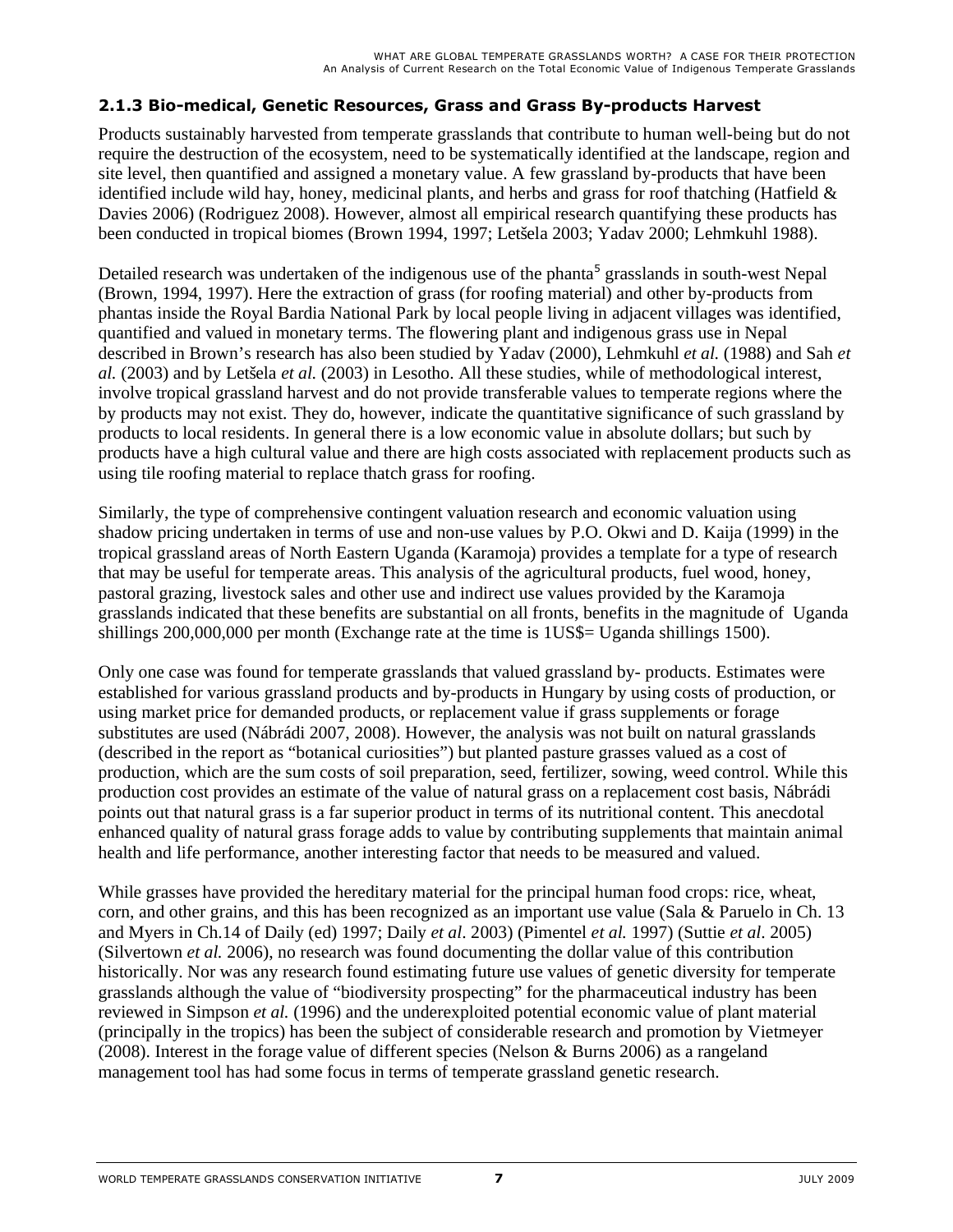### 2.1.3 Bio-medical, Genetic Resources, Grass and Grass By-products Harvest

Products sustainably harvested from temperate grasslands that contribute to human well-being but do not require the destruction of the ecosystem, need to be systematically identified at the landscape, region and site level, then quantified and assigned a monetary value. A few grassland by-products that have been identified include wild hay, honey, medicinal plants, and herbs and grass for roof thatching (Hatfield & Davies 2006) (Rodriguez 2008). However, almost all empirical research quantifying these products has been conducted in tropical biomes (Brown 1994, 1997; Letšela 2003; Yadav 2000; Lehmkuhl 1988).

Detailed research was undertaken of the indigenous use of the phanta[5] grasslands in south-west Nepal (Brown, 1994, 1997). Here the extraction of grass (for roofing material) and other by-products from phantas inside the Royal Bardia National Park by local people living in adjacent villages was identified, quantified and valued in monetary terms. The flowering plant and indigenous grass use in Nepal described in Brown's research has also been studied by Yadav (2000), Lehmkuhl *et al.* (1988) and Sah *et al.* (2003) and by Letšela *et al.* (2003) in Lesotho. All these studies, while of methodological interest, involve tropical grassland harvest and do not provide transferable values to temperate regions where the by products may not exist. They do, however, indicate the quantitative significance of such grassland by products to local residents. In general there is a low economic value in absolute dollars; but such by products have a high cultural value and there are high costs associated with replacement products such as using tile roofing material to replace thatch grass for roofing.

Similarly, the type of comprehensive contingent valuation research and economic valuation using shadow pricing undertaken in terms of use and non-use values by P.O. Okwi and D. Kaija (1999) in the tropical grassland areas of North Eastern Uganda (Karamoja) provides a template for a type of research that may be useful for temperate areas. This analysis of the agricultural products, fuel wood, honey, pastoral grazing, livestock sales and other use and indirect use values provided by the Karamoja grasslands indicated that these benefits are substantial on all fronts, benefits in the magnitude of Uganda shillings 200,000,000 per month (Exchange rate at the time is 1US$= Uganda shillings 1500).

Only one case was found for temperate grasslands that valued grassland by- products. Estimates were established for various grassland products and by-products in Hungary by using costs of production, or using market price for demanded products, or replacement value if grass supplements or forage substitutes are used (Nábrádi 2007, 2008). However, the analysis was not built on natural grasslands (described in the report as "botanical curiosities") but planted pasture grasses valued as a cost of production, which are the sum costs of soil preparation, seed, fertilizer, sowing, weed control. While this production cost provides an estimate of the value of natural grass on a replacement cost basis, Nábrádi points out that natural grass is a far superior product in terms of its nutritional content. This anecdotal enhanced quality of natural grass forage adds to value by contributing supplements that maintain animal health and life performance, another interesting factor that needs to be measured and valued.

While grasses have provided the hereditary material for the principal human food crops: rice, wheat, corn, and other grains, and this has been recognized as an important use value (Sala & Paruelo in Ch. 13 and Myers in Ch.14 of Daily (ed) 1997; Daily *et al*. 2003) (Pimentel *et al.* 1997) (Suttie *et al.* 2005) (Silvertown *et al.* 2006), no research was found documenting the dollar value of this contribution historically. Nor was any research found estimating future use values of genetic diversity for temperate grasslands although the value of "biodiversity prospecting" for the pharmaceutical industry has been reviewed in Simpson *et al.* (1996) and the underexploited potential economic value of plant material (principally in the tropics) has been the subject of considerable research and promotion by Vietmeyer (2008). Interest in the forage value of different species (Nelson & Burns 2006) as a rangeland management tool has had some focus in terms of temperate grassland genetic research.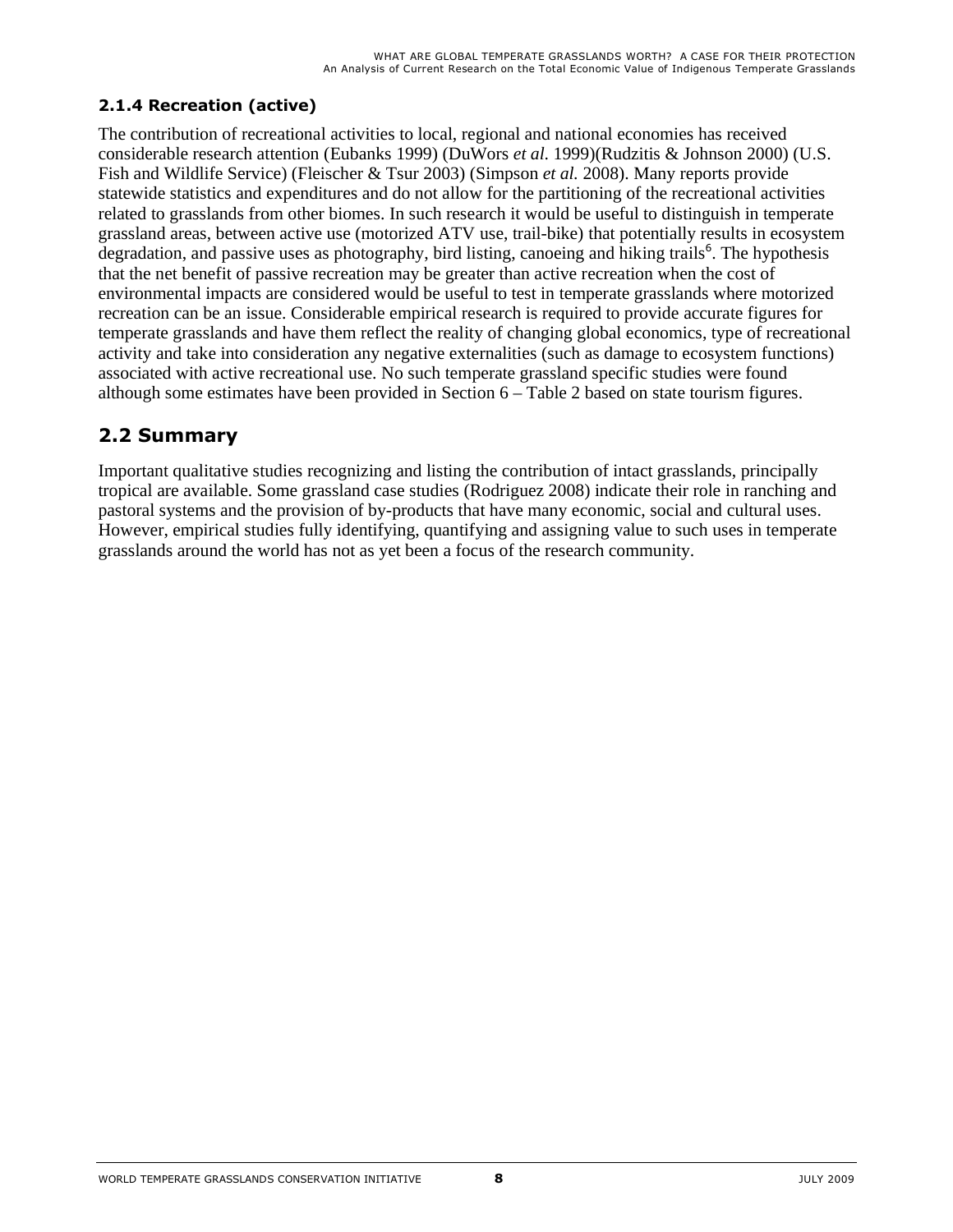### 2.1.4 Recreation (active)

The contribution of recreational activities to local, regional and national economies has received considerable research attention (Eubanks 1999) (DuWors *et al.* 1999)(Rudzitis & Johnson 2000) (U.S. Fish and Wildlife Service) (Fleischer & Tsur 2003) (Simpson *et al.* 2008). Many reports provide statewide statistics and expenditures and do not allow for the partitioning of the recreational activities related to grasslands from other biomes. In such research it would be useful to distinguish in temperate grassland areas, between active use (motorized ATV use, trail-bike) that potentially results in ecosystem degradation, and passive uses as photography, bird listing, canoeing and hiking trails[6]. The hypothesis that the net benefit of passive recreation may be greater than active recreation when the cost of environmental impacts are considered would be useful to test in temperate grasslands where motorized recreation can be an issue. Considerable empirical research is required to provide accurate figures for temperate grasslands and have them reflect the reality of changing global economics, type of recreational activity and take into consideration any negative externalities (such as damage to ecosystem functions) associated with active recreational use. No such temperate grassland specific studies were found although some estimates have been provided in Section 6 – Table 2 based on state tourism figures.

## 2.2 Summary

Important qualitative studies recognizing and listing the contribution of intact grasslands, principally tropical are available. Some grassland case studies (Rodriguez 2008) indicate their role in ranching and pastoral systems and the provision of by-products that have many economic, social and cultural uses. However, empirical studies fully identifying, quantifying and assigning value to such uses in temperate grasslands around the world has not as yet been a focus of the research community.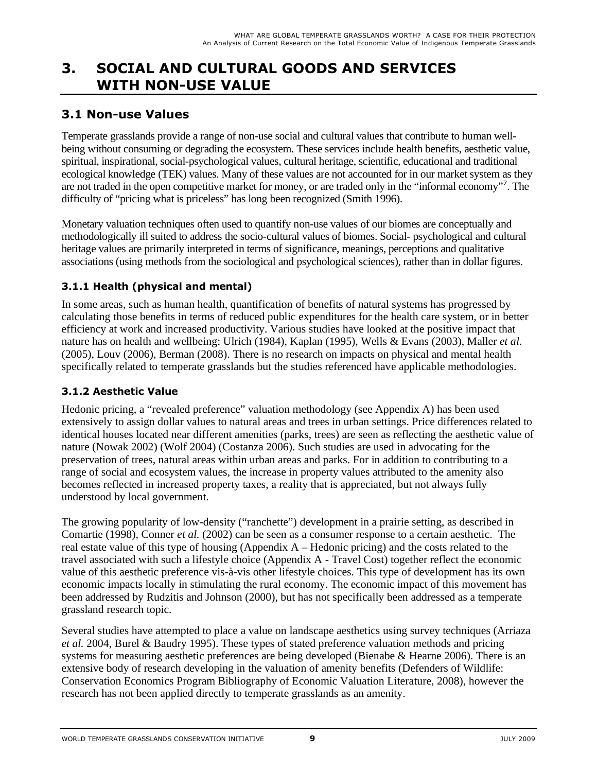# 3. SOCIAL AND CULTURAL GOODS AND SERVICES WITH NON-USE VALUE

## 3.1 Non-use Values

Temperate grasslands provide a range of non-use social and cultural values that contribute to human well-being without consuming or degrading the ecosystem. These services include health benefits, aesthetic value, spiritual, inspirational, social-psychological values, cultural heritage, scientific, educational and traditional ecological knowledge (TEK) values. Many of these values are not accounted for in our market system as they are not traded in the open competitive market for money, or are traded only in the "informal economy"[7]. The difficulty of "pricing what is priceless" has long been recognized (Smith 1996).

Monetary valuation techniques often used to quantify non-use values of our biomes are conceptually and methodologically ill suited to address the socio-cultural values of biomes. Social- psychological and cultural heritage values are primarily interpreted in terms of significance, meanings, perceptions and qualitative associations (using methods from the sociological and psychological sciences), rather than in dollar figures.

### 3.1.1 Health (physical and mental)

In some areas, such as human health, quantification of benefits of natural systems has progressed by calculating those benefits in terms of reduced public expenditures for the health care system, or in better efficiency at work and increased productivity. Various studies have looked at the positive impact that nature has on health and wellbeing: Ulrich (1984), Kaplan (1995), Wells & Evans (2003), Maller *et al.* (2005), Louv (2006), Berman (2008). There is no research on impacts on physical and mental health specifically related to temperate grasslands but the studies referenced have applicable methodologies.

### 3.1.2 Aesthetic Value

Hedonic pricing, a "revealed preference" valuation methodology (see Appendix A) has been used extensively to assign dollar values to natural areas and trees in urban settings. Price differences related to identical houses located near different amenities (parks, trees) are seen as reflecting the aesthetic value of nature (Nowak 2002) (Wolf 2004) (Costanza 2006). Such studies are used in advocating for the preservation of trees, natural areas within urban areas and parks. For in addition to contributing to a range of social and ecosystem values, the increase in property values attributed to the amenity also becomes reflected in increased property taxes, a reality that is appreciated, but not always fully understood by local government.

The growing popularity of low-density ("ranchette") development in a prairie setting, as described in Comartie (1998), Conner *et al.* (2002) can be seen as a consumer response to a certain aesthetic. The real estate value of this type of housing (Appendix A – Hedonic pricing) and the costs related to the travel associated with such a lifestyle choice (Appendix A - Travel Cost) together reflect the economic value of this aesthetic preference vis-à-vis other lifestyle choices. This type of development has its own economic impacts locally in stimulating the rural economy. The economic impact of this movement has been addressed by Rudzitis and Johnson (2000), but has not specifically been addressed as a temperate grassland research topic.

Several studies have attempted to place a value on landscape aesthetics using survey techniques (Arriaza *et al.* 2004, Burel & Baudry 1995). These types of stated preference valuation methods and pricing systems for measuring aesthetic preferences are being developed (Bienabe & Hearne 2006). There is an extensive body of research developing in the valuation of amenity benefits (Defenders of Wildlife: Conservation Economics Program Bibliography of Economic Valuation Literature, 2008), however the research has not been applied directly to temperate grasslands as an amenity.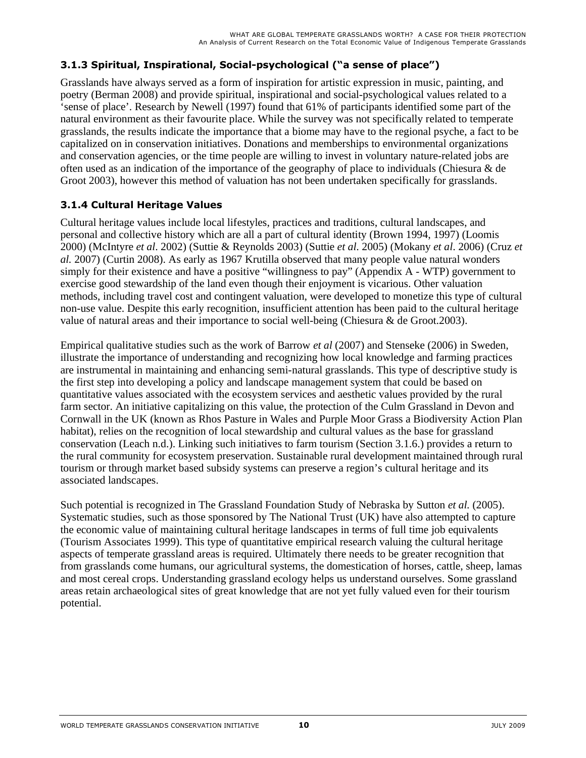### 3.1.3 Spiritual, Inspirational, Social-psychological ("a sense of place")

Grasslands have always served as a form of inspiration for artistic expression in music, painting, and poetry (Berman 2008) and provide spiritual, inspirational and social-psychological values related to a 'sense of place'. Research by Newell (1997) found that 61% of participants identified some part of the natural environment as their favourite place. While the survey was not specifically related to temperate grasslands, the results indicate the importance that a biome may have to the regional psyche, a fact to be capitalized on in conservation initiatives. Donations and memberships to environmental organizations and conservation agencies, or the time people are willing to invest in voluntary nature-related jobs are often used as an indication of the importance of the geography of place to individuals (Chiesura & de Groot 2003), however this method of valuation has not been undertaken specifically for grasslands.

### 3.1.4 Cultural Heritage Values

Cultural heritage values include local lifestyles, practices and traditions, cultural landscapes, and personal and collective history which are all a part of cultural identity (Brown 1994, 1997) (Loomis 2000) (McIntyre *et al*. 2002) (Suttie & Reynolds 2003) (Suttie *et al*. 2005) (Mokany *et al*. 2006) (Cruz *et al.* 2007) (Curtin 2008). As early as 1967 Krutilla observed that many people value natural wonders simply for their existence and have a positive "willingness to pay" (Appendix A - WTP) government to exercise good stewardship of the land even though their enjoyment is vicarious. Other valuation methods, including travel cost and contingent valuation, were developed to monetize this type of cultural non-use value. Despite this early recognition, insufficient attention has been paid to the cultural heritage value of natural areas and their importance to social well-being (Chiesura & de Groot.2003).

Empirical qualitative studies such as the work of Barrow *et al* (2007) and Stenseke (2006) in Sweden, illustrate the importance of understanding and recognizing how local knowledge and farming practices are instrumental in maintaining and enhancing semi-natural grasslands. This type of descriptive study is the first step into developing a policy and landscape management system that could be based on quantitative values associated with the ecosystem services and aesthetic values provided by the rural farm sector. An initiative capitalizing on this value, the protection of the Culm Grassland in Devon and Cornwall in the UK (known as Rhos Pasture in Wales and Purple Moor Grass a Biodiversity Action Plan habitat), relies on the recognition of local stewardship and cultural values as the base for grassland conservation (Leach n.d.). Linking such initiatives to farm tourism (Section 3.1.6.) provides a return to the rural community for ecosystem preservation. Sustainable rural development maintained through rural tourism or through market based subsidy systems can preserve a region's cultural heritage and its associated landscapes.

Such potential is recognized in The Grassland Foundation Study of Nebraska by Sutton *et al.* (2005). Systematic studies, such as those sponsored by The National Trust (UK) have also attempted to capture the economic value of maintaining cultural heritage landscapes in terms of full time job equivalents (Tourism Associates 1999). This type of quantitative empirical research valuing the cultural heritage aspects of temperate grassland areas is required. Ultimately there needs to be greater recognition that from grasslands come humans, our agricultural systems, the domestication of horses, cattle, sheep, lamas and most cereal crops. Understanding grassland ecology helps us understand ourselves. Some grassland areas retain archaeological sites of great knowledge that are not yet fully valued even for their tourism potential.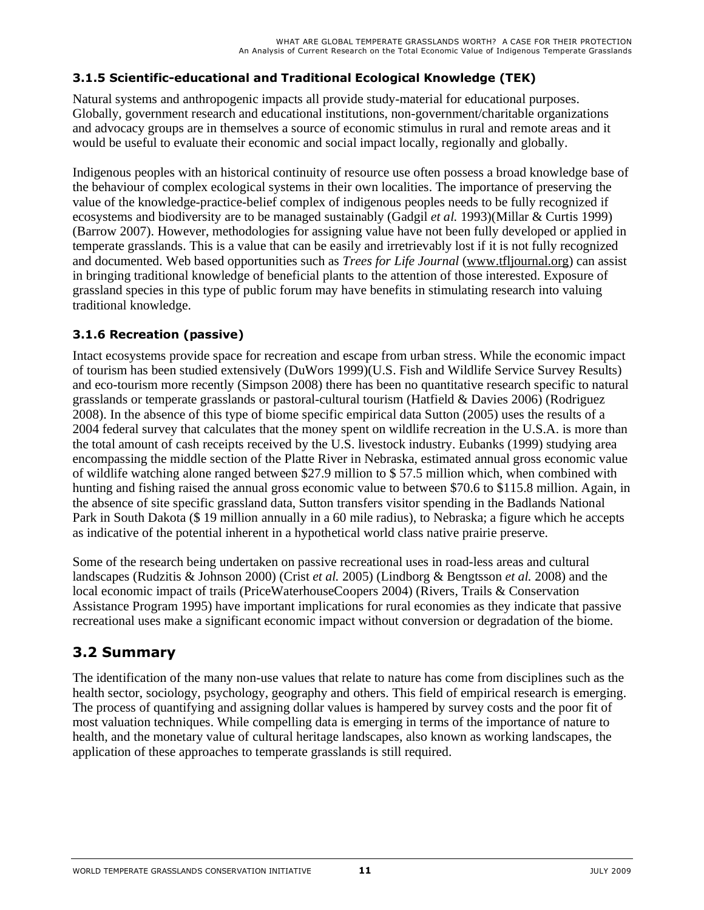### 3.1.5 Scientific-educational and Traditional Ecological Knowledge (TEK)

Natural systems and anthropogenic impacts all provide study-material for educational purposes. Globally, government research and educational institutions, non-government/charitable organizations and advocacy groups are in themselves a source of economic stimulus in rural and remote areas and it would be useful to evaluate their economic and social impact locally, regionally and globally.

Indigenous peoples with an historical continuity of resource use often possess a broad knowledge base of the behaviour of complex ecological systems in their own localities. The importance of preserving the value of the knowledge-practice-belief complex of indigenous peoples needs to be fully recognized if ecosystems and biodiversity are to be managed sustainably (Gadgil *et al.* 1993)(Millar & Curtis 1999) (Barrow 2007). However, methodologies for assigning value have not been fully developed or applied in temperate grasslands. This is a value that can be easily and irretrievably lost if it is not fully recognized and documented. Web based opportunities such as *Trees for Life Journal* (www.tfljournal.org) can assist in bringing traditional knowledge of beneficial plants to the attention of those interested. Exposure of grassland species in this type of public forum may have benefits in stimulating research into valuing traditional knowledge.

### 3.1.6 Recreation (passive)

Intact ecosystems provide space for recreation and escape from urban stress. While the economic impact of tourism has been studied extensively (DuWors 1999)(U.S. Fish and Wildlife Service Survey Results) and eco-tourism more recently (Simpson 2008) there has been no quantitative research specific to natural grasslands or temperate grasslands or pastoral-cultural tourism (Hatfield & Davies 2006) (Rodriguez 2008). In the absence of this type of biome specific empirical data Sutton (2005) uses the results of a 2004 federal survey that calculates that the money spent on wildlife recreation in the U.S.A. is more than the total amount of cash receipts received by the U.S. livestock industry. Eubanks (1999) studying area encompassing the middle section of the Platte River in Nebraska, estimated annual gross economic value of wildlife watching alone ranged between $27.9 million to $ 57.5 million which, when combined with hunting and fishing raised the annual gross economic value to between $70.6 to $115.8 million. Again, in the absence of site specific grassland data, Sutton transfers visitor spending in the Badlands National Park in South Dakota ($ 19 million annually in a 60 mile radius), to Nebraska; a figure which he accepts as indicative of the potential inherent in a hypothetical world class native prairie preserve.

Some of the research being undertaken on passive recreational uses in road-less areas and cultural landscapes (Rudzitis & Johnson 2000) (Crist *et al.* 2005) (Lindborg & Bengtsson *et al.* 2008) and the local economic impact of trails (PriceWaterhouseCoopers 2004) (Rivers, Trails & Conservation Assistance Program 1995) have important implications for rural economies as they indicate that passive recreational uses make a significant economic impact without conversion or degradation of the biome.

## 3.2 Summary

The identification of the many non-use values that relate to nature has come from disciplines such as the health sector, sociology, psychology, geography and others. This field of empirical research is emerging. The process of quantifying and assigning dollar values is hampered by survey costs and the poor fit of most valuation techniques. While compelling data is emerging in terms of the importance of nature to health, and the monetary value of cultural heritage landscapes, also known as working landscapes, the application of these approaches to temperate grasslands is still required.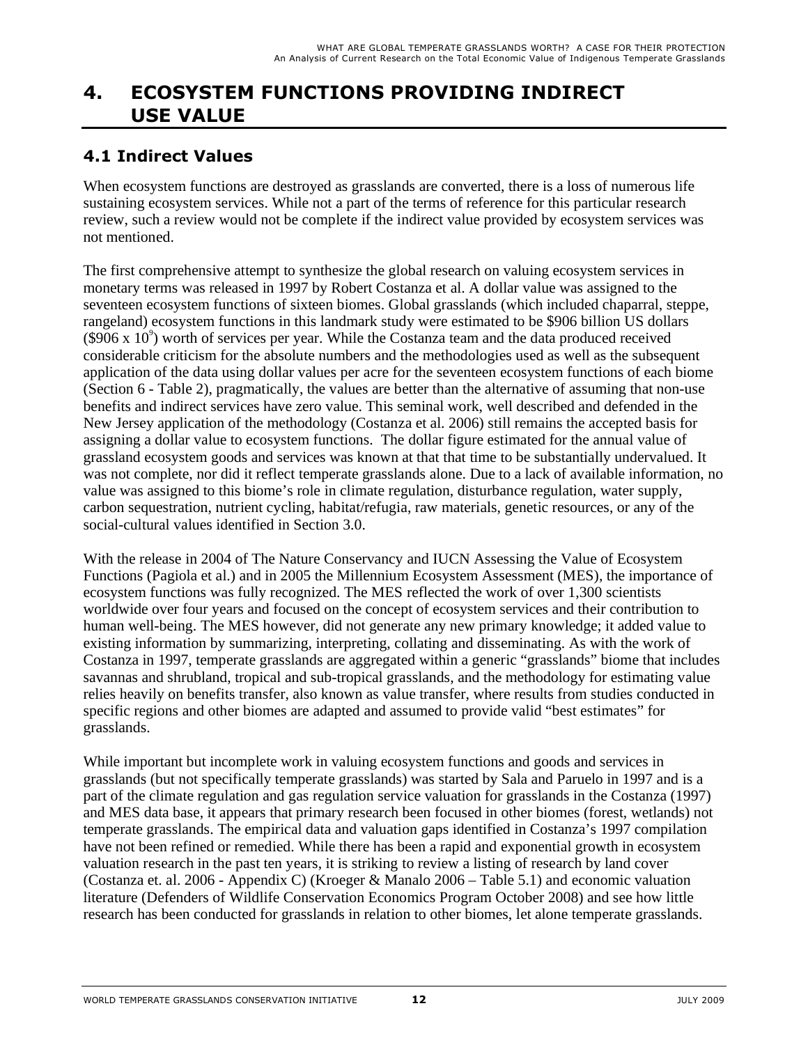# 4. ECOSYSTEM FUNCTIONS PROVIDING INDIRECT USE VALUE

## 4.1 Indirect Values

When ecosystem functions are destroyed as grasslands are converted, there is a loss of numerous life sustaining ecosystem services. While not a part of the terms of reference for this particular research review, such a review would not be complete if the indirect value provided by ecosystem services was not mentioned.

The first comprehensive attempt to synthesize the global research on valuing ecosystem services in monetary terms was released in 1997 by Robert Costanza et al. A dollar value was assigned to the seventeen ecosystem functions of sixteen biomes. Global grasslands (which included chaparral, steppe, rangeland) ecosystem functions in this landmark study were estimated to be $906 billion US dollars ($\$906 \times 10^9$) worth of services per year. While the Costanza team and the data produced received considerable criticism for the absolute numbers and the methodologies used as well as the subsequent application of the data using dollar values per acre for the seventeen ecosystem functions of each biome (Section 6 - Table 2), pragmatically, the values are better than the alternative of assuming that non-use benefits and indirect services have zero value. This seminal work, well described and defended in the New Jersey application of the methodology (Costanza et al. 2006) still remains the accepted basis for assigning a dollar value to ecosystem functions. The dollar figure estimated for the annual value of grassland ecosystem goods and services was known at that that time to be substantially undervalued. It was not complete, nor did it reflect temperate grasslands alone. Due to a lack of available information, no value was assigned to this biome's role in climate regulation, disturbance regulation, water supply, carbon sequestration, nutrient cycling, habitat/refugia, raw materials, genetic resources, or any of the social-cultural values identified in Section 3.0.

With the release in 2004 of The Nature Conservancy and IUCN Assessing the Value of Ecosystem Functions (Pagiola et al.) and in 2005 the Millennium Ecosystem Assessment (MES), the importance of ecosystem functions was fully recognized. The MES reflected the work of over 1,300 scientists worldwide over four years and focused on the concept of ecosystem services and their contribution to human well-being. The MES however, did not generate any new primary knowledge; it added value to existing information by summarizing, interpreting, collating and disseminating. As with the work of Costanza in 1997, temperate grasslands are aggregated within a generic "grasslands" biome that includes savannas and shrubland, tropical and sub-tropical grasslands, and the methodology for estimating value relies heavily on benefits transfer, also known as value transfer, where results from studies conducted in specific regions and other biomes are adapted and assumed to provide valid "best estimates" for grasslands.

While important but incomplete work in valuing ecosystem functions and goods and services in grasslands (but not specifically temperate grasslands) was started by Sala and Paruelo in 1997 and is a part of the climate regulation and gas regulation service valuation for grasslands in the Costanza (1997) and MES data base, it appears that primary research been focused in other biomes (forest, wetlands) not temperate grasslands. The empirical data and valuation gaps identified in Costanza's 1997 compilation have not been refined or remedied. While there has been a rapid and exponential growth in ecosystem valuation research in the past ten years, it is striking to review a listing of research by land cover (Costanza et. al. 2006 - Appendix C) (Kroeger & Manalo 2006 – Table 5.1) and economic valuation literature (Defenders of Wildlife Conservation Economics Program October 2008) and see how little research has been conducted for grasslands in relation to other biomes, let alone temperate grasslands.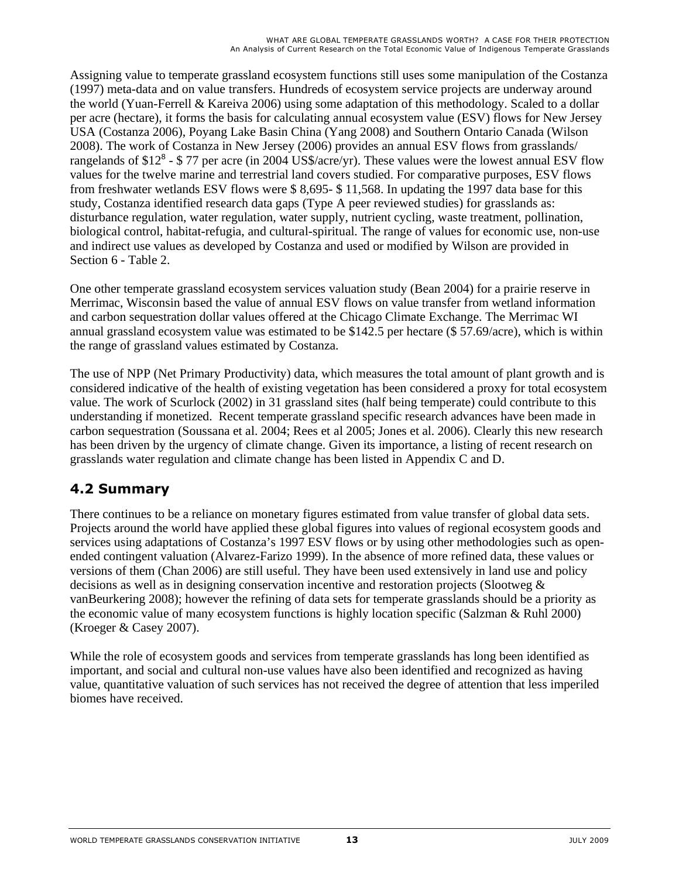Assigning value to temperate grassland ecosystem functions still uses some manipulation of the Costanza (1997) meta-data and on value transfers. Hundreds of ecosystem service projects are underway around the world (Yuan-Ferrell & Kareiva 2006) using some adaptation of this methodology. Scaled to a dollar per acre (hectare), it forms the basis for calculating annual ecosystem value (ESV) flows for New Jersey USA (Costanza 2006), Poyang Lake Basin China (Yang 2008) and Southern Ontario Canada (Wilson 2008). The work of Costanza in New Jersey (2006) provides an annual ESV flows from grasslands/ rangelands of $12[8] - $ 77 per acre (in 2004 US$/acre/yr). These values were the lowest annual ESV flow values for the twelve marine and terrestrial land covers studied. For comparative purposes, ESV flows from freshwater wetlands ESV flows were $ 8,695- $ 11,568. In updating the 1997 data base for this study, Costanza identified research data gaps (Type A peer reviewed studies) for grasslands as: disturbance regulation, water regulation, water supply, nutrient cycling, waste treatment, pollination, biological control, habitat-refugia, and cultural-spiritual. The range of values for economic use, non-use and indirect use values as developed by Costanza and used or modified by Wilson are provided in Section 6 - Table 2.

One other temperate grassland ecosystem services valuation study (Bean 2004) for a prairie reserve in Merrimac, Wisconsin based the value of annual ESV flows on value transfer from wetland information and carbon sequestration dollar values offered at the Chicago Climate Exchange. The Merrimac WI annual grassland ecosystem value was estimated to be $142.5 per hectare ($ 57.69/acre), which is within the range of grassland values estimated by Costanza.

The use of NPP (Net Primary Productivity) data, which measures the total amount of plant growth and is considered indicative of the health of existing vegetation has been considered a proxy for total ecosystem value. The work of Scurlock (2002) in 31 grassland sites (half being temperate) could contribute to this understanding if monetized. Recent temperate grassland specific research advances have been made in carbon sequestration (Soussana et al. 2004; Rees et al 2005; Jones et al. 2006). Clearly this new research has been driven by the urgency of climate change. Given its importance, a listing of recent research on grasslands water regulation and climate change has been listed in Appendix C and D.

## 4.2 Summary

There continues to be a reliance on monetary figures estimated from value transfer of global data sets. Projects around the world have applied these global figures into values of regional ecosystem goods and services using adaptations of Costanza's 1997 ESV flows or by using other methodologies such as open-ended contingent valuation (Alvarez-Farizo 1999). In the absence of more refined data, these values or versions of them (Chan 2006) are still useful. They have been used extensively in land use and policy decisions as well as in designing conservation incentive and restoration projects (Slootweg & vanBeurkering 2008); however the refining of data sets for temperate grasslands should be a priority as the economic value of many ecosystem functions is highly location specific (Salzman & Ruhl 2000) (Kroeger & Casey 2007).

While the role of ecosystem goods and services from temperate grasslands has long been identified as important, and social and cultural non-use values have also been identified and recognized as having value, quantitative valuation of such services has not received the degree of attention that less imperiled biomes have received.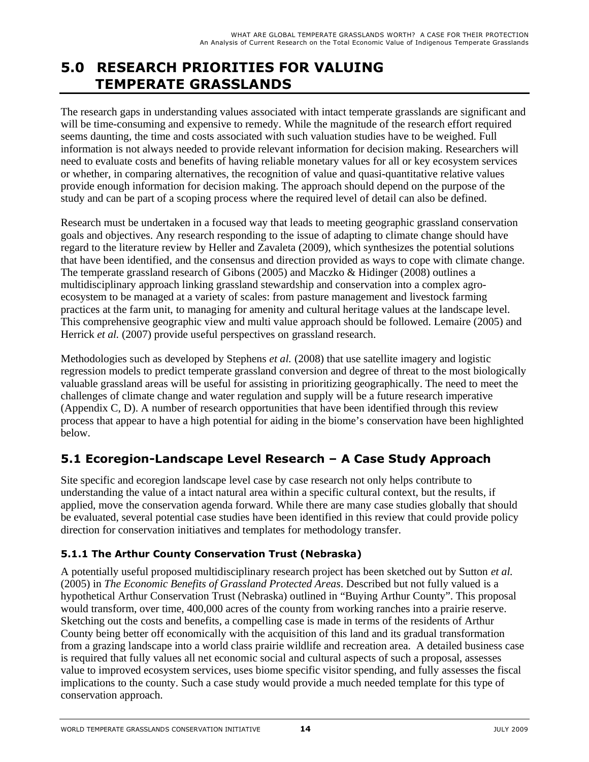# 5.0 RESEARCH PRIORITIES FOR VALUING TEMPERATE GRASSLANDS

The research gaps in understanding values associated with intact temperate grasslands are significant and will be time-consuming and expensive to remedy. While the magnitude of the research effort required seems daunting, the time and costs associated with such valuation studies have to be weighed. Full information is not always needed to provide relevant information for decision making. Researchers will need to evaluate costs and benefits of having reliable monetary values for all or key ecosystem services or whether, in comparing alternatives, the recognition of value and quasi-quantitative relative values provide enough information for decision making. The approach should depend on the purpose of the study and can be part of a scoping process where the required level of detail can also be defined.

Research must be undertaken in a focused way that leads to meeting geographic grassland conservation goals and objectives. Any research responding to the issue of adapting to climate change should have regard to the literature review by Heller and Zavaleta (2009), which synthesizes the potential solutions that have been identified, and the consensus and direction provided as ways to cope with climate change. The temperate grassland research of Gibons (2005) and Maczko & Hidinger (2008) outlines a multidisciplinary approach linking grassland stewardship and conservation into a complex agro-ecosystem to be managed at a variety of scales: from pasture management and livestock farming practices at the farm unit, to managing for amenity and cultural heritage values at the landscape level. This comprehensive geographic view and multi value approach should be followed. Lemaire (2005) and Herrick *et al.* (2007) provide useful perspectives on grassland research.

Methodologies such as developed by Stephens *et al.* (2008) that use satellite imagery and logistic regression models to predict temperate grassland conversion and degree of threat to the most biologically valuable grassland areas will be useful for assisting in prioritizing geographically. The need to meet the challenges of climate change and water regulation and supply will be a future research imperative (Appendix C, D). A number of research opportunities that have been identified through this review process that appear to have a high potential for aiding in the biome's conservation have been highlighted below.

## 5.1 Ecoregion-Landscape Level Research – A Case Study Approach

Site specific and ecoregion landscape level case by case research not only helps contribute to understanding the value of a intact natural area within a specific cultural context, but the results, if applied, move the conservation agenda forward. While there are many case studies globally that should be evaluated, several potential case studies have been identified in this review that could provide policy direction for conservation initiatives and templates for methodology transfer.

### 5.1.1 The Arthur County Conservation Trust (Nebraska)

A potentially useful proposed multidisciplinary research project has been sketched out by Sutton *et al.* (2005) in *The Economic Benefits of Grassland Protected Areas*. Described but not fully valued is a hypothetical Arthur Conservation Trust (Nebraska) outlined in "Buying Arthur County". This proposal would transform, over time, 400,000 acres of the county from working ranches into a prairie reserve. Sketching out the costs and benefits, a compelling case is made in terms of the residents of Arthur County being better off economically with the acquisition of this land and its gradual transformation from a grazing landscape into a world class prairie wildlife and recreation area. A detailed business case is required that fully values all net economic social and cultural aspects of such a proposal, assesses value to improved ecosystem services, uses biome specific visitor spending, and fully assesses the fiscal implications to the county. Such a case study would provide a much needed template for this type of conservation approach.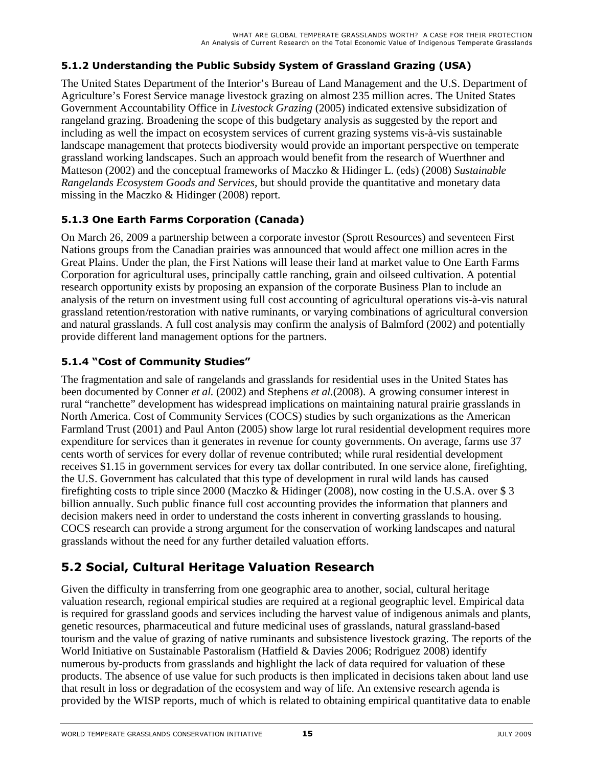### 5.1.2 Understanding the Public Subsidy System of Grassland Grazing (USA)

The United States Department of the Interior's Bureau of Land Management and the U.S. Department of Agriculture's Forest Service manage livestock grazing on almost 235 million acres. The United States Government Accountability Office in *Livestock Grazing* (2005) indicated extensive subsidization of rangeland grazing. Broadening the scope of this budgetary analysis as suggested by the report and including as well the impact on ecosystem services of current grazing systems vis-à-vis sustainable landscape management that protects biodiversity would provide an important perspective on temperate grassland working landscapes. Such an approach would benefit from the research of Wuerthner and Matteson (2002) and the conceptual frameworks of Maczko & Hidinger L. (eds) (2008) *Sustainable Rangelands Ecosystem Goods and Services,* but should provide the quantitative and monetary data missing in the Maczko & Hidinger (2008) report.

### 5.1.3 One Earth Farms Corporation (Canada)

On March 26, 2009 a partnership between a corporate investor (Sprott Resources) and seventeen First Nations groups from the Canadian prairies was announced that would affect one million acres in the Great Plains. Under the plan, the First Nations will lease their land at market value to One Earth Farms Corporation for agricultural uses, principally cattle ranching, grain and oilseed cultivation. A potential research opportunity exists by proposing an expansion of the corporate Business Plan to include an analysis of the return on investment using full cost accounting of agricultural operations vis-à-vis natural grassland retention/restoration with native ruminants, or varying combinations of agricultural conversion and natural grasslands. A full cost analysis may confirm the analysis of Balmford (2002) and potentially provide different land management options for the partners.

### 5.1.4 "Cost of Community Studies"

The fragmentation and sale of rangelands and grasslands for residential uses in the United States has been documented by Conner *et al.* (2002) and Stephens *et al.*(2008). A growing consumer interest in rural "ranchette" development has widespread implications on maintaining natural prairie grasslands in North America. Cost of Community Services (COCS) studies by such organizations as the American Farmland Trust (2001) and Paul Anton (2005) show large lot rural residential development requires more expenditure for services than it generates in revenue for county governments. On average, farms use 37 cents worth of services for every dollar of revenue contributed; while rural residential development receives $1.15 in government services for every tax dollar contributed. In one service alone, firefighting, the U.S. Government has calculated that this type of development in rural wild lands has caused firefighting costs to triple since 2000 (Maczko & Hidinger (2008), now costing in the U.S.A. over $ 3 billion annually. Such public finance full cost accounting provides the information that planners and decision makers need in order to understand the costs inherent in converting grasslands to housing. COCS research can provide a strong argument for the conservation of working landscapes and natural grasslands without the need for any further detailed valuation efforts.

## 5.2 Social, Cultural Heritage Valuation Research

Given the difficulty in transferring from one geographic area to another, social, cultural heritage valuation research, regional empirical studies are required at a regional geographic level. Empirical data is required for grassland goods and services including the harvest value of indigenous animals and plants, genetic resources, pharmaceutical and future medicinal uses of grasslands, natural grassland-based tourism and the value of grazing of native ruminants and subsistence livestock grazing. The reports of the World Initiative on Sustainable Pastoralism (Hatfield & Davies 2006; Rodriguez 2008) identify numerous by-products from grasslands and highlight the lack of data required for valuation of these products. The absence of use value for such products is then implicated in decisions taken about land use that result in loss or degradation of the ecosystem and way of life. An extensive research agenda is provided by the WISP reports, much of which is related to obtaining empirical quantitative data to enable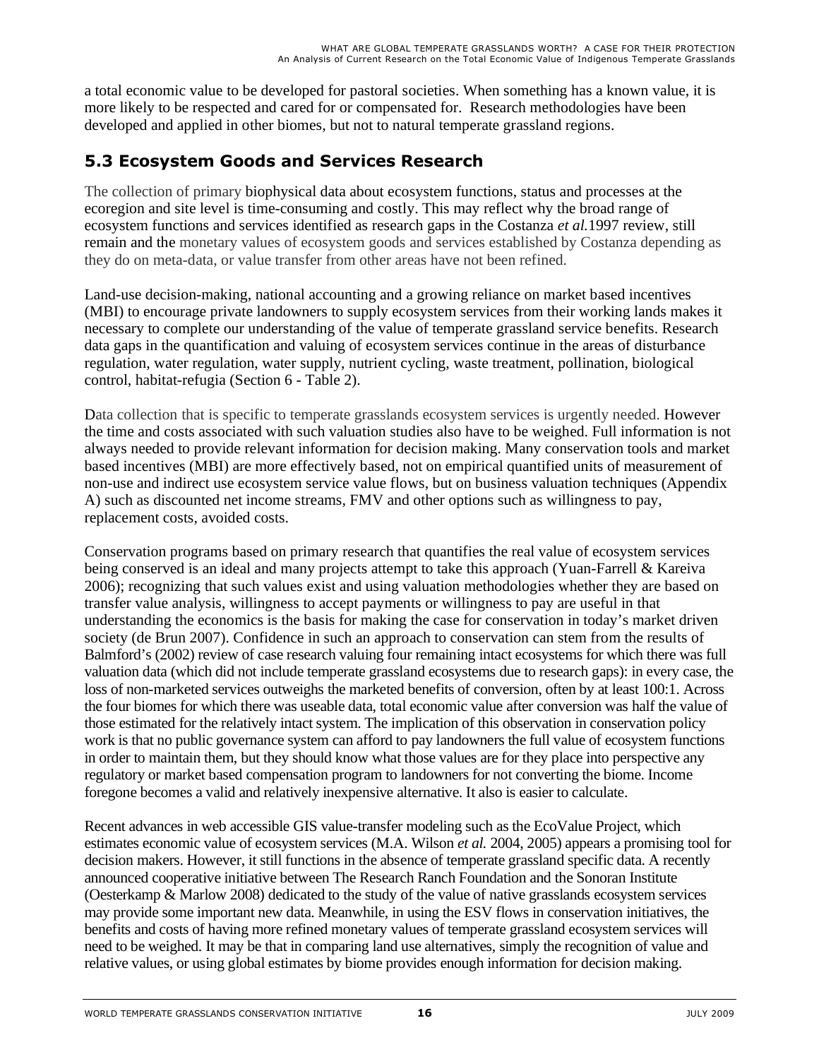a total economic value to be developed for pastoral societies. When something has a known value, it is more likely to be respected and cared for or compensated for. Research methodologies have been developed and applied in other biomes, but not to natural temperate grassland regions.

## 5.3 Ecosystem Goods and Services Research

The collection of primary biophysical data about ecosystem functions, status and processes at the ecoregion and site level is time-consuming and costly. This may reflect why the broad range of ecosystem functions and services identified as research gaps in the Costanza *et al.*1997 review, still remain and the monetary values of ecosystem goods and services established by Costanza depending as they do on meta-data, or value transfer from other areas have not been refined.

Land-use decision-making, national accounting and a growing reliance on market based incentives (MBI) to encourage private landowners to supply ecosystem services from their working lands makes it necessary to complete our understanding of the value of temperate grassland service benefits. Research data gaps in the quantification and valuing of ecosystem services continue in the areas of disturbance regulation, water regulation, water supply, nutrient cycling, waste treatment, pollination, biological control, habitat-refugia (Section 6 - Table 2).

Data collection that is specific to temperate grasslands ecosystem services is urgently needed. However the time and costs associated with such valuation studies also have to be weighed. Full information is not always needed to provide relevant information for decision making. Many conservation tools and market based incentives (MBI) are more effectively based, not on empirical quantified units of measurement of non-use and indirect use ecosystem service value flows, but on business valuation techniques (Appendix A) such as discounted net income streams, FMV and other options such as willingness to pay, replacement costs, avoided costs.

Conservation programs based on primary research that quantifies the real value of ecosystem services being conserved is an ideal and many projects attempt to take this approach (Yuan-Farrell & Kareiva 2006); recognizing that such values exist and using valuation methodologies whether they are based on transfer value analysis, willingness to accept payments or willingness to pay are useful in that understanding the economics is the basis for making the case for conservation in today's market driven society (de Brun 2007). Confidence in such an approach to conservation can stem from the results of Balmford's (2002) review of case research valuing four remaining intact ecosystems for which there was full valuation data (which did not include temperate grassland ecosystems due to research gaps): in every case, the loss of non-marketed services outweighs the marketed benefits of conversion, often by at least 100:1. Across the four biomes for which there was useable data, total economic value after conversion was half the value of those estimated for the relatively intact system. The implication of this observation in conservation policy work is that no public governance system can afford to pay landowners the full value of ecosystem functions in order to maintain them, but they should know what those values are for they place into perspective any regulatory or market based compensation program to landowners for not converting the biome. Income foregone becomes a valid and relatively inexpensive alternative. It also is easier to calculate.

Recent advances in web accessible GIS value-transfer modeling such as the EcoValue Project, which estimates economic value of ecosystem services (M.A. Wilson *et al.* 2004, 2005) appears a promising tool for decision makers. However, it still functions in the absence of temperate grassland specific data. A recently announced cooperative initiative between The Research Ranch Foundation and the Sonoran Institute (Oesterkamp & Marlow 2008) dedicated to the study of the value of native grasslands ecosystem services may provide some important new data. Meanwhile, in using the ESV flows in conservation initiatives, the benefits and costs of having more refined monetary values of temperate grassland ecosystem services will need to be weighed. It may be that in comparing land use alternatives, simply the recognition of value and relative values, or using global estimates by biome provides enough information for decision making.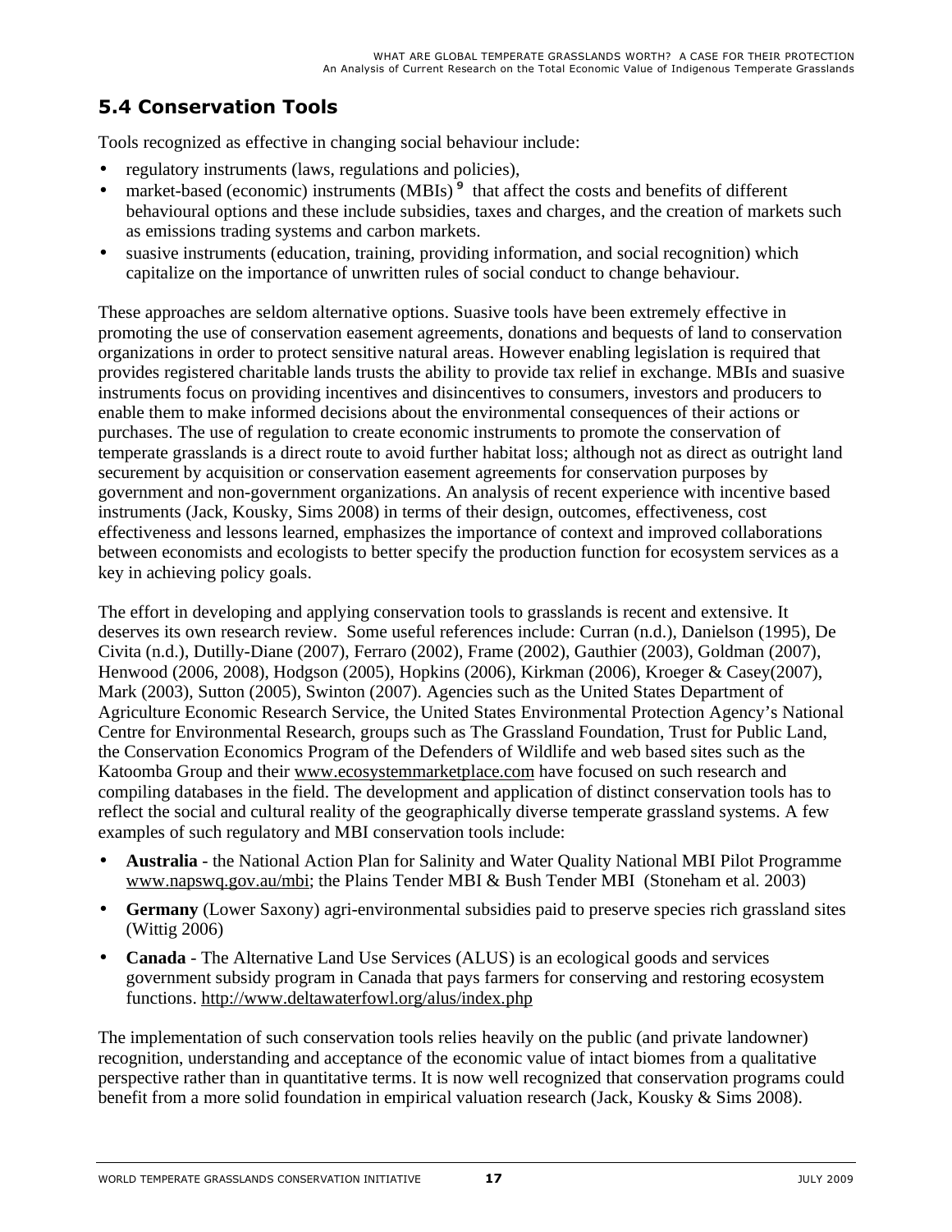## 5.4 Conservation Tools

Tools recognized as effective in changing social behaviour include:

- regulatory instruments (laws, regulations and policies),
- market-based (economic) instruments (MBIs) [9] that affect the costs and benefits of different behavioural options and these include subsidies, taxes and charges, and the creation of markets such as emissions trading systems and carbon markets.
- suasive instruments (education, training, providing information, and social recognition) which capitalize on the importance of unwritten rules of social conduct to change behaviour.

These approaches are seldom alternative options. Suasive tools have been extremely effective in promoting the use of conservation easement agreements, donations and bequests of land to conservation organizations in order to protect sensitive natural areas. However enabling legislation is required that provides registered charitable lands trusts the ability to provide tax relief in exchange. MBIs and suasive instruments focus on providing incentives and disincentives to consumers, investors and producers to enable them to make informed decisions about the environmental consequences of their actions or purchases. The use of regulation to create economic instruments to promote the conservation of temperate grasslands is a direct route to avoid further habitat loss; although not as direct as outright land securement by acquisition or conservation easement agreements for conservation purposes by government and non-government organizations. An analysis of recent experience with incentive based instruments (Jack, Kousky, Sims 2008) in terms of their design, outcomes, effectiveness, cost effectiveness and lessons learned, emphasizes the importance of context and improved collaborations between economists and ecologists to better specify the production function for ecosystem services as a key in achieving policy goals.

The effort in developing and applying conservation tools to grasslands is recent and extensive. It deserves its own research review. Some useful references include: Curran (n.d.), Danielson (1995), De Civita (n.d.), Dutilly-Diane (2007), Ferraro (2002), Frame (2002), Gauthier (2003), Goldman (2007), Henwood (2006, 2008), Hodgson (2005), Hopkins (2006), Kirkman (2006), Kroeger & Casey(2007), Mark (2003), Sutton (2005), Swinton (2007). Agencies such as the United States Department of Agriculture Economic Research Service, the United States Environmental Protection Agency's National Centre for Environmental Research, groups such as The Grassland Foundation, Trust for Public Land, the Conservation Economics Program of the Defenders of Wildlife and web based sites such as the Katoomba Group and their www.ecosystemmarketplace.com have focused on such research and compiling databases in the field. The development and application of distinct conservation tools has to reflect the social and cultural reality of the geographically diverse temperate grassland systems. A few examples of such regulatory and MBI conservation tools include:

- **Australia** - the National Action Plan for Salinity and Water Quality National MBI Pilot Programme www.napswq.gov.au/mbi; the Plains Tender MBI & Bush Tender MBI (Stoneham et al. 2003)
- **Germany** (Lower Saxony) agri-environmental subsidies paid to preserve species rich grassland sites (Wittig 2006)
- **Canada** - The Alternative Land Use Services (ALUS) is an ecological goods and services government subsidy program in Canada that pays farmers for conserving and restoring ecosystem functions. http://www.deltawaterfowl.org/alus/index.php

The implementation of such conservation tools relies heavily on the public (and private landowner) recognition, understanding and acceptance of the economic value of intact biomes from a qualitative perspective rather than in quantitative terms. It is now well recognized that conservation programs could benefit from a more solid foundation in empirical valuation research (Jack, Kousky & Sims 2008).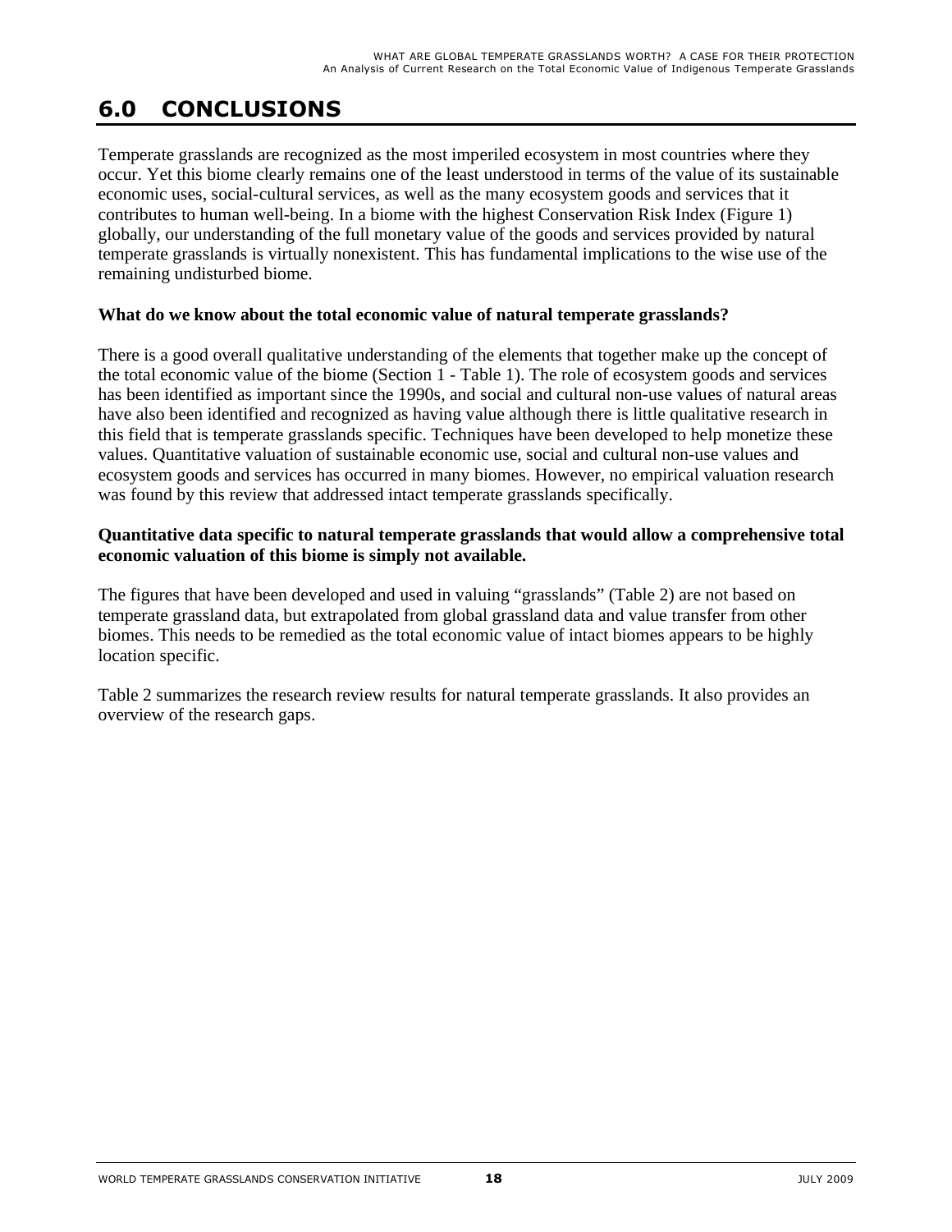# 6.0 CONCLUSIONS

Temperate grasslands are recognized as the most imperiled ecosystem in most countries where they occur. Yet this biome clearly remains one of the least understood in terms of the value of its sustainable economic uses, social-cultural services, as well as the many ecosystem goods and services that it contributes to human well-being. In a biome with the highest Conservation Risk Index (Figure 1) globally, our understanding of the full monetary value of the goods and services provided by natural temperate grasslands is virtually nonexistent. This has fundamental implications to the wise use of the remaining undisturbed biome.

**What do we know about the total economic value of natural temperate grasslands?**

There is a good overall qualitative understanding of the elements that together make up the concept of the total economic value of the biome (Section 1 - Table 1). The role of ecosystem goods and services has been identified as important since the 1990s, and social and cultural non-use values of natural areas have also been identified and recognized as having value although there is little qualitative research in this field that is temperate grasslands specific. Techniques have been developed to help monetize these values. Quantitative valuation of sustainable economic use, social and cultural non-use values and ecosystem goods and services has occurred in many biomes. However, no empirical valuation research was found by this review that addressed intact temperate grasslands specifically.

**Quantitative data specific to natural temperate grasslands that would allow a comprehensive total economic valuation of this biome is simply not available.**

The figures that have been developed and used in valuing "grasslands" (Table 2) are not based on temperate grassland data, but extrapolated from global grassland data and value transfer from other biomes. This needs to be remedied as the total economic value of intact biomes appears to be highly location specific.

Table 2 summarizes the research review results for natural temperate grasslands. It also provides an overview of the research gaps.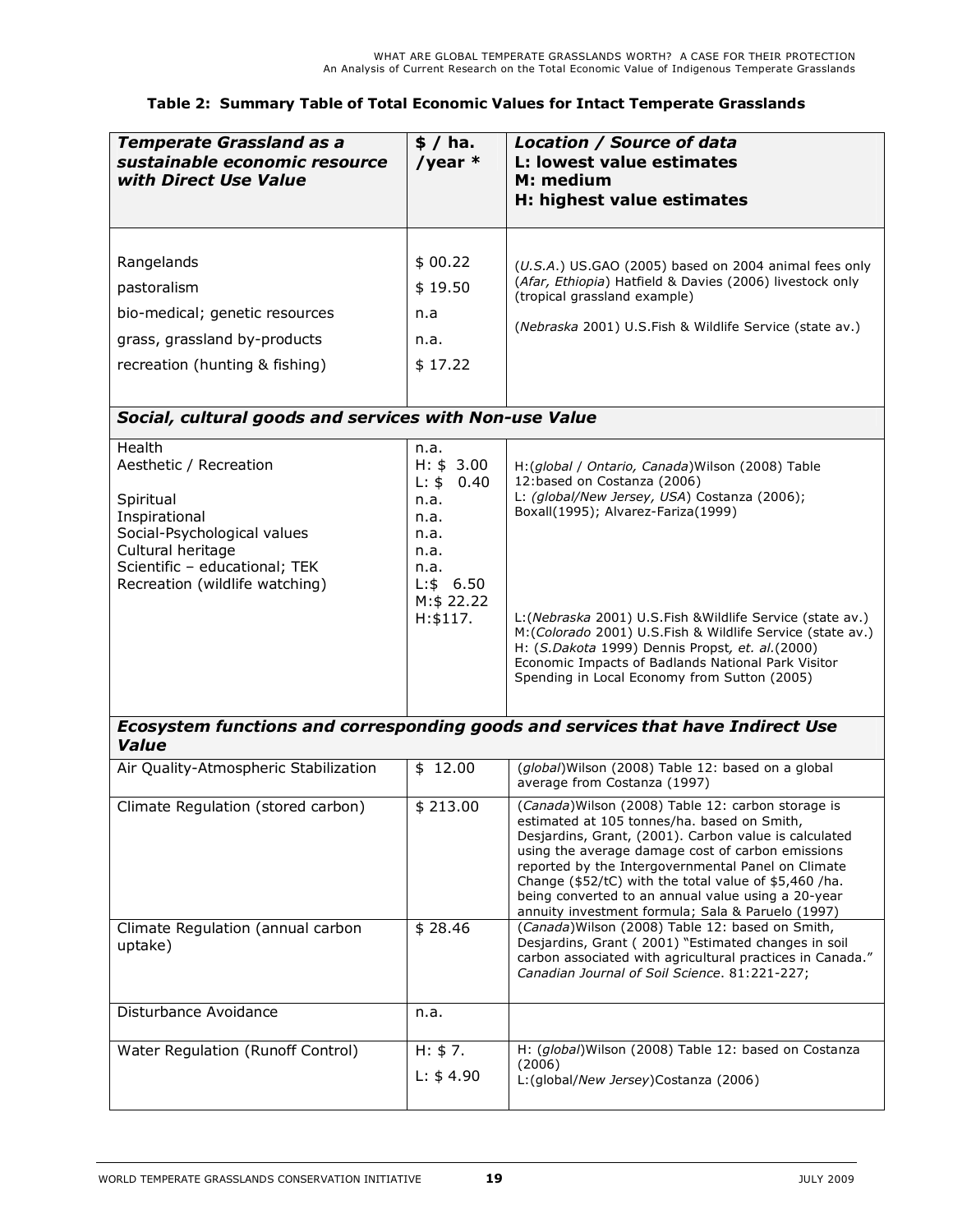**Table 2: Summary Table of Total Economic Values for Intact Temperate Grasslands**

| *Temperate Grassland as a sustainable economic resource with Direct Use Value* | $ / ha. /year * | *Location / Source of data* L: lowest value estimates M: medium H: highest value estimates |
|---|---|---|
| Rangelands | $ 00.22 | (*U.S.A.*) US.GAO (2005) based on 2004 animal fees only |
| pastoralism | $ 19.50 | (*Afar, Ethiopia*) Hatfield & Davies (2006) livestock only (tropical grassland example) |
| bio-medical; genetic resources | n.a | |
| grass, grassland by-products | n.a. | (*Nebraska* 2001) U.S.Fish & Wildlife Service (state av.) |
| recreation (hunting & fishing) | $ 17.22 | |
| ***Social, cultural goods and services with Non-use Value*** | | |
| Health | n.a. | |
| Aesthetic / Recreation | H: $ 3.00 L: $ 0.40 | H:(*global* / *Ontario, Canada*)Wilson (2008) Table 12:based on Costanza (2006) L: (*global/New Jersey, USA*) Costanza (2006); Boxall(1995); Alvarez-Fariza(1999) |
| Spiritual | n.a. | |
| Inspirational | n.a. | |
| Social-Psychological values | n.a. | |
| Cultural heritage | n.a. | |
| Scientific – educational; TEK | n.a. | |
| Recreation (wildlife watching) | L:$ 6.50 M:$ 22.22 H:$117. | L:(*Nebraska* 2001) U.S.Fish &Wildlife Service (state av.) M:(*Colorado* 2001) U.S.Fish & Wildlife Service (state av.) H: (*S.Dakota* 1999) Dennis Propst*, et. al.*(2000) Economic Impacts of Badlands National Park Visitor Spending in Local Economy from Sutton (2005) |
| ***Ecosystem functions and corresponding goods and services that have Indirect Use Value*** | | |
| Air Quality-Atmospheric Stabilization | $ 12.00 | (*global*)Wilson (2008) Table 12: based on a global average from Costanza (1997) |
| Climate Regulation (stored carbon) | $ 213.00 | (*Canada*)Wilson (2008) Table 12: carbon storage is estimated at 105 tonnes/ha. based on Smith, Desjardins, Grant, (2001). Carbon value is calculated using the average damage cost of carbon emissions reported by the Intergovernmental Panel on Climate Change ($52/tC) with the total value of $5,460 /ha. being converted to an annual value using a 20-year annuity investment formula; Sala & Paruelo (1997) |
| Climate Regulation (annual carbon uptake) | $ 28.46 | (*Canada*)Wilson (2008) Table 12: based on Smith, Desjardins, Grant ( 2001) "Estimated changes in soil carbon associated with agricultural practices in Canada." *Canadian Journal of Soil Science*. 81:221-227; |
| Disturbance Avoidance | n.a. | |
| Water Regulation (Runoff Control) | H: $ 7. L: $ 4.90 | H: (*global*)Wilson (2008) Table 12: based on Costanza (2006) L:(global/*New Jersey*)Costanza (2006) |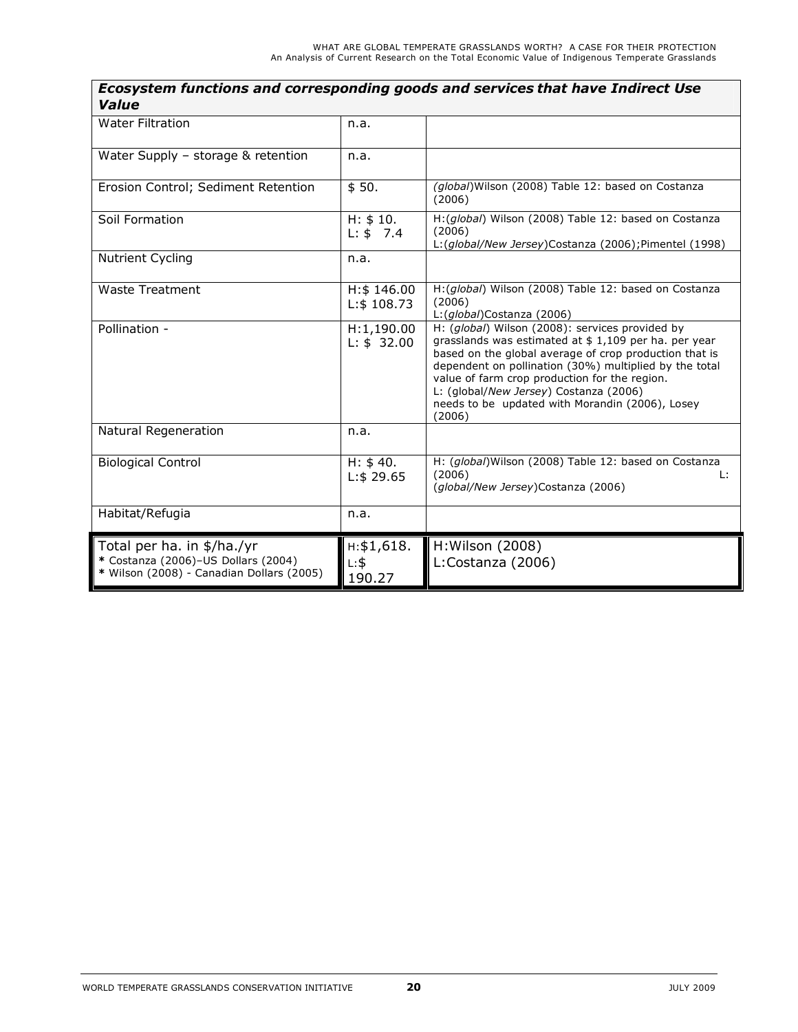| ***Ecosystem functions and corresponding goods and services that have Indirect Use Value*** | | |
|---|---|---|
| Water Filtration | n.a. | |
| Water Supply – storage & retention | n.a. | |
| Erosion Control; Sediment Retention | $ 50. | *(global)*Wilson (2008) Table 12: based on Costanza (2006) |
| Soil Formation | H: $ 10.<br>L: $ 7.4 | H:(*global*) Wilson (2008) Table 12: based on Costanza (2006)<br>L:(*global/New Jersey*)Costanza (2006);Pimentel (1998) |
| Nutrient Cycling | n.a. | |
| Waste Treatment | H:$ 146.00<br>L:$ 108.73 | H:(*global*) Wilson (2008) Table 12: based on Costanza (2006)<br>L:(*global*)Costanza (2006) |
| Pollination - | H:1,190.00<br>L: $ 32.00 | H: (*global*) Wilson (2008): services provided by grasslands was estimated at $ 1,109 per ha. per year based on the global average of crop production that is dependent on pollination (30%) multiplied by the total value of farm crop production for the region.<br>L: (global/*New Jersey*) Costanza (2006)<br>needs to be updated with Morandin (2006), Losey (2006) |
| Natural Regeneration | n.a. | |
| Biological Control | H: $ 40.<br>L:$ 29.65 | H: (*global*)Wilson (2008) Table 12: based on Costanza (2006) L: (*global/New Jersey*)Costanza (2006) |
| Habitat/Refugia | n.a. | |
| Total per ha. in $/ha./yr<br>* Costanza (2006)–US Dollars (2004)<br>* Wilson (2008) - Canadian Dollars (2005) | H:$1,618.<br>L:$ 190.27 | H:Wilson (2008)<br>L:Costanza (2006) |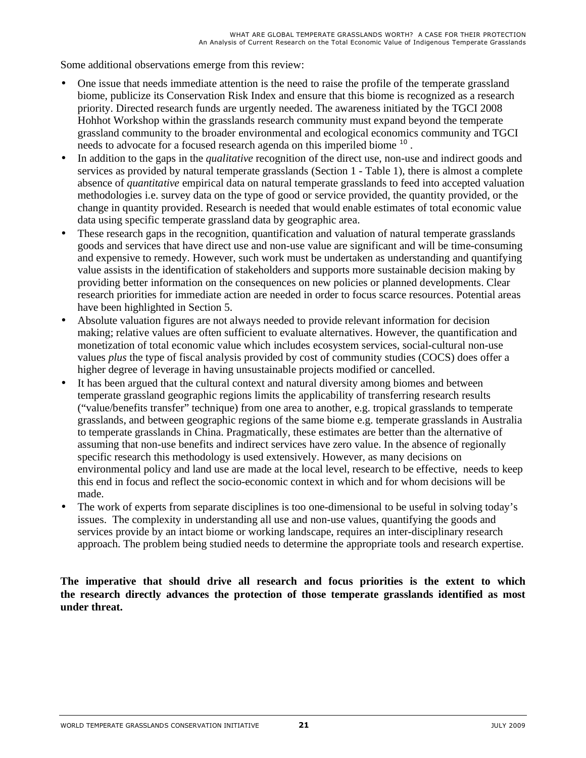Some additional observations emerge from this review:

- One issue that needs immediate attention is the need to raise the profile of the temperate grassland biome, publicize its Conservation Risk Index and ensure that this biome is recognized as a research priority. Directed research funds are urgently needed. The awareness initiated by the TGCI 2008 Hohhot Workshop within the grasslands research community must expand beyond the temperate grassland community to the broader environmental and ecological economics community and TGCI needs to advocate for a focused research agenda on this imperiled biome [10] .
- In addition to the gaps in the *qualitative* recognition of the direct use, non-use and indirect goods and services as provided by natural temperate grasslands (Section 1 - Table 1), there is almost a complete absence of *quantitative* empirical data on natural temperate grasslands to feed into accepted valuation methodologies i.e. survey data on the type of good or service provided, the quantity provided, or the change in quantity provided. Research is needed that would enable estimates of total economic value data using specific temperate grassland data by geographic area.
- These research gaps in the recognition, quantification and valuation of natural temperate grasslands goods and services that have direct use and non-use value are significant and will be time-consuming and expensive to remedy. However, such work must be undertaken as understanding and quantifying value assists in the identification of stakeholders and supports more sustainable decision making by providing better information on the consequences on new policies or planned developments. Clear research priorities for immediate action are needed in order to focus scarce resources. Potential areas have been highlighted in Section 5.
- Absolute valuation figures are not always needed to provide relevant information for decision making; relative values are often sufficient to evaluate alternatives. However, the quantification and monetization of total economic value which includes ecosystem services, social-cultural non-use values *plus* the type of fiscal analysis provided by cost of community studies (COCS) does offer a higher degree of leverage in having unsustainable projects modified or cancelled.
- It has been argued that the cultural context and natural diversity among biomes and between temperate grassland geographic regions limits the applicability of transferring research results ("value/benefits transfer" technique) from one area to another, e.g. tropical grasslands to temperate grasslands, and between geographic regions of the same biome e.g. temperate grasslands in Australia to temperate grasslands in China. Pragmatically, these estimates are better than the alternative of assuming that non-use benefits and indirect services have zero value. In the absence of regionally specific research this methodology is used extensively. However, as many decisions on environmental policy and land use are made at the local level, research to be effective, needs to keep this end in focus and reflect the socio-economic context in which and for whom decisions will be made.
- The work of experts from separate disciplines is too one-dimensional to be useful in solving today's issues. The complexity in understanding all use and non-use values, quantifying the goods and services provide by an intact biome or working landscape, requires an inter-disciplinary research approach. The problem being studied needs to determine the appropriate tools and research expertise.

**The imperative that should drive all research and focus priorities is the extent to which the research directly advances the protection of those temperate grasslands identified as most under threat.**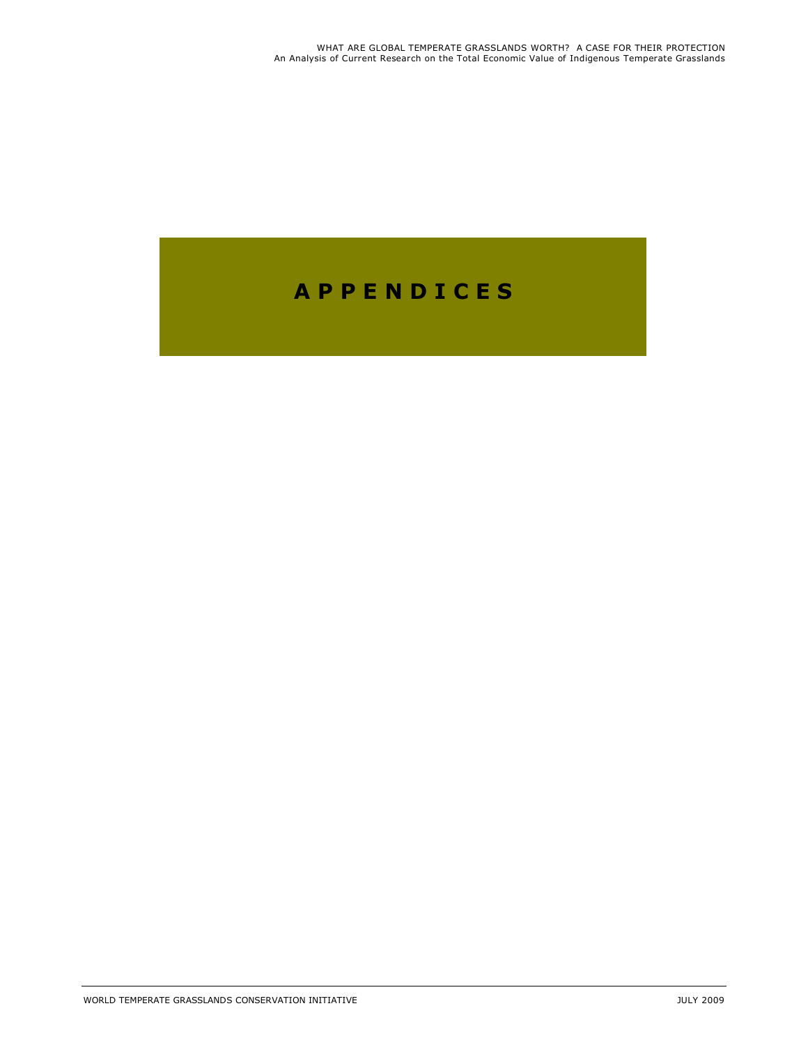# A P P E N D I C E S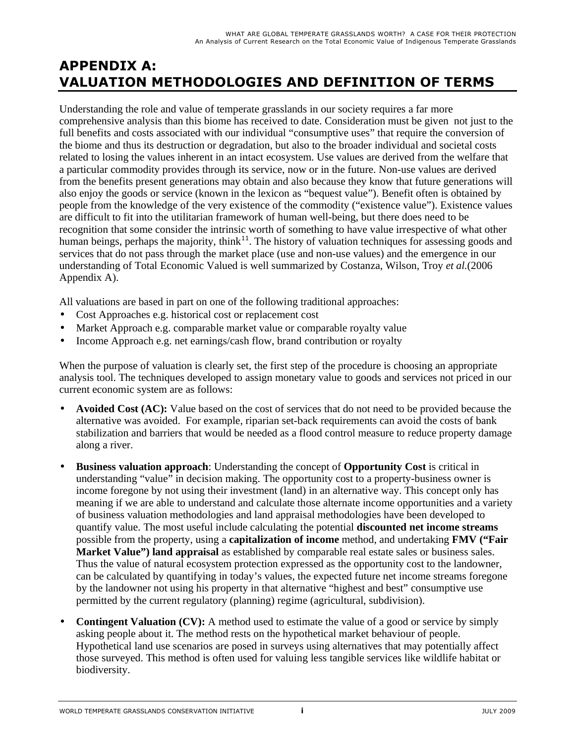# APPENDIX A: VALUATION METHODOLOGIES AND DEFINITION OF TERMS

Understanding the role and value of temperate grasslands in our society requires a far more comprehensive analysis than this biome has received to date. Consideration must be given not just to the full benefits and costs associated with our individual "consumptive uses" that require the conversion of the biome and thus its destruction or degradation, but also to the broader individual and societal costs related to losing the values inherent in an intact ecosystem. Use values are derived from the welfare that a particular commodity provides through its service, now or in the future. Non-use values are derived from the benefits present generations may obtain and also because they know that future generations will also enjoy the goods or service (known in the lexicon as "bequest value"). Benefit often is obtained by people from the knowledge of the very existence of the commodity ("existence value"). Existence values are difficult to fit into the utilitarian framework of human well-being, but there does need to be recognition that some consider the intrinsic worth of something to have value irrespective of what other human beings, perhaps the majority, think[11]. The history of valuation techniques for assessing goods and services that do not pass through the market place (use and non-use values) and the emergence in our understanding of Total Economic Valued is well summarized by Costanza, Wilson, Troy *et al.*(2006 Appendix A).

All valuations are based in part on one of the following traditional approaches:

- Cost Approaches e.g. historical cost or replacement cost
- Market Approach e.g. comparable market value or comparable royalty value
- Income Approach e.g. net earnings/cash flow, brand contribution or royalty

When the purpose of valuation is clearly set, the first step of the procedure is choosing an appropriate analysis tool. The techniques developed to assign monetary value to goods and services not priced in our current economic system are as follows:

- **Avoided Cost (AC):** Value based on the cost of services that do not need to be provided because the alternative was avoided. For example, riparian set-back requirements can avoid the costs of bank stabilization and barriers that would be needed as a flood control measure to reduce property damage along a river.

- **Business valuation approach**: Understanding the concept of **Opportunity Cost** is critical in understanding "value" in decision making. The opportunity cost to a property-business owner is income foregone by not using their investment (land) in an alternative way. This concept only has meaning if we are able to understand and calculate those alternate income opportunities and a variety of business valuation methodologies and land appraisal methodologies have been developed to quantify value. The most useful include calculating the potential **discounted net income streams** possible from the property, using a **capitalization of income** method, and undertaking **FMV ("Fair Market Value") land appraisal** as established by comparable real estate sales or business sales. Thus the value of natural ecosystem protection expressed as the opportunity cost to the landowner, can be calculated by quantifying in today's values, the expected future net income streams foregone by the landowner not using his property in that alternative "highest and best" consumptive use permitted by the current regulatory (planning) regime (agricultural, subdivision).

- **Contingent Valuation (CV):** A method used to estimate the value of a good or service by simply asking people about it. The method rests on the hypothetical market behaviour of people. Hypothetical land use scenarios are posed in surveys using alternatives that may potentially affect those surveyed. This method is often used for valuing less tangible services like wildlife habitat or biodiversity.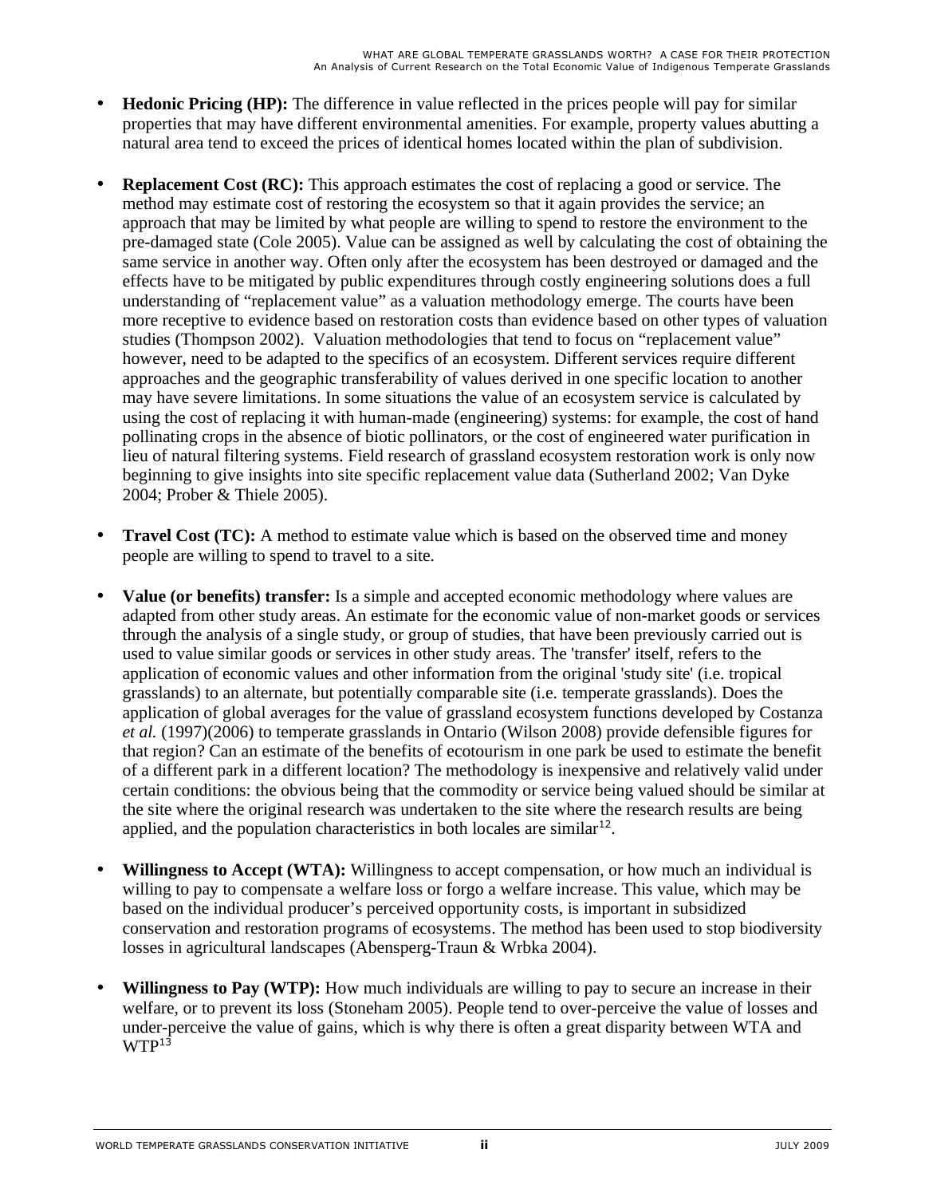- **Hedonic Pricing (HP):** The difference in value reflected in the prices people will pay for similar properties that may have different environmental amenities. For example, property values abutting a natural area tend to exceed the prices of identical homes located within the plan of subdivision.

- **Replacement Cost (RC):** This approach estimates the cost of replacing a good or service. The method may estimate cost of restoring the ecosystem so that it again provides the service; an approach that may be limited by what people are willing to spend to restore the environment to the pre-damaged state (Cole 2005). Value can be assigned as well by calculating the cost of obtaining the same service in another way. Often only after the ecosystem has been destroyed or damaged and the effects have to be mitigated by public expenditures through costly engineering solutions does a full understanding of "replacement value" as a valuation methodology emerge. The courts have been more receptive to evidence based on restoration costs than evidence based on other types of valuation studies (Thompson 2002). Valuation methodologies that tend to focus on "replacement value" however, need to be adapted to the specifics of an ecosystem. Different services require different approaches and the geographic transferability of values derived in one specific location to another may have severe limitations. In some situations the value of an ecosystem service is calculated by using the cost of replacing it with human-made (engineering) systems: for example, the cost of hand pollinating crops in the absence of biotic pollinators, or the cost of engineered water purification in lieu of natural filtering systems. Field research of grassland ecosystem restoration work is only now beginning to give insights into site specific replacement value data (Sutherland 2002; Van Dyke 2004; Prober & Thiele 2005).

- **Travel Cost (TC):** A method to estimate value which is based on the observed time and money people are willing to spend to travel to a site.

- **Value (or benefits) transfer:** Is a simple and accepted economic methodology where values are adapted from other study areas. An estimate for the economic value of non-market goods or services through the analysis of a single study, or group of studies, that have been previously carried out is used to value similar goods or services in other study areas. The 'transfer' itself, refers to the application of economic values and other information from the original 'study site' (i.e. tropical grasslands) to an alternate, but potentially comparable site (i.e. temperate grasslands). Does the application of global averages for the value of grassland ecosystem functions developed by Costanza *et al.* (1997)(2006) to temperate grasslands in Ontario (Wilson 2008) provide defensible figures for that region? Can an estimate of the benefits of ecotourism in one park be used to estimate the benefit of a different park in a different location? The methodology is inexpensive and relatively valid under certain conditions: the obvious being that the commodity or service being valued should be similar at the site where the original research was undertaken to the site where the research results are being applied, and the population characteristics in both locales are similar[12].

- **Willingness to Accept (WTA):** Willingness to accept compensation, or how much an individual is willing to pay to compensate a welfare loss or forgo a welfare increase. This value, which may be based on the individual producer's perceived opportunity costs, is important in subsidized conservation and restoration programs of ecosystems. The method has been used to stop biodiversity losses in agricultural landscapes (Abensperg-Traun & Wrbka 2004).

- **Willingness to Pay (WTP):** How much individuals are willing to pay to secure an increase in their welfare, or to prevent its loss (Stoneham 2005). People tend to over-perceive the value of losses and under-perceive the value of gains, which is why there is often a great disparity between WTA and WTP[13]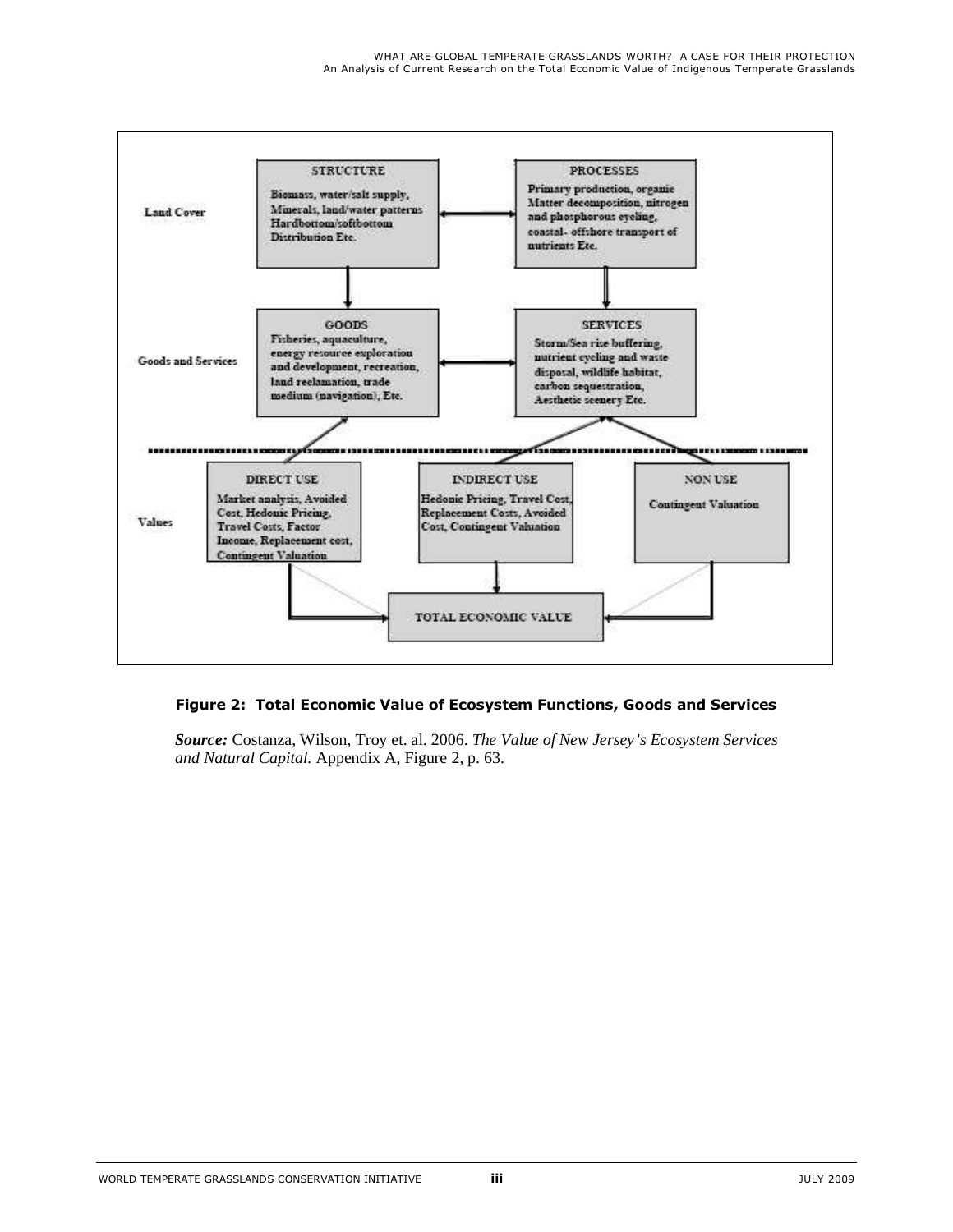**Land Cover**

**STRUCTURE**
Biomass, water/salt supply, Minerals, land/water patterns Hardbottom/softbottom Distribution Etc.

**PROCESSES**
Primary production, organic Matter decomposition, nitrogen and phosphorous cycling, coastal- offshore transport of nutrients Etc.

**Goods and Services**

**GOODS**
Fisheries, aquaculture, energy resource exploration and development, recreation, land reclamation, trade medium (navigation), Etc.

**SERVICES**
Storm/Sea rise buffering, nutrient cycling and waste disposal, wildlife habitat, carbon sequestration, Aesthetic scenery Etc.

**Values**

**DIRECT USE**
Market analysis, Avoided Cost, Hedonic Pricing, Travel Costs, Factor Income, Replacement cost, Contingent Valuation

**INDIRECT USE**
Hedonic Pricing, Travel Cost, Replacement Costs, Avoided Cost, Contingent Valuation

**NON USE**
Contingent Valuation

**TOTAL ECONOMIC VALUE**

**Figure 2: Total Economic Value of Ecosystem Functions, Goods and Services**

***Source:*** Costanza, Wilson, Troy et. al. 2006. *The Value of New Jersey's Ecosystem Services and Natural Capital.* Appendix A, Figure 2, p. 63.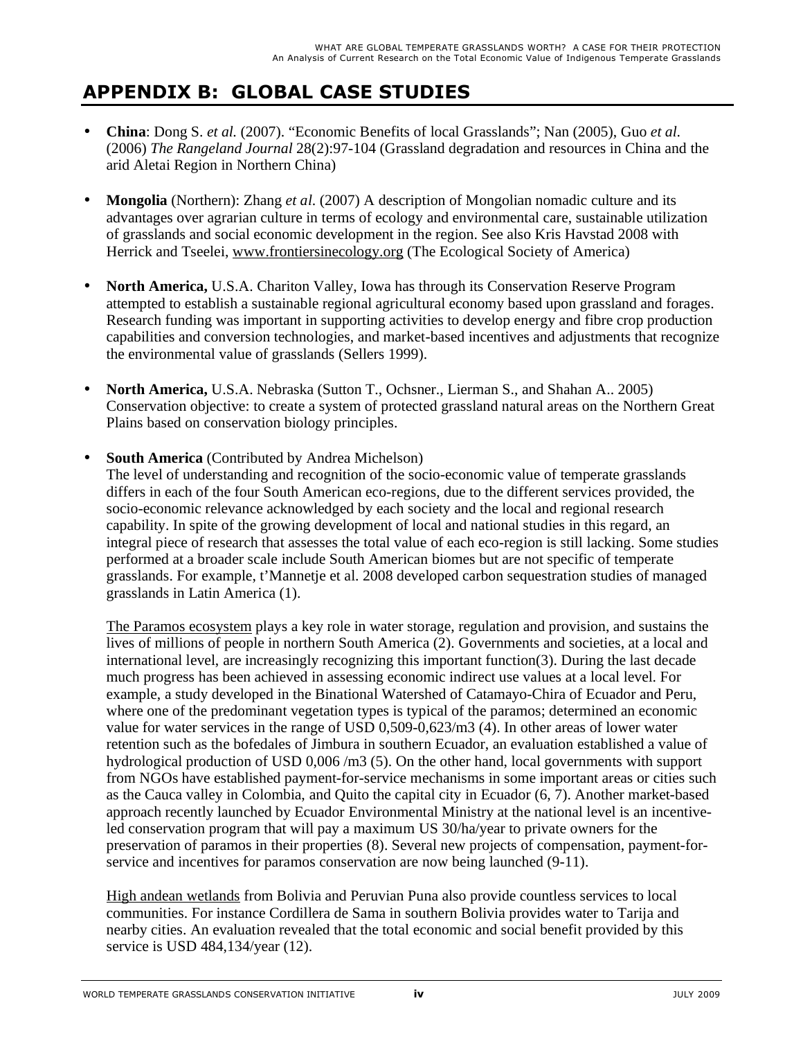# APPENDIX B: GLOBAL CASE STUDIES

- **China**: Dong S. *et al.* (2007). "Economic Benefits of local Grasslands"; Nan (2005), Guo *et al.* (2006) *The Rangeland Journal* 28(2):97-104 (Grassland degradation and resources in China and the arid Aletai Region in Northern China)

- **Mongolia** (Northern): Zhang *et al.* (2007) A description of Mongolian nomadic culture and its advantages over agrarian culture in terms of ecology and environmental care, sustainable utilization of grasslands and social economic development in the region. See also Kris Havstad 2008 with Herrick and Tseelei, www.frontiersinecology.org (The Ecological Society of America)

- **North America,** U.S.A. Chariton Valley, Iowa has through its Conservation Reserve Program attempted to establish a sustainable regional agricultural economy based upon grassland and forages. Research funding was important in supporting activities to develop energy and fibre crop production capabilities and conversion technologies, and market-based incentives and adjustments that recognize the environmental value of grasslands (Sellers 1999).

- **North America,** U.S.A. Nebraska (Sutton T., Ochsner., Lierman S., and Shahan A.. 2005) Conservation objective: to create a system of protected grassland natural areas on the Northern Great Plains based on conservation biology principles.

- **South America** (Contributed by Andrea Michelson)
  The level of understanding and recognition of the socio-economic value of temperate grasslands differs in each of the four South American eco-regions, due to the different services provided, the socio-economic relevance acknowledged by each society and the local and regional research capability. In spite of the growing development of local and national studies in this regard, an integral piece of research that assesses the total value of each eco-region is still lacking. Some studies performed at a broader scale include South American biomes but are not specific of temperate grasslands. For example, t'Mannetje et al. 2008 developed carbon sequestration studies of managed grasslands in Latin America (1).

  The Paramos ecosystem plays a key role in water storage, regulation and provision, and sustains the lives of millions of people in northern South America (2). Governments and societies, at a local and international level, are increasingly recognizing this important function(3). During the last decade much progress has been achieved in assessing economic indirect use values at a local level. For example, a study developed in the Binational Watershed of Catamayo-Chira of Ecuador and Peru, where one of the predominant vegetation types is typical of the paramos; determined an economic value for water services in the range of USD 0,509-0,623/m3 (4). In other areas of lower water retention such as the bofedales of Jimbura in southern Ecuador, an evaluation established a value of hydrological production of USD 0,006 /m3 (5). On the other hand, local governments with support from NGOs have established payment-for-service mechanisms in some important areas or cities such as the Cauca valley in Colombia, and Quito the capital city in Ecuador (6, 7). Another market-based approach recently launched by Ecuador Environmental Ministry at the national level is an incentive-led conservation program that will pay a maximum US 30/ha/year to private owners for the preservation of paramos in their properties (8). Several new projects of compensation, payment-for-service and incentives for paramos conservation are now being launched (9-11).

  High andean wetlands from Bolivia and Peruvian Puna also provide countless services to local communities. For instance Cordillera de Sama in southern Bolivia provides water to Tarija and nearby cities. An evaluation revealed that the total economic and social benefit provided by this service is USD 484,134/year (12).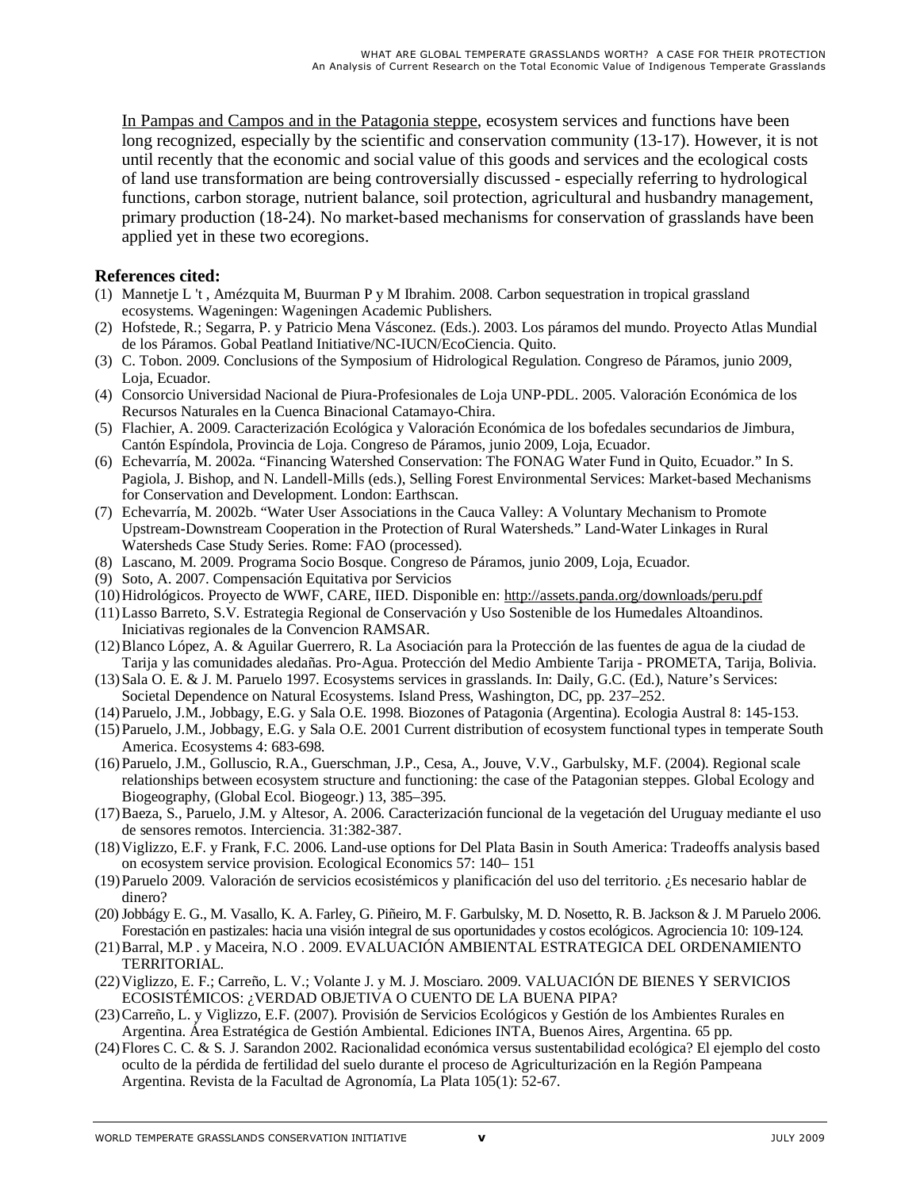In Pampas and Campos and in the Patagonia steppe, ecosystem services and functions have been long recognized, especially by the scientific and conservation community (13-17). However, it is not until recently that the economic and social value of this goods and services and the ecological costs of land use transformation are being controversially discussed - especially referring to hydrological functions, carbon storage, nutrient balance, soil protection, agricultural and husbandry management, primary production (18-24). No market-based mechanisms for conservation of grasslands have been applied yet in these two ecoregions.

**References cited:**

(1) Mannetje L 't , Amézquita M, Buurman P y M Ibrahim. 2008. Carbon sequestration in tropical grassland ecosystems. Wageningen: Wageningen Academic Publishers.

(2) Hofstede, R.; Segarra, P. y Patricio Mena Vásconez. (Eds.). 2003. Los páramos del mundo. Proyecto Atlas Mundial de los Páramos. Gobal Peatland Initiative/NC-IUCN/EcoCiencia. Quito.

(3) C. Tobon. 2009. Conclusions of the Symposium of Hidrological Regulation. Congreso de Páramos, junio 2009, Loja, Ecuador.

(4) Consorcio Universidad Nacional de Piura-Profesionales de Loja UNP-PDL. 2005. Valoración Económica de los Recursos Naturales en la Cuenca Binacional Catamayo-Chira.

(5) Flachier, A. 2009. Caracterización Ecológica y Valoración Económica de los bofedales secundarios de Jimbura, Cantón Espíndola, Provincia de Loja. Congreso de Páramos, junio 2009, Loja, Ecuador.

(6) Echevarría, M. 2002a. "Financing Watershed Conservation: The FONAG Water Fund in Quito, Ecuador." In S. Pagiola, J. Bishop, and N. Landell-Mills (eds.), Selling Forest Environmental Services: Market-based Mechanisms for Conservation and Development. London: Earthscan.

(7) Echevarría, M. 2002b. "Water User Associations in the Cauca Valley: A Voluntary Mechanism to Promote Upstream-Downstream Cooperation in the Protection of Rural Watersheds." Land-Water Linkages in Rural Watersheds Case Study Series. Rome: FAO (processed).

(8) Lascano, M. 2009. Programa Socio Bosque. Congreso de Páramos, junio 2009, Loja, Ecuador.

(9) Soto, A. 2007. Compensación Equitativa por Servicios

(10) Hidrológicos. Proyecto de WWF, CARE, IIED. Disponible en: http://assets.panda.org/downloads/peru.pdf

(11) Lasso Barreto, S.V. Estrategia Regional de Conservación y Uso Sostenible de los Humedales Altoandinos. Iniciativas regionales de la Convencion RAMSAR.

(12) Blanco López, A. & Aguilar Guerrero, R. La Asociación para la Protección de las fuentes de agua de la ciudad de Tarija y las comunidades aledañas. Pro-Agua. Protección del Medio Ambiente Tarija - PROMETA, Tarija, Bolivia.

(13) Sala O. E. & J. M. Paruelo 1997. Ecosystems services in grasslands. In: Daily, G.C. (Ed.), Nature's Services: Societal Dependence on Natural Ecosystems. Island Press, Washington, DC, pp. 237–252.

(14) Paruelo, J.M., Jobbagy, E.G. y Sala O.E. 1998. Biozones of Patagonia (Argentina). Ecologia Austral 8: 145-153.

(15) Paruelo, J.M., Jobbagy, E.G. y Sala O.E. 2001 Current distribution of ecosystem functional types in temperate South America. Ecosystems 4: 683-698.

(16) Paruelo, J.M., Golluscio, R.A., Guerschman, J.P., Cesa, A., Jouve, V.V., Garbulsky, M.F. (2004). Regional scale relationships between ecosystem structure and functioning: the case of the Patagonian steppes. Global Ecology and Biogeography, (Global Ecol. Biogeogr.) 13, 385–395.

(17) Baeza, S., Paruelo, J.M. y Altesor, A. 2006. Caracterización funcional de la vegetación del Uruguay mediante el uso de sensores remotos. Interciencia. 31:382-387.

(18) Viglizzo, E.F. y Frank, F.C. 2006. Land-use options for Del Plata Basin in South America: Tradeoffs analysis based on ecosystem service provision. Ecological Economics 57: 140– 151

(19) Paruelo 2009. Valoración de servicios ecosistémicos y planificación del uso del territorio. ¿Es necesario hablar de dinero?

(20) Jobbágy E. G., M. Vasallo, K. A. Farley, G. Piñeiro, M. F. Garbulsky, M. D. Nosetto, R. B. Jackson & J. M Paruelo 2006. Forestación en pastizales: hacia una visión integral de sus oportunidades y costos ecológicos. Agrociencia 10: 109-124.

(21) Barral, M.P . y Maceira, N.O . 2009. EVALUACIÓN AMBIENTAL ESTRATEGICA DEL ORDENAMIENTO TERRITORIAL.

(22) Viglizzo, E. F.; Carreño, L. V.; Volante J. y M. J. Mosciaro. 2009. VALUACIÓN DE BIENES Y SERVICIOS ECOSISTÉMICOS: ¿VERDAD OBJETIVA O CUENTO DE LA BUENA PIPA?

(23) Carreño, L. y Viglizzo, E.F. (2007). Provisión de Servicios Ecológicos y Gestión de los Ambientes Rurales en Argentina. Área Estratégica de Gestión Ambiental. Ediciones INTA, Buenos Aires, Argentina. 65 pp.

(24) Flores C. C. & S. J. Sarandon 2002. Racionalidad económica versus sustentabilidad ecológica? El ejemplo del costo oculto de la pérdida de fertilidad del suelo durante el proceso de Agriculturización en la Región Pampeana Argentina. Revista de la Facultad de Agronomía, La Plata 105(1): 52-67.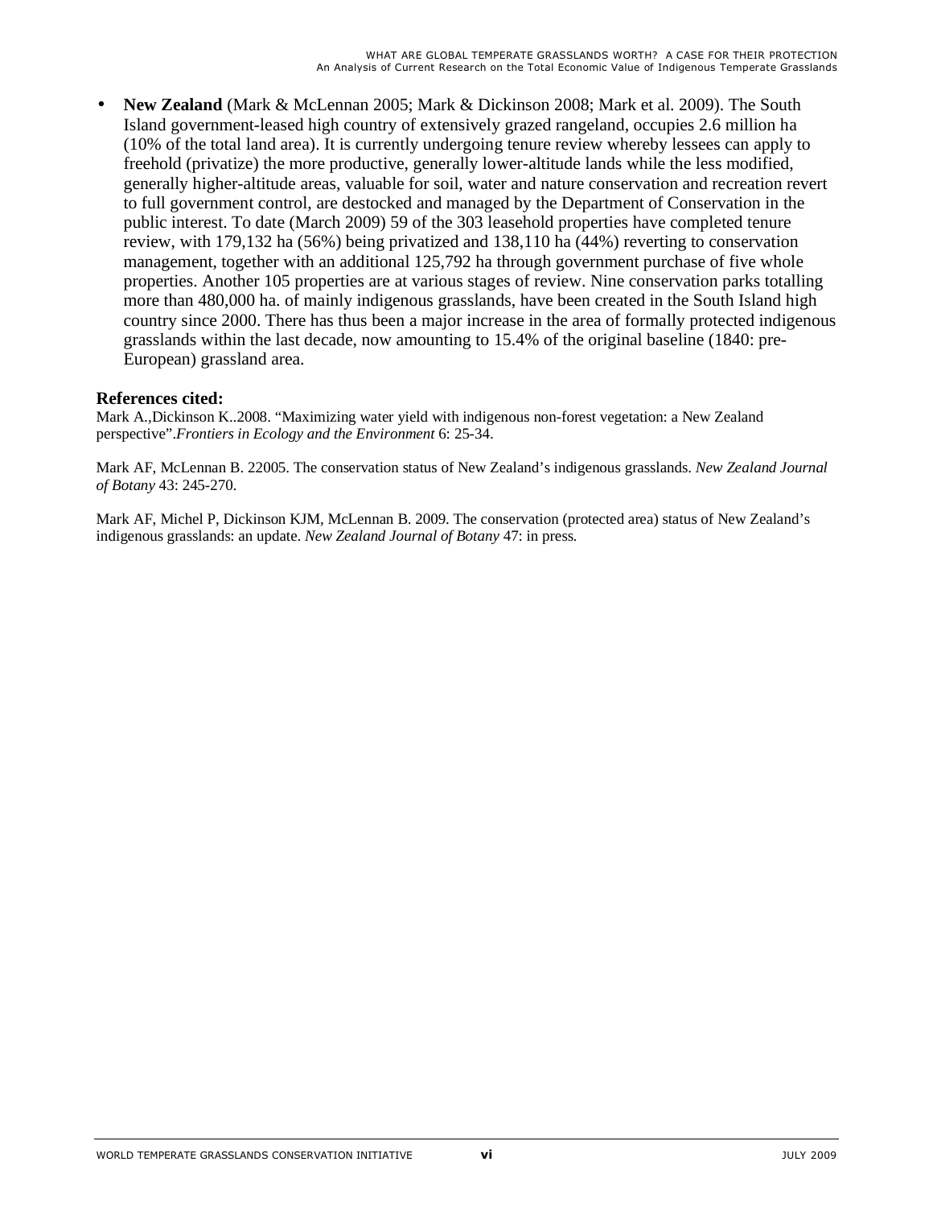- **New Zealand** (Mark & McLennan 2005; Mark & Dickinson 2008; Mark et al. 2009). The South Island government-leased high country of extensively grazed rangeland, occupies 2.6 million ha (10% of the total land area). It is currently undergoing tenure review whereby lessees can apply to freehold (privatize) the more productive, generally lower-altitude lands while the less modified, generally higher-altitude areas, valuable for soil, water and nature conservation and recreation revert to full government control, are destocked and managed by the Department of Conservation in the public interest. To date (March 2009) 59 of the 303 leasehold properties have completed tenure review, with 179,132 ha (56%) being privatized and 138,110 ha (44%) reverting to conservation management, together with an additional 125,792 ha through government purchase of five whole properties. Another 105 properties are at various stages of review. Nine conservation parks totalling more than 480,000 ha. of mainly indigenous grasslands, have been created in the South Island high country since 2000. There has thus been a major increase in the area of formally protected indigenous grasslands within the last decade, now amounting to 15.4% of the original baseline (1840: pre-European) grassland area.

**References cited:**

Mark A.,Dickinson K..2008. "Maximizing water yield with indigenous non-forest vegetation: a New Zealand perspective".*Frontiers in Ecology and the Environment* 6: 25-34.

Mark AF, McLennan B. 22005. The conservation status of New Zealand's indigenous grasslands. *New Zealand Journal of Botany* 43: 245-270.

Mark AF, Michel P, Dickinson KJM, McLennan B. 2009. The conservation (protected area) status of New Zealand's indigenous grasslands: an update. *New Zealand Journal of Botany* 47: in press.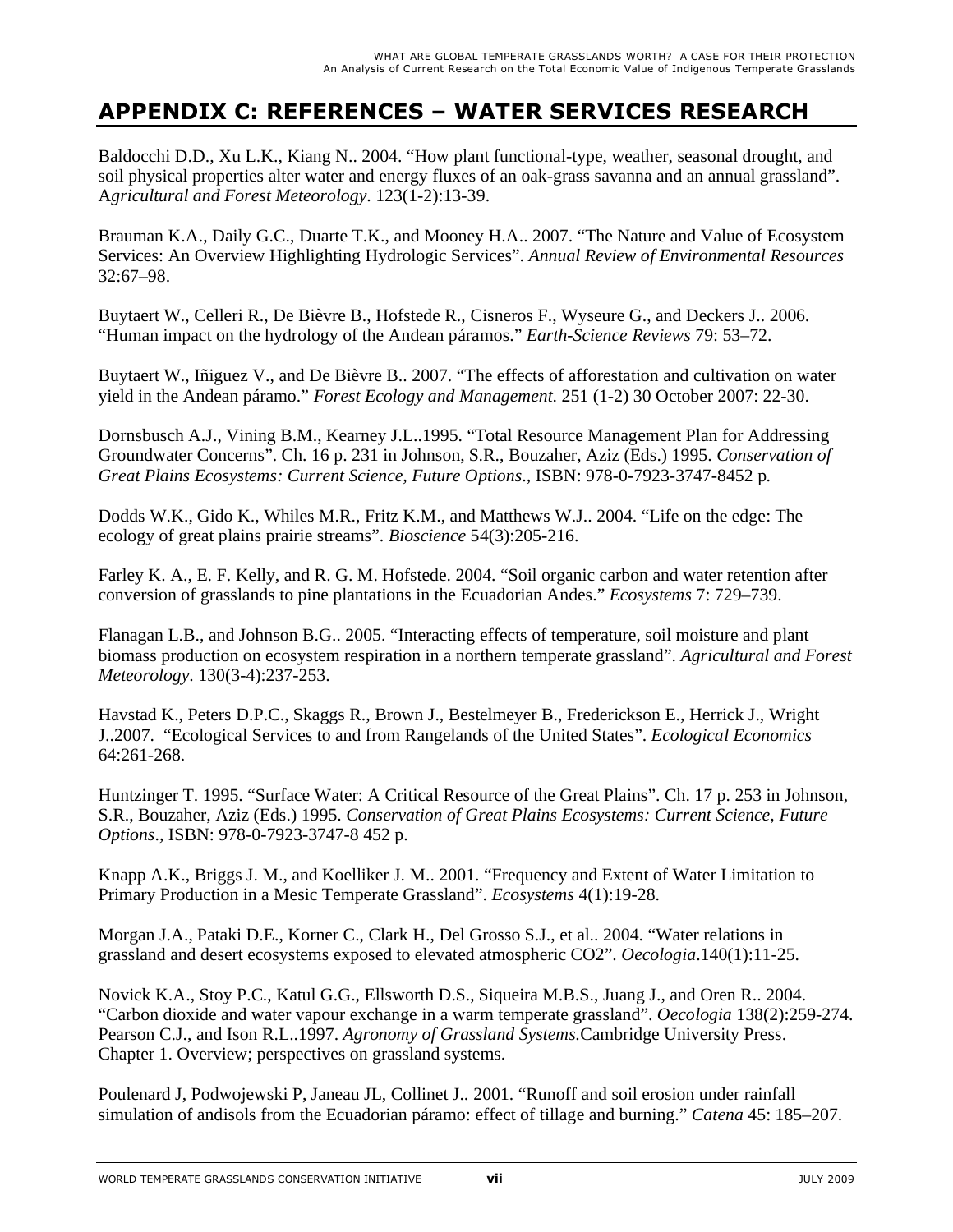# APPENDIX C: REFERENCES – WATER SERVICES RESEARCH

Baldocchi D.D., Xu L.K., Kiang N.. 2004. "How plant functional-type, weather, seasonal drought, and soil physical properties alter water and energy fluxes of an oak-grass savanna and an annual grassland". *Agricultural and Forest Meteorology*. 123(1-2):13-39.

Brauman K.A., Daily G.C., Duarte T.K., and Mooney H.A.. 2007. "The Nature and Value of Ecosystem Services: An Overview Highlighting Hydrologic Services". *Annual Review of Environmental Resources* 32:67–98.

Buytaert W., Celleri R., De Bièvre B., Hofstede R., Cisneros F., Wyseure G., and Deckers J.. 2006. "Human impact on the hydrology of the Andean páramos." *Earth-Science Reviews* 79: 53–72.

Buytaert W., Iñiguez V., and De Bièvre B.. 2007. "The effects of afforestation and cultivation on water yield in the Andean páramo." *Forest Ecology and Management*. 251 (1-2) 30 October 2007: 22-30.

Dornsbusch A.J., Vining B.M., Kearney J.L..1995. "Total Resource Management Plan for Addressing Groundwater Concerns". Ch. 16 p. 231 in Johnson, S.R., Bouzaher, Aziz (Eds.) 1995. *Conservation of Great Plains Ecosystems: Current Science, Future Options*., ISBN: 978-0-7923-3747-8452 p.

Dodds W.K., Gido K., Whiles M.R., Fritz K.M., and Matthews W.J.. 2004. "Life on the edge: The ecology of great plains prairie streams". *Bioscience* 54(3):205-216.

Farley K. A., E. F. Kelly, and R. G. M. Hofstede. 2004. "Soil organic carbon and water retention after conversion of grasslands to pine plantations in the Ecuadorian Andes." *Ecosystems* 7: 729–739.

Flanagan L.B., and Johnson B.G.. 2005. "Interacting effects of temperature, soil moisture and plant biomass production on ecosystem respiration in a northern temperate grassland". *Agricultural and Forest Meteorology*. 130(3-4):237-253.

Havstad K., Peters D.P.C., Skaggs R., Brown J., Bestelmeyer B., Frederickson E., Herrick J., Wright J..2007. "Ecological Services to and from Rangelands of the United States". *Ecological Economics* 64:261-268.

Huntzinger T. 1995. "Surface Water: A Critical Resource of the Great Plains". Ch. 17 p. 253 in Johnson, S.R., Bouzaher, Aziz (Eds.) 1995. *Conservation of Great Plains Ecosystems: Current Science, Future Options*., ISBN: 978-0-7923-3747-8 452 p.

Knapp A.K., Briggs J. M., and Koelliker J. M.. 2001. "Frequency and Extent of Water Limitation to Primary Production in a Mesic Temperate Grassland". *Ecosystems* 4(1):19-28.

Morgan J.A., Pataki D.E., Korner C., Clark H., Del Grosso S.J., et al.. 2004. "Water relations in grassland and desert ecosystems exposed to elevated atmospheric CO2". *Oecologia*.140(1):11-25.

Novick K.A., Stoy P.C., Katul G.G., Ellsworth D.S., Siqueira M.B.S., Juang J., and Oren R.. 2004. "Carbon dioxide and water vapour exchange in a warm temperate grassland". *Oecologia* 138(2):259-274. Pearson C.J., and Ison R.L..1997. *Agronomy of Grassland Systems.*Cambridge University Press. Chapter 1. Overview; perspectives on grassland systems.

Poulenard J, Podwojewski P, Janeau JL, Collinet J.. 2001. "Runoff and soil erosion under rainfall simulation of andisols from the Ecuadorian páramo: effect of tillage and burning." *Catena* 45: 185–207.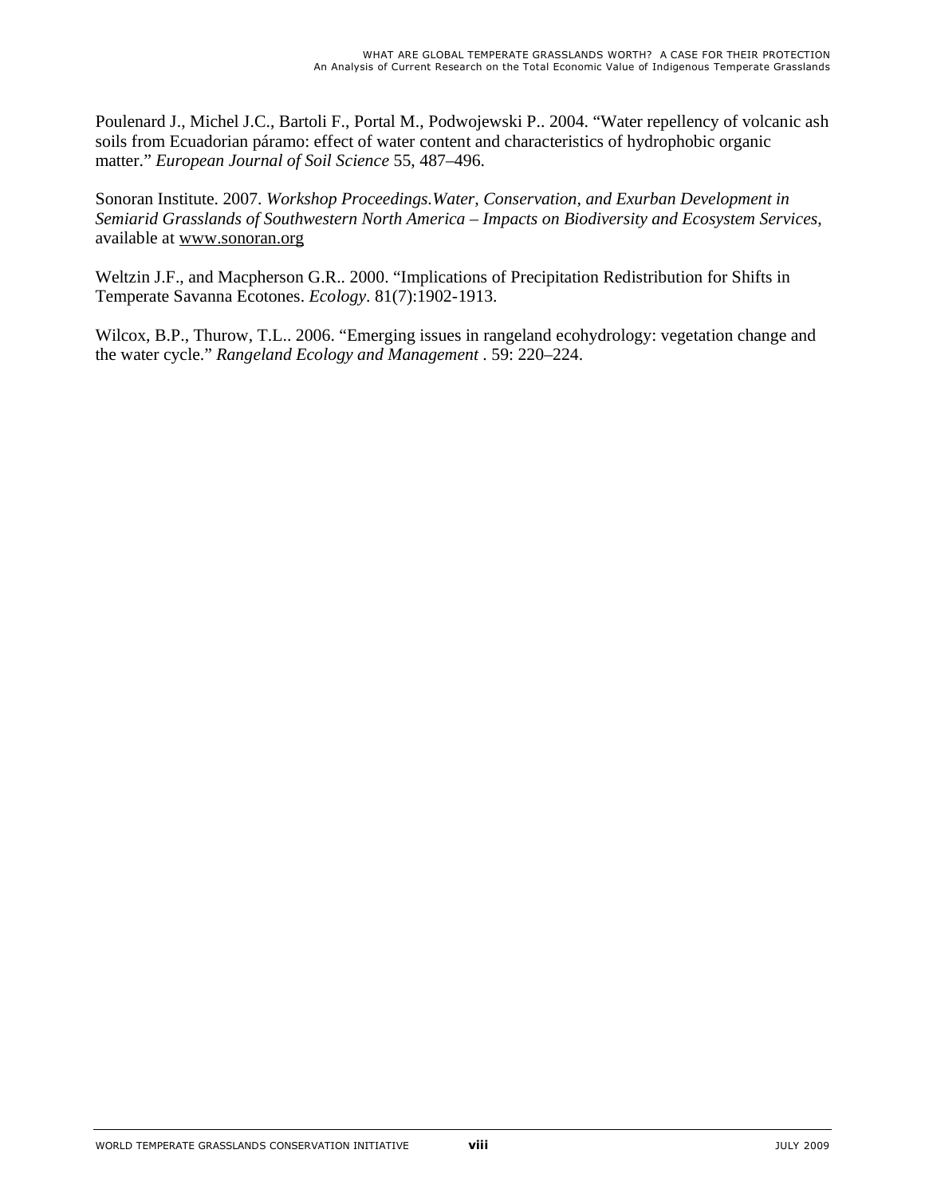Poulenard J., Michel J.C., Bartoli F., Portal M., Podwojewski P.. 2004. "Water repellency of volcanic ash soils from Ecuadorian páramo: effect of water content and characteristics of hydrophobic organic matter." *European Journal of Soil Science* 55, 487–496.

Sonoran Institute. 2007. *Workshop Proceedings.Water, Conservation, and Exurban Development in Semiarid Grasslands of Southwestern North America – Impacts on Biodiversity and Ecosystem Services*, available at www.sonoran.org

Weltzin J.F., and Macpherson G.R.. 2000. "Implications of Precipitation Redistribution for Shifts in Temperate Savanna Ecotones. *Ecology*. 81(7):1902-1913.

Wilcox, B.P., Thurow, T.L.. 2006. "Emerging issues in rangeland ecohydrology: vegetation change and the water cycle." *Rangeland Ecology and Management* . 59: 220–224.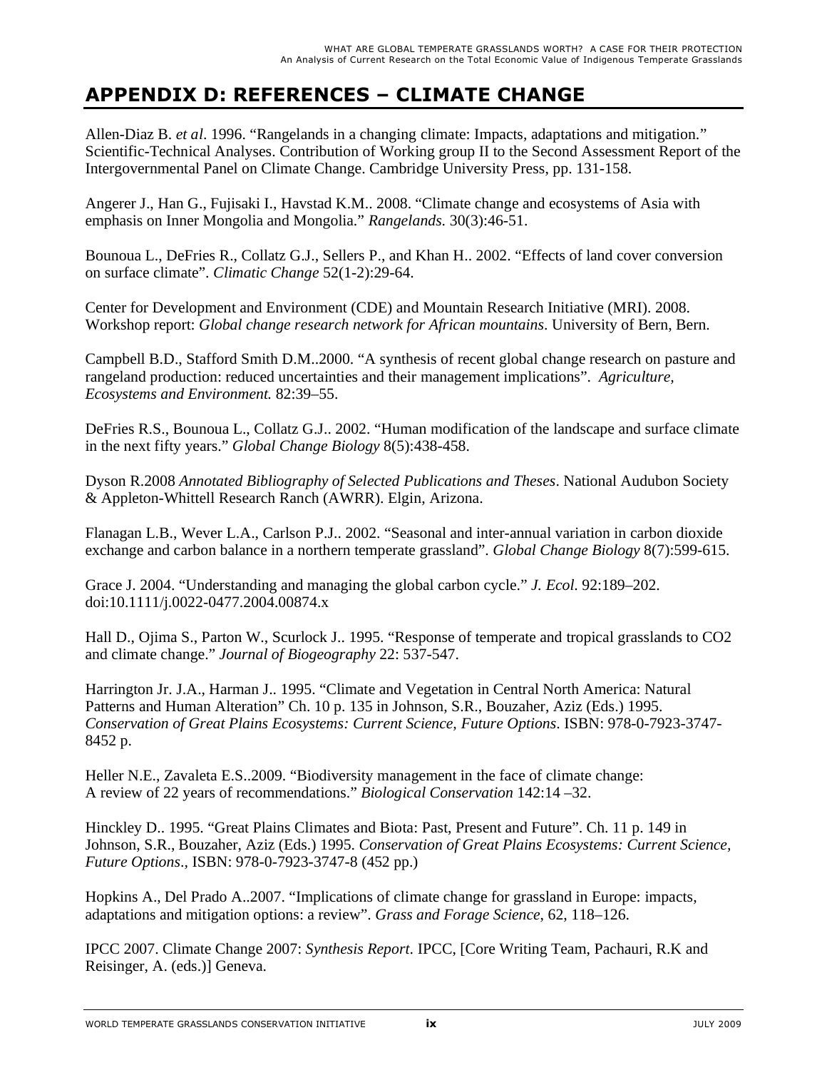# APPENDIX D: REFERENCES – CLIMATE CHANGE

Allen-Diaz B. *et al*. 1996. "Rangelands in a changing climate: Impacts, adaptations and mitigation." Scientific-Technical Analyses. Contribution of Working group II to the Second Assessment Report of the Intergovernmental Panel on Climate Change. Cambridge University Press, pp. 131-158.

Angerer J., Han G., Fujisaki I., Havstad K.M.. 2008. "Climate change and ecosystems of Asia with emphasis on Inner Mongolia and Mongolia." *Rangelands.* 30(3):46-51.

Bounoua L., DeFries R., Collatz G.J., Sellers P., and Khan H.. 2002. "Effects of land cover conversion on surface climate". *Climatic Change* 52(1-2):29-64.

Center for Development and Environment (CDE) and Mountain Research Initiative (MRI). 2008. Workshop report: *Global change research network for African mountains*. University of Bern, Bern.

Campbell B.D., Stafford Smith D.M..2000. "A synthesis of recent global change research on pasture and rangeland production: reduced uncertainties and their management implications". *Agriculture, Ecosystems and Environment.* 82:39–55.

DeFries R.S., Bounoua L., Collatz G.J.. 2002. "Human modification of the landscape and surface climate in the next fifty years." *Global Change Biology* 8(5):438-458.

Dyson R.2008 *Annotated Bibliography of Selected Publications and Theses*. National Audubon Society & Appleton-Whittell Research Ranch (AWRR). Elgin, Arizona.

Flanagan L.B., Wever L.A., Carlson P.J.. 2002. "Seasonal and inter-annual variation in carbon dioxide exchange and carbon balance in a northern temperate grassland". *Global Change Biology* 8(7):599-615.

Grace J. 2004. "Understanding and managing the global carbon cycle." *J. Ecol*. 92:189–202. doi:10.1111/j.0022-0477.2004.00874.x

Hall D., Ojima S., Parton W., Scurlock J.. 1995. "Response of temperate and tropical grasslands to CO2 and climate change." *Journal of Biogeography* 22: 537-547.

Harrington Jr. J.A., Harman J.. 1995. "Climate and Vegetation in Central North America: Natural Patterns and Human Alteration" Ch. 10 p. 135 in Johnson, S.R., Bouzaher, Aziz (Eds.) 1995. *Conservation of Great Plains Ecosystems: Current Science, Future Options*. ISBN: 978-0-7923-3747-8452 p.

Heller N.E., Zavaleta E.S..2009. "Biodiversity management in the face of climate change: A review of 22 years of recommendations." *Biological Conservation* 142:14 –32.

Hinckley D.. 1995. "Great Plains Climates and Biota: Past, Present and Future". Ch. 11 p. 149 in Johnson, S.R., Bouzaher, Aziz (Eds.) 1995. *Conservation of Great Plains Ecosystems: Current Science, Future Options*., ISBN: 978-0-7923-3747-8 (452 pp.)

Hopkins A., Del Prado A..2007. "Implications of climate change for grassland in Europe: impacts, adaptations and mitigation options: a review". *Grass and Forage Science*, 62, 118–126.

IPCC 2007. Climate Change 2007: *Synthesis Report*. IPCC, [Core Writing Team, Pachauri, R.K and Reisinger, A. (eds.)] Geneva.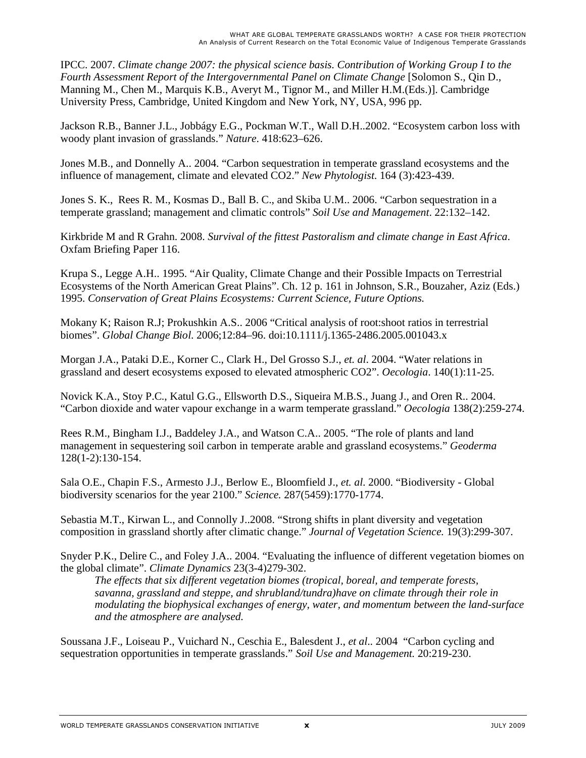IPCC. 2007. *Climate change 2007: the physical science basis. Contribution of Working Group I to the Fourth Assessment Report of the Intergovernmental Panel on Climate Change* [Solomon S., Qin D., Manning M., Chen M., Marquis K.B., Averyt M., Tignor M., and Miller H.M.(Eds.)]. Cambridge University Press, Cambridge, United Kingdom and New York, NY, USA, 996 pp.

Jackson R.B., Banner J.L., Jobbágy E.G., Pockman W.T., Wall D.H..2002. "Ecosystem carbon loss with woody plant invasion of grasslands." *Nature*. 418:623–626.

Jones M.B., and Donnelly A.. 2004. "Carbon sequestration in temperate grassland ecosystems and the influence of management, climate and elevated CO2." *New Phytologist*. 164 (3):423-439.

Jones S. K., Rees R. M., Kosmas D., Ball B. C., and Skiba U.M.. 2006. "Carbon sequestration in a temperate grassland; management and climatic controls" *Soil Use and Management*. 22:132–142.

Kirkbride M and R Grahn. 2008. *Survival of the fittest Pastoralism and climate change in East Africa*. Oxfam Briefing Paper 116.

Krupa S., Legge A.H.. 1995. "Air Quality, Climate Change and their Possible Impacts on Terrestrial Ecosystems of the North American Great Plains". Ch. 12 p. 161 in Johnson, S.R., Bouzaher, Aziz (Eds.) 1995. *Conservation of Great Plains Ecosystems: Current Science, Future Options.*

Mokany K; Raison R.J; Prokushkin A.S.. 2006 "Critical analysis of root:shoot ratios in terrestrial biomes". *Global Change Biol.* 2006;12:84–96. doi:10.1111/j.1365-2486.2005.001043.x

Morgan J.A., Pataki D.E., Korner C., Clark H., Del Grosso S.J., *et. al*. 2004. "Water relations in grassland and desert ecosystems exposed to elevated atmospheric CO2". *Oecologia*. 140(1):11-25.

Novick K.A., Stoy P.C., Katul G.G., Ellsworth D.S., Siqueira M.B.S., Juang J., and Oren R.. 2004. "Carbon dioxide and water vapour exchange in a warm temperate grassland." *Oecologia* 138(2):259-274.

Rees R.M., Bingham I.J., Baddeley J.A., and Watson C.A.. 2005. "The role of plants and land management in sequestering soil carbon in temperate arable and grassland ecosystems." *Geoderma* 128(1-2):130-154.

Sala O.E., Chapin F.S., Armesto J.J., Berlow E., Bloomfield J., *et. al*. 2000. "Biodiversity - Global biodiversity scenarios for the year 2100." *Science.* 287(5459):1770-1774.

Sebastia M.T., Kirwan L., and Connolly J..2008. "Strong shifts in plant diversity and vegetation composition in grassland shortly after climatic change." *Journal of Vegetation Science.* 19(3):299-307.

Snyder P.K., Delire C., and Foley J.A.. 2004. "Evaluating the influence of different vegetation biomes on the global climate". *Climate Dynamics* 23(3-4)279-302.

> *The effects that six different vegetation biomes (tropical, boreal, and temperate forests, savanna, grassland and steppe, and shrubland/tundra)have on climate through their role in modulating the biophysical exchanges of energy, water, and momentum between the land-surface and the atmosphere are analysed.*

Soussana J.F., Loiseau P., Vuichard N., Ceschia E., Balesdent J., *et al*.. 2004 "Carbon cycling and sequestration opportunities in temperate grasslands." *Soil Use and Management.* 20:219-230.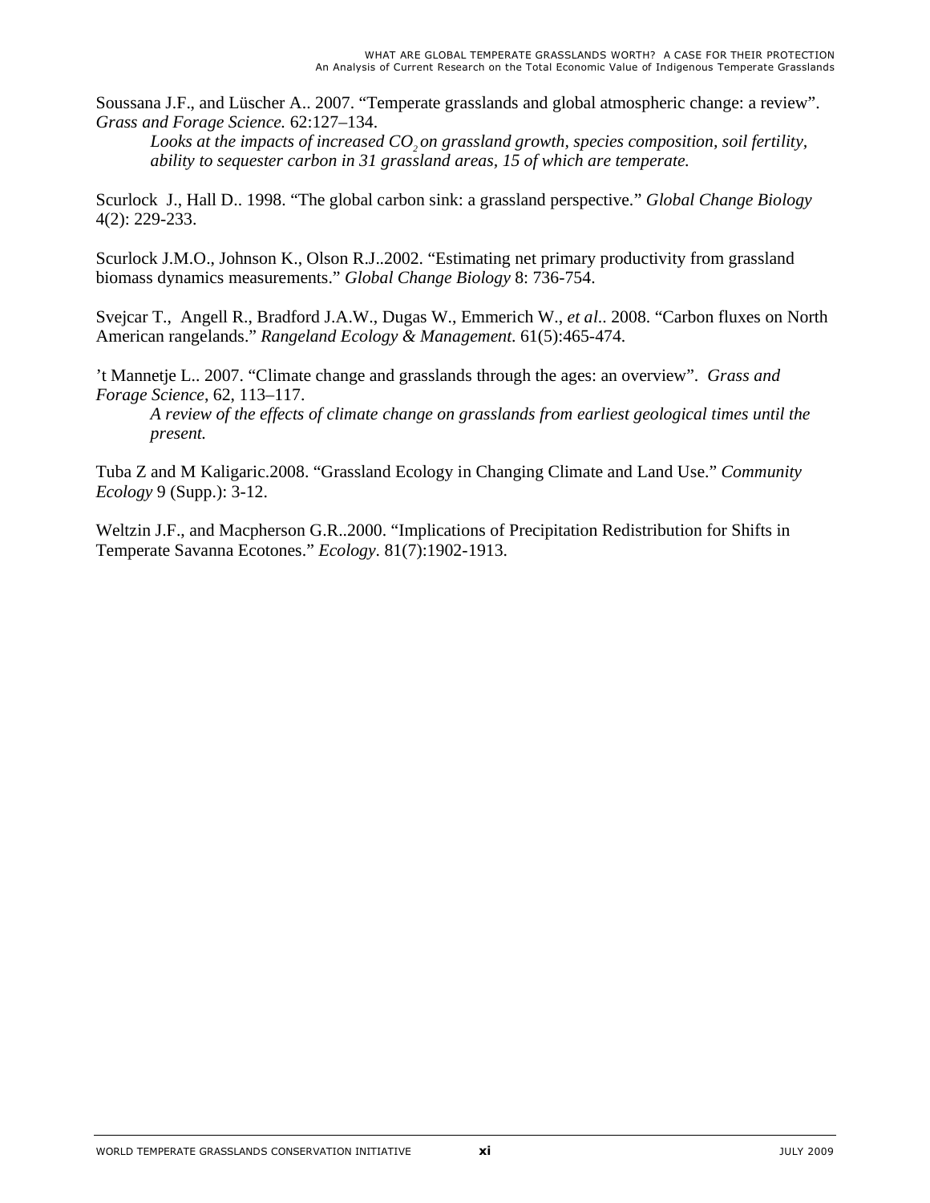Soussana J.F., and Lüscher A.. 2007. “Temperate grasslands and global atmospheric change: a review”. *Grass and Forage Science.* 62:127–134.

> *Looks at the impacts of increased $CO_2$ on grassland growth, species composition, soil fertility, ability to sequester carbon in 31 grassland areas, 15 of which are temperate.*

Scurlock J., Hall D.. 1998. “The global carbon sink: a grassland perspective.” *Global Change Biology* 4(2): 229-233.

Scurlock J.M.O., Johnson K., Olson R.J..2002. “Estimating net primary productivity from grassland biomass dynamics measurements.” *Global Change Biology* 8: 736-754.

Svejcar T., Angell R., Bradford J.A.W., Dugas W., Emmerich W., *et al*.. 2008. “Carbon fluxes on North American rangelands.” *Rangeland Ecology & Management*. 61(5):465-474.

’t Mannetje L.. 2007. “Climate change and grasslands through the ages: an overview”. *Grass and Forage Science*, 62, 113–117.

> *A review of the effects of climate change on grasslands from earliest geological times until the present.*

Tuba Z and M Kaligaric.2008. “Grassland Ecology in Changing Climate and Land Use.” *Community Ecology* 9 (Supp.): 3-12.

Weltzin J.F., and Macpherson G.R..2000. “Implications of Precipitation Redistribution for Shifts in Temperate Savanna Ecotones.” *Ecology*. 81(7):1902-1913.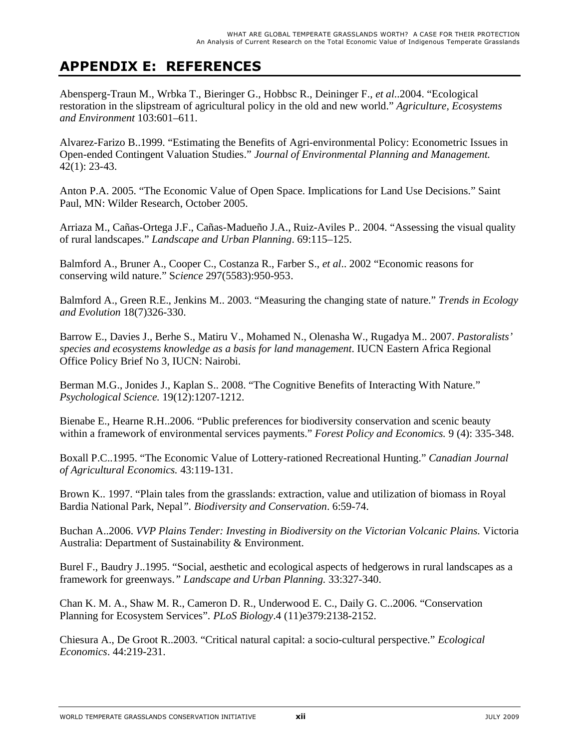# APPENDIX E: REFERENCES

Abensperg-Traun M., Wrbka T., Bieringer G., Hobbsc R., Deininger F., *et al*..2004. "Ecological restoration in the slipstream of agricultural policy in the old and new world." *Agriculture, Ecosystems and Environment* 103:601–611.

Alvarez-Farizo B..1999. "Estimating the Benefits of Agri-environmental Policy: Econometric Issues in Open-ended Contingent Valuation Studies." *Journal of Environmental Planning and Management.* 42(1): 23-43.

Anton P.A. 2005. "The Economic Value of Open Space. Implications for Land Use Decisions." Saint Paul, MN: Wilder Research, October 2005.

Arriaza M., Cañas-Ortega J.F., Cañas-Madueño J.A., Ruiz-Aviles P.. 2004. "Assessing the visual quality of rural landscapes." *Landscape and Urban Planning*. 69:115–125.

Balmford A., Bruner A., Cooper C., Costanza R., Farber S., *et al*.. 2002 "Economic reasons for conserving wild nature." S*cience* 297(5583):950-953.

Balmford A., Green R.E., Jenkins M.. 2003. "Measuring the changing state of nature." *Trends in Ecology and Evolution* 18(7)326-330.

Barrow E., Davies J., Berhe S., Matiru V., Mohamed N., Olenasha W., Rugadya M.. 2007. *Pastoralists' species and ecosystems knowledge as a basis for land management*. IUCN Eastern Africa Regional Office Policy Brief No 3, IUCN: Nairobi.

Berman M.G., Jonides J., Kaplan S.. 2008. "The Cognitive Benefits of Interacting With Nature." *Psychological Science.* 19(12):1207-1212.

Bienabe E., Hearne R.H..2006. "Public preferences for biodiversity conservation and scenic beauty within a framework of environmental services payments." *Forest Policy and Economics.* 9 (4): 335-348.

Boxall P.C..1995. "The Economic Value of Lottery-rationed Recreational Hunting." *Canadian Journal of Agricultural Economics.* 43:119-131.

Brown K.. 1997. "Plain tales from the grasslands: extraction, value and utilization of biomass in Royal Bardia National Park, Nepal". *Biodiversity and Conservation*. 6:59-74.

Buchan A..2006. *VVP Plains Tender: Investing in Biodiversity on the Victorian Volcanic Plains.* Victoria Australia: Department of Sustainability & Environment.

Burel F., Baudry J..1995. "Social, aesthetic and ecological aspects of hedgerows in rural landscapes as a framework for greenways." *Landscape and Urban Planning.* 33:327-340.

Chan K. M. A., Shaw M. R., Cameron D. R., Underwood E. C., Daily G. C..2006. "Conservation Planning for Ecosystem Services". *PLoS Biology*.4 (11)e379:2138-2152.

Chiesura A., De Groot R..2003. "Critical natural capital: a socio-cultural perspective." *Ecological Economics*. 44:219-231.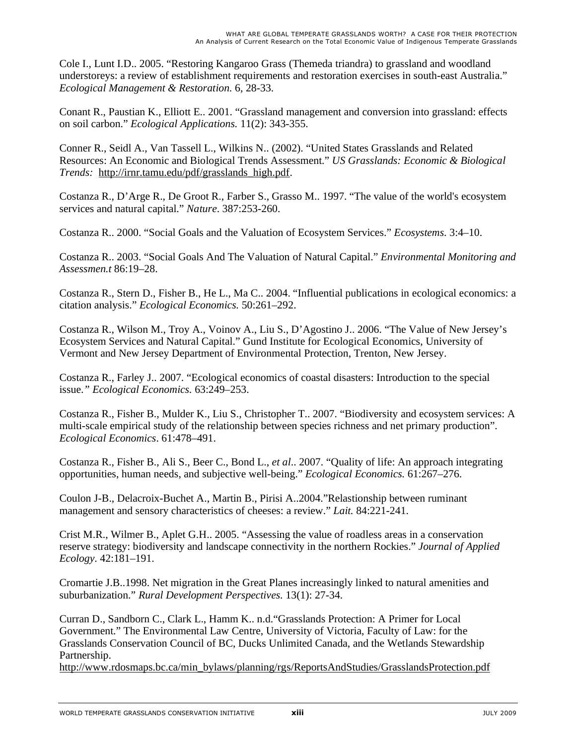Cole I., Lunt I.D.. 2005. “Restoring Kangaroo Grass (Themeda triandra) to grassland and woodland understoreys: a review of establishment requirements and restoration exercises in south-east Australia.” *Ecological Management & Restoration.* 6, 28-33.

Conant R., Paustian K., Elliott E.. 2001. “Grassland management and conversion into grassland: effects on soil carbon.” *Ecological Applications.* 11(2): 343-355.

Conner R., Seidl A., Van Tassell L., Wilkins N.. (2002). “United States Grasslands and Related Resources: An Economic and Biological Trends Assessment.” *US Grasslands: Economic & Biological Trends:* http://irnr.tamu.edu/pdf/grasslands_high.pdf.

Costanza R., D’Arge R., De Groot R., Farber S., Grasso M.. 1997. “The value of the world's ecosystem services and natural capital.” *Nature*. 387:253-260.

Costanza R.. 2000. “Social Goals and the Valuation of Ecosystem Services.” *Ecosystems*. 3:4–10.

Costanza R.. 2003. “Social Goals And The Valuation of Natural Capital.” *Environmental Monitoring and Assessmen.t* 86:19–28.

Costanza R., Stern D., Fisher B., He L., Ma C.. 2004. “Influential publications in ecological economics: a citation analysis.” *Ecological Economics.* 50:261–292.

Costanza R., Wilson M., Troy A., Voinov A., Liu S., D’Agostino J.. 2006. “The Value of New Jersey’s Ecosystem Services and Natural Capital.” Gund Institute for Ecological Economics, University of Vermont and New Jersey Department of Environmental Protection, Trenton, New Jersey.

Costanza R., Farley J.. 2007. “Ecological economics of coastal disasters: Introduction to the special issue.*” Ecological Economics.* 63:249–253.

Costanza R., Fisher B., Mulder K., Liu S., Christopher T.. 2007. “Biodiversity and ecosystem services: A multi-scale empirical study of the relationship between species richness and net primary production”. *Ecological Economics*. 61:478–491.

Costanza R., Fisher B., Ali S., Beer C., Bond L., *et al*.. 2007. “Quality of life: An approach integrating opportunities, human needs, and subjective well-being.” *Ecological Economics.* 61:267–276.

Coulon J-B., Delacroix-Buchet A., Martin B., Pirisi A..2004.”Relastionship between ruminant management and sensory characteristics of cheeses: a review.” *Lait.* 84:221-241.

Crist M.R., Wilmer B., Aplet G.H.. 2005. “Assessing the value of roadless areas in a conservation reserve strategy: biodiversity and landscape connectivity in the northern Rockies.” *Journal of Applied Ecology*. 42:181–191.

Cromartie J.B..1998. Net migration in the Great Planes increasingly linked to natural amenities and suburbanization.” *Rural Development Perspectives.* 13(1): 27-34.

Curran D., Sandborn C., Clark L., Hamm K.. n.d.“Grasslands Protection: A Primer for Local Government.” The Environmental Law Centre, University of Victoria, Faculty of Law: for the Grasslands Conservation Council of BC, Ducks Unlimited Canada, and the Wetlands Stewardship Partnership.
http://www.rdosmaps.bc.ca/min_bylaws/planning/rgs/ReportsAndStudies/GrasslandsProtection.pdf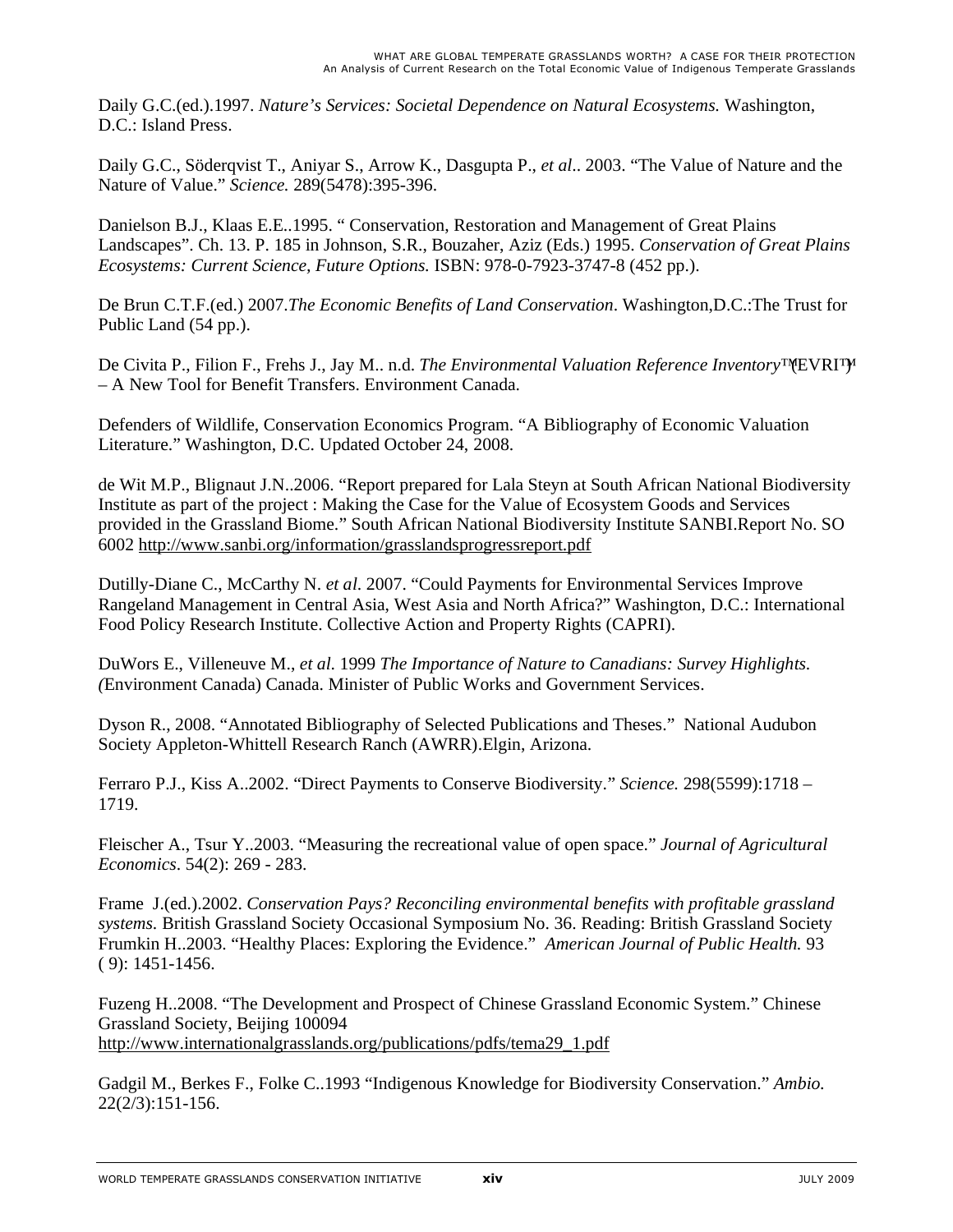Daily G.C.(ed.).1997. *Nature's Services: Societal Dependence on Natural Ecosystems.* Washington, D.C.: Island Press.

Daily G.C., Söderqvist T., Aniyar S., Arrow K., Dasgupta P., *et al*.. 2003. "The Value of Nature and the Nature of Value." *Science.* 289(5478):395-396.

Danielson B.J., Klaas E.E..1995. " Conservation, Restoration and Management of Great Plains Landscapes". Ch. 13. P. 185 in Johnson, S.R., Bouzaher, Aziz (Eds.) 1995. *Conservation of Great Plains Ecosystems: Current Science, Future Options.* ISBN: 978-0-7923-3747-8 (452 pp.).

De Brun C.T.F.(ed.) 2007.*The Economic Benefits of Land Conservation*. Washington,D.C.:The Trust for Public Land (54 pp.).

De Civita P., Filion F., Frehs J., Jay M.. n.d. *The Environmental Valuation Reference Inventory*™(EVRI™) – A New Tool for Benefit Transfers. Environment Canada.

Defenders of Wildlife, Conservation Economics Program. "A Bibliography of Economic Valuation Literature." Washington, D.C. Updated October 24, 2008.

de Wit M.P., Blignaut J.N..2006. "Report prepared for Lala Steyn at South African National Biodiversity Institute as part of the project : Making the Case for the Value of Ecosystem Goods and Services provided in the Grassland Biome." South African National Biodiversity Institute SANBI.Report No. SO 6002 http://www.sanbi.org/information/grasslandsprogressreport.pdf

Dutilly-Diane C., McCarthy N. *et al.* 2007. "Could Payments for Environmental Services Improve Rangeland Management in Central Asia, West Asia and North Africa?" Washington, D.C.: International Food Policy Research Institute. Collective Action and Property Rights (CAPRI).

DuWors E., Villeneuve M., *et al.* 1999 *The Importance of Nature to Canadians: Survey Highlights. (*Environment Canada) Canada. Minister of Public Works and Government Services.

Dyson R., 2008. "Annotated Bibliography of Selected Publications and Theses." National Audubon Society Appleton-Whittell Research Ranch (AWRR).Elgin, Arizona.

Ferraro P.J., Kiss A..2002. "Direct Payments to Conserve Biodiversity." *Science.* 298(5599):1718 – 1719.

Fleischer A., Tsur Y..2003. "Measuring the recreational value of open space." *Journal of Agricultural Economics*. 54(2): 269 - 283.

Frame J.(ed.).2002. *Conservation Pays? Reconciling environmental benefits with profitable grassland systems.* British Grassland Society Occasional Symposium No. 36. Reading: British Grassland Society
Frumkin H..2003. "Healthy Places: Exploring the Evidence." *American Journal of Public Health.* 93 ( 9): 1451-1456.

Fuzeng H..2008. "The Development and Prospect of Chinese Grassland Economic System." Chinese Grassland Society, Beijing 100094
http://www.internationalgrasslands.org/publications/pdfs/tema29_1.pdf

Gadgil M., Berkes F., Folke C..1993 "Indigenous Knowledge for Biodiversity Conservation." *Ambio.* 22(2/3):151-156.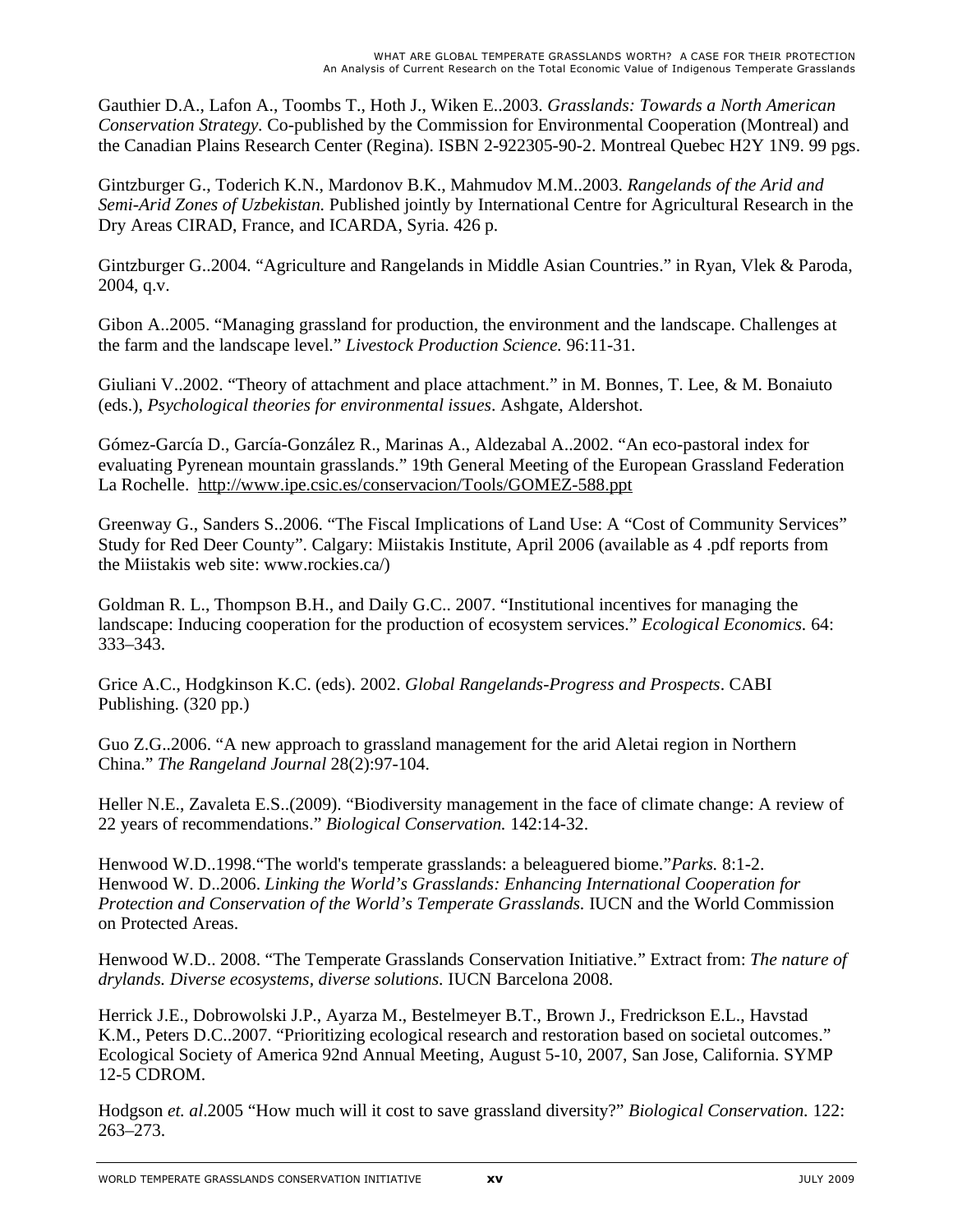Gauthier D.A., Lafon A., Toombs T., Hoth J., Wiken E..2003. *Grasslands: Towards a North American Conservation Strategy.* Co-published by the Commission for Environmental Cooperation (Montreal) and the Canadian Plains Research Center (Regina). ISBN 2-922305-90-2. Montreal Quebec H2Y 1N9. 99 pgs.

Gintzburger G., Toderich K.N., Mardonov B.K., Mahmudov M.M..2003. *Rangelands of the Arid and Semi-Arid Zones of Uzbekistan.* Published jointly by International Centre for Agricultural Research in the Dry Areas CIRAD, France, and ICARDA, Syria. 426 p.

Gintzburger G..2004. "Agriculture and Rangelands in Middle Asian Countries." in Ryan, Vlek & Paroda, 2004, q.v.

Gibon A..2005. "Managing grassland for production, the environment and the landscape. Challenges at the farm and the landscape level." *Livestock Production Science.* 96:11-31.

Giuliani V..2002. "Theory of attachment and place attachment." in M. Bonnes, T. Lee, & M. Bonaiuto (eds.), *Psychological theories for environmental issues*. Ashgate, Aldershot.

Gómez-García D., García-González R., Marinas A., Aldezabal A..2002. "An eco-pastoral index for evaluating Pyrenean mountain grasslands." 19th General Meeting of the European Grassland Federation La Rochelle. http://www.ipe.csic.es/conservacion/Tools/GOMEZ-588.ppt

Greenway G., Sanders S..2006. "The Fiscal Implications of Land Use: A "Cost of Community Services" Study for Red Deer County". Calgary: Miistakis Institute, April 2006 (available as 4 .pdf reports from the Miistakis web site: www.rockies.ca/)

Goldman R. L., Thompson B.H., and Daily G.C.. 2007. "Institutional incentives for managing the landscape: Inducing cooperation for the production of ecosystem services." *Ecological Economics.* 64: 333–343.

Grice A.C., Hodgkinson K.C. (eds). 2002. *Global Rangelands-Progress and Prospects*. CABI Publishing. (320 pp.)

Guo Z.G..2006. "A new approach to grassland management for the arid Aletai region in Northern China." *The Rangeland Journal* 28(2):97-104.

Heller N.E., Zavaleta E.S..(2009). "Biodiversity management in the face of climate change: A review of 22 years of recommendations." *Biological Conservation.* 142:14-32.

Henwood W.D..1998."The world's temperate grasslands: a beleaguered biome."*Parks.* 8:1-2.
Henwood W. D..2006. *Linking the World's Grasslands: Enhancing International Cooperation for Protection and Conservation of the World's Temperate Grasslands.* IUCN and the World Commission on Protected Areas.

Henwood W.D.. 2008. "The Temperate Grasslands Conservation Initiative." Extract from: *The nature of drylands. Diverse ecosystems, diverse solutions.* IUCN Barcelona 2008.

Herrick J.E., Dobrowolski J.P., Ayarza M., Bestelmeyer B.T., Brown J., Fredrickson E.L., Havstad K.M., Peters D.C..2007. "Prioritizing ecological research and restoration based on societal outcomes." Ecological Society of America 92nd Annual Meeting, August 5-10, 2007, San Jose, California. SYMP 12-5 CDROM.

Hodgson *et. al*.2005 "How much will it cost to save grassland diversity?" *Biological Conservation.* 122: 263–273.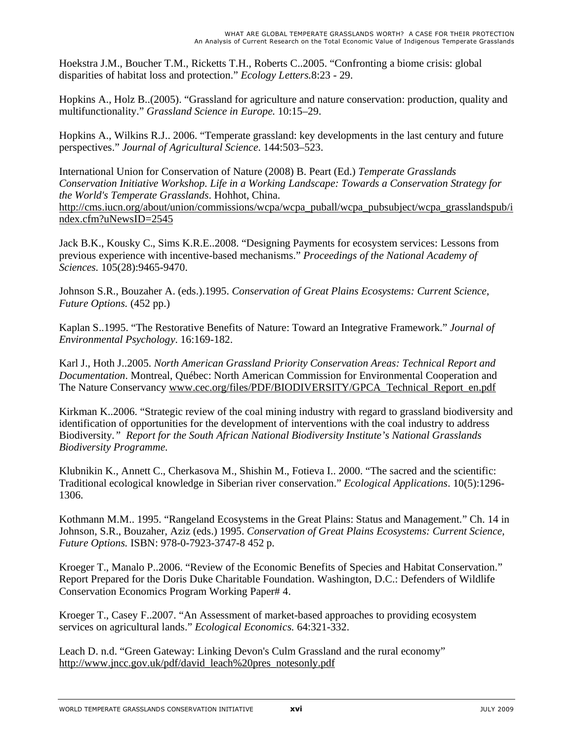Hoekstra J.M., Boucher T.M., Ricketts T.H., Roberts C..2005. "Confronting a biome crisis: global disparities of habitat loss and protection." *Ecology Letters.*8:23 - 29.

Hopkins A., Holz B..(2005). "Grassland for agriculture and nature conservation: production, quality and multifunctionality." *Grassland Science in Europe.* 10:15–29.

Hopkins A., Wilkins R.J.. 2006. "Temperate grassland: key developments in the last century and future perspectives." *Journal of Agricultural Science*. 144:503–523.

International Union for Conservation of Nature (2008) B. Peart (Ed.) *Temperate Grasslands Conservation Initiative Workshop. Life in a Working Landscape: Towards a Conservation Strategy for the World's Temperate Grasslands*. Hohhot, China. http://cms.iucn.org/about/union/commissions/wcpa/wcpa_puball/wcpa_pubsubject/wcpa_grasslandspub/index.cfm?uNewsID=2545

Jack B.K., Kousky C., Sims K.R.E..2008. "Designing Payments for ecosystem services: Lessons from previous experience with incentive-based mechanisms." *Proceedings of the National Academy of Sciences.* 105(28):9465-9470.

Johnson S.R., Bouzaher A. (eds.).1995. *Conservation of Great Plains Ecosystems: Current Science, Future Options.* (452 pp.)

Kaplan S..1995. "The Restorative Benefits of Nature: Toward an Integrative Framework." *Journal of Environmental Psychology*. 16:169-182.

Karl J., Hoth J..2005. *North American Grassland Priority Conservation Areas: Technical Report and Documentation*. Montreal, Québec: North American Commission for Environmental Cooperation and The Nature Conservancy www.cec.org/files/PDF/BIODIVERSITY/GPCA_Technical_Report_en.pdf

Kirkman K..2006. "Strategic review of the coal mining industry with regard to grassland biodiversity and identification of opportunities for the development of interventions with the coal industry to address Biodiversity.*"* *Report for the South African National Biodiversity Institute's National Grasslands Biodiversity Programme.*

Klubnikin K., Annett C., Cherkasova M., Shishin M., Fotieva I.. 2000. "The sacred and the scientific: Traditional ecological knowledge in Siberian river conservation." *Ecological Applications*. 10(5):1296-1306.

Kothmann M.M.. 1995. "Rangeland Ecosystems in the Great Plains: Status and Management." Ch. 14 in Johnson, S.R., Bouzaher, Aziz (eds.) 1995. *Conservation of Great Plains Ecosystems: Current Science, Future Options.* ISBN: 978-0-7923-3747-8 452 p.

Kroeger T., Manalo P..2006. "Review of the Economic Benefits of Species and Habitat Conservation." Report Prepared for the Doris Duke Charitable Foundation. Washington, D.C.: Defenders of Wildlife Conservation Economics Program Working Paper# 4.

Kroeger T., Casey F..2007. "An Assessment of market-based approaches to providing ecosystem services on agricultural lands." *Ecological Economics.* 64:321-332.

Leach D. n.d. "Green Gateway: Linking Devon's Culm Grassland and the rural economy" http://www.jncc.gov.uk/pdf/david_leach%20pres_notesonly.pdf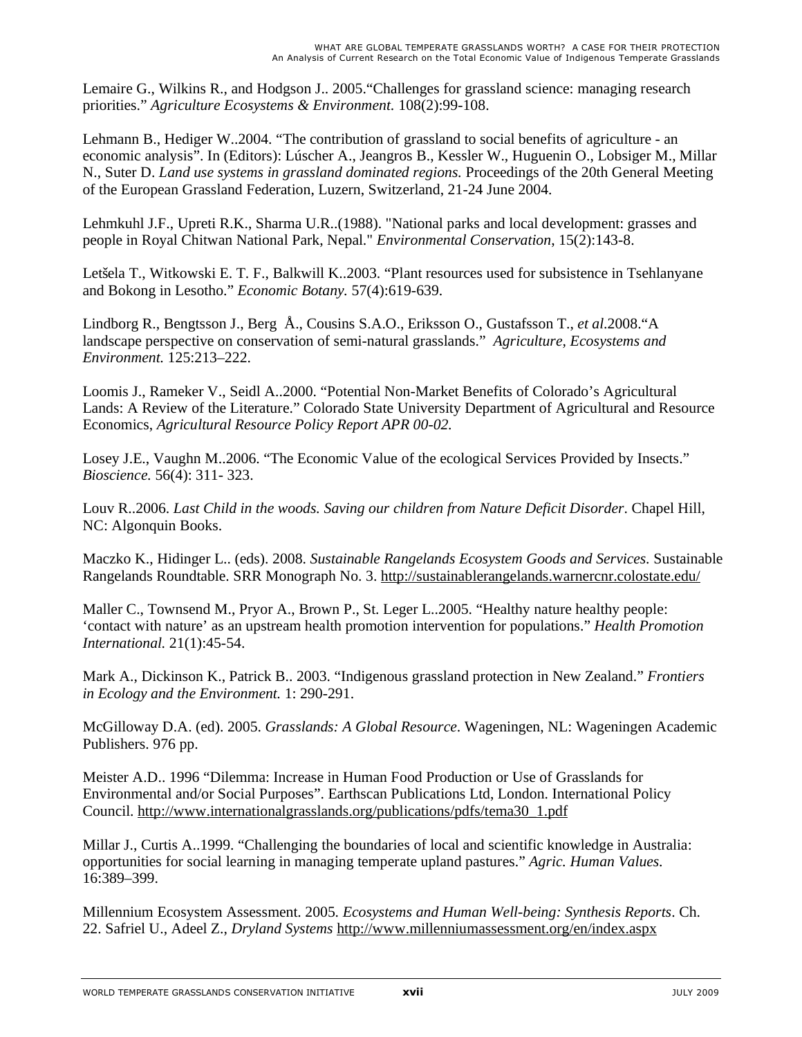Lemaire G., Wilkins R., and Hodgson J.. 2005."Challenges for grassland science: managing research priorities." *Agriculture Ecosystems & Environment*. 108(2):99-108.

Lehmann B., Hediger W..2004. "The contribution of grassland to social benefits of agriculture - an economic analysis". In (Editors): Lúscher A., Jeangros B., Kessler W., Huguenin O., Lobsiger M., Millar N., Suter D. *Land use systems in grassland dominated regions.* Proceedings of the 20th General Meeting of the European Grassland Federation, Luzern, Switzerland, 21-24 June 2004.

Lehmkuhl J.F., Upreti R.K., Sharma U.R..(1988). "National parks and local development: grasses and people in Royal Chitwan National Park, Nepal." *Environmental Conservation*, 15(2):143-8.

Letšela T., Witkowski E. T. F., Balkwill K..2003. "Plant resources used for subsistence in Tsehlanyane and Bokong in Lesotho." *Economic Botany.* 57(4):619-639.

Lindborg R., Bengtsson J., Berg Å., Cousins S.A.O., Eriksson O., Gustafsson T., *et al*.2008."A landscape perspective on conservation of semi-natural grasslands." *Agriculture, Ecosystems and Environment.* 125:213–222.

Loomis J., Rameker V., Seidl A..2000. "Potential Non-Market Benefits of Colorado's Agricultural Lands: A Review of the Literature." Colorado State University Department of Agricultural and Resource Economics, *Agricultural Resource Policy Report APR 00-02.*

Losey J.E., Vaughn M..2006. "The Economic Value of the ecological Services Provided by Insects." *Bioscience.* 56(4): 311- 323.

Louv R..2006. *Last Child in the woods. Saving our children from Nature Deficit Disorder*. Chapel Hill, NC: Algonquin Books.

Maczko K., Hidinger L.. (eds). 2008. *Sustainable Rangelands Ecosystem Goods and Services.* Sustainable Rangelands Roundtable. SRR Monograph No. 3. http://sustainablerangelands.warnercnr.colostate.edu/

Maller C., Townsend M., Pryor A., Brown P., St. Leger L..2005. "Healthy nature healthy people: 'contact with nature' as an upstream health promotion intervention for populations." *Health Promotion International.* 21(1):45-54.

Mark A., Dickinson K., Patrick B.. 2003. "Indigenous grassland protection in New Zealand." *Frontiers in Ecology and the Environment.* 1: 290-291.

McGilloway D.A. (ed). 2005. *Grasslands: A Global Resource*. Wageningen, NL: Wageningen Academic Publishers. 976 pp.

Meister A.D.. 1996 "Dilemma: Increase in Human Food Production or Use of Grasslands for Environmental and/or Social Purposes". Earthscan Publications Ltd, London. International Policy Council. http://www.internationalgrasslands.org/publications/pdfs/tema30_1.pdf

Millar J., Curtis A..1999. "Challenging the boundaries of local and scientific knowledge in Australia: opportunities for social learning in managing temperate upland pastures." *Agric. Human Values.* 16:389–399.

Millennium Ecosystem Assessment. 2005. *Ecosystems and Human Well-being: Synthesis Reports*. Ch. 22. Safriel U., Adeel Z., *Dryland Systems* http://www.millenniumassessment.org/en/index.aspx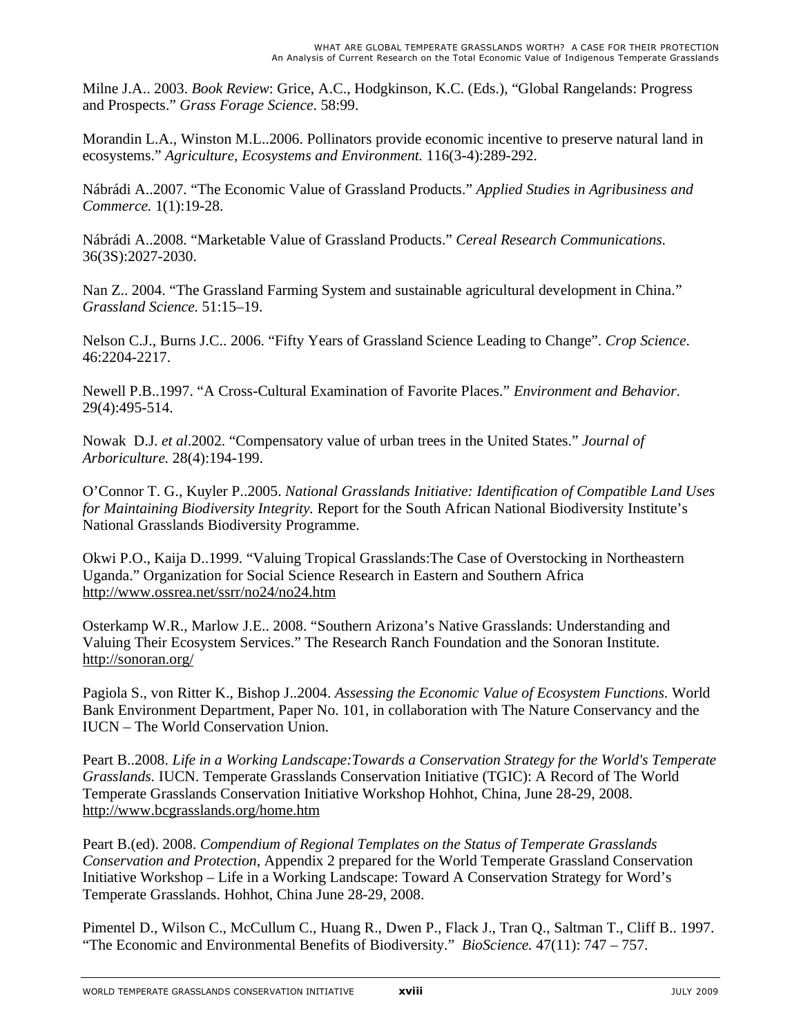Milne J.A.. 2003. *Book Review*: Grice, A.C., Hodgkinson, K.C. (Eds.), "Global Rangelands: Progress and Prospects." *Grass Forage Science*. 58:99.

Morandin L.A., Winston M.L..2006. Pollinators provide economic incentive to preserve natural land in ecosystems." *Agriculture, Ecosystems and Environment.* 116(3-4):289-292.

Nábrádi A..2007. "The Economic Value of Grassland Products." *Applied Studies in Agribusiness and Commerce.* 1(1):19-28.

Nábrádi A..2008. "Marketable Value of Grassland Products." *Cereal Research Communications.* 36(3S):2027-2030.

Nan Z.. 2004. "The Grassland Farming System and sustainable agricultural development in China." *Grassland Science.* 51:15–19.

Nelson C.J., Burns J.C.. 2006. "Fifty Years of Grassland Science Leading to Change". *Crop Science*. 46:2204-2217.

Newell P.B..1997. "A Cross-Cultural Examination of Favorite Places." *Environment and Behavior.* 29(4):495-514.

Nowak D.J. *et al*.2002. "Compensatory value of urban trees in the United States." *Journal of Arboriculture.* 28(4):194-199.

O'Connor T. G., Kuyler P..2005. *National Grasslands Initiative: Identification of Compatible Land Uses for Maintaining Biodiversity Integrity.* Report for the South African National Biodiversity Institute's National Grasslands Biodiversity Programme.

Okwi P.O., Kaija D..1999. "Valuing Tropical Grasslands:The Case of Overstocking in Northeastern Uganda." Organization for Social Science Research in Eastern and Southern Africa http://www.ossrea.net/ssrr/no24/no24.htm

Osterkamp W.R., Marlow J.E.. 2008. "Southern Arizona's Native Grasslands: Understanding and Valuing Their Ecosystem Services." The Research Ranch Foundation and the Sonoran Institute. http://sonoran.org/

Pagiola S., von Ritter K., Bishop J..2004. *Assessing the Economic Value of Ecosystem Functions.* World Bank Environment Department, Paper No. 101, in collaboration with The Nature Conservancy and the IUCN – The World Conservation Union.

Peart B..2008. *Life in a Working Landscape:Towards a Conservation Strategy for the World's Temperate Grasslands.* IUCN. Temperate Grasslands Conservation Initiative (TGIC): A Record of The World Temperate Grasslands Conservation Initiative Workshop Hohhot, China, June 28-29, 2008. http://www.bcgrasslands.org/home.htm

Peart B.(ed). 2008. *Compendium of Regional Templates on the Status of Temperate Grasslands Conservation and Protection*, Appendix 2 prepared for the World Temperate Grassland Conservation Initiative Workshop – Life in a Working Landscape: Toward A Conservation Strategy for Word's Temperate Grasslands. Hohhot, China June 28-29, 2008.

Pimentel D., Wilson C., McCullum C., Huang R., Dwen P., Flack J., Tran Q., Saltman T., Cliff B.. 1997. "The Economic and Environmental Benefits of Biodiversity." *BioScience.* 47(11): 747 – 757.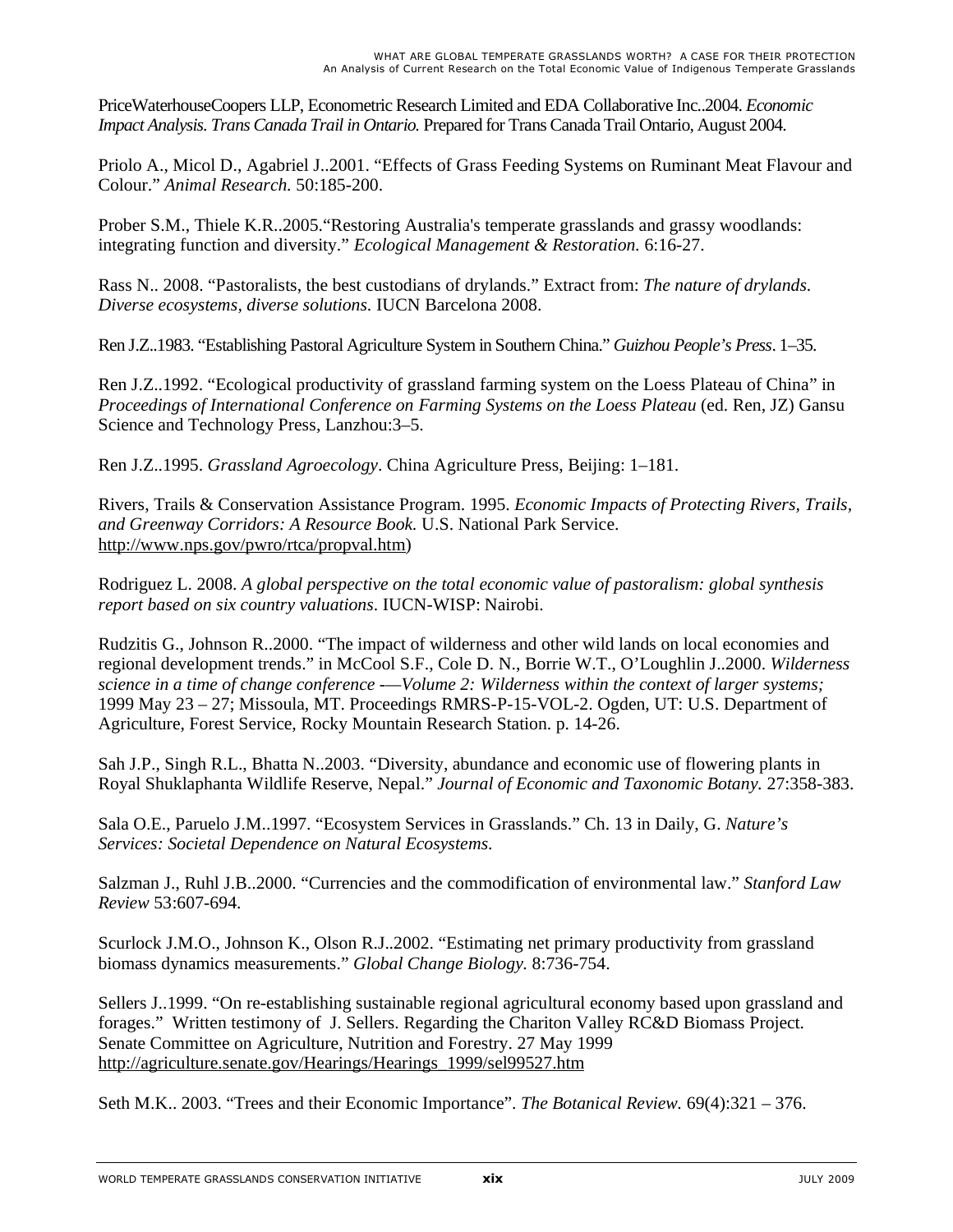PriceWaterhouseCoopers LLP, Econometric Research Limited and EDA Collaborative Inc..2004. *Economic Impact Analysis. Trans Canada Trail in Ontario.* Prepared for Trans Canada Trail Ontario, August 2004.

Priolo A., Micol D., Agabriel J..2001. "Effects of Grass Feeding Systems on Ruminant Meat Flavour and Colour." *Animal Research.* 50:185-200.

Prober S.M., Thiele K.R..2005."Restoring Australia's temperate grasslands and grassy woodlands: integrating function and diversity." *Ecological Management & Restoration.* 6:16-27.

Rass N.. 2008. "Pastoralists, the best custodians of drylands." Extract from: *The nature of drylands. Diverse ecosystems, diverse solutions.* IUCN Barcelona 2008.

Ren J.Z..1983. "Establishing Pastoral Agriculture System in Southern China." *Guizhou People's Press*. 1–35.

Ren J.Z..1992. "Ecological productivity of grassland farming system on the Loess Plateau of China" in *Proceedings of International Conference on Farming Systems on the Loess Plateau* (ed. Ren, JZ) Gansu Science and Technology Press, Lanzhou:3–5.

Ren J.Z..1995. *Grassland Agroecology*. China Agriculture Press, Beijing: 1–181.

Rivers, Trails & Conservation Assistance Program. 1995. *Economic Impacts of Protecting Rivers, Trails, and Greenway Corridors: A Resource Book.* U.S. National Park Service. http://www.nps.gov/pwro/rtca/propval.htm)

Rodriguez L. 2008. *A global perspective on the total economic value of pastoralism: global synthesis report based on six country valuations*. IUCN-WISP: Nairobi.

Rudzitis G., Johnson R..2000. "The impact of wilderness and other wild lands on local economies and regional development trends." in McCool S.F., Cole D. N., Borrie W.T., O'Loughlin J..2000. *Wilderness science in a time of change conference -—Volume 2: Wilderness within the context of larger systems;* 1999 May 23 – 27; Missoula, MT. Proceedings RMRS-P-15-VOL-2. Ogden, UT: U.S. Department of Agriculture, Forest Service, Rocky Mountain Research Station. p. 14-26.

Sah J.P., Singh R.L., Bhatta N..2003. "Diversity, abundance and economic use of flowering plants in Royal Shuklaphanta Wildlife Reserve, Nepal." *Journal of Economic and Taxonomic Botany.* 27:358-383.

Sala O.E., Paruelo J.M..1997. "Ecosystem Services in Grasslands." Ch. 13 in Daily, G. *Nature's Services: Societal Dependence on Natural Ecosystems.*

Salzman J., Ruhl J.B..2000. "Currencies and the commodification of environmental law." *Stanford Law Review* 53:607-694.

Scurlock J.M.O., Johnson K., Olson R.J..2002. "Estimating net primary productivity from grassland biomass dynamics measurements." *Global Change Biology.* 8:736-754.

Sellers J..1999. "On re-establishing sustainable regional agricultural economy based upon grassland and forages." Written testimony of J. Sellers. Regarding the Chariton Valley RC&D Biomass Project. Senate Committee on Agriculture, Nutrition and Forestry. 27 May 1999 http://agriculture.senate.gov/Hearings/Hearings_1999/sel99527.htm

Seth M.K.. 2003. "Trees and their Economic Importance". *The Botanical Review.* 69(4):321 – 376.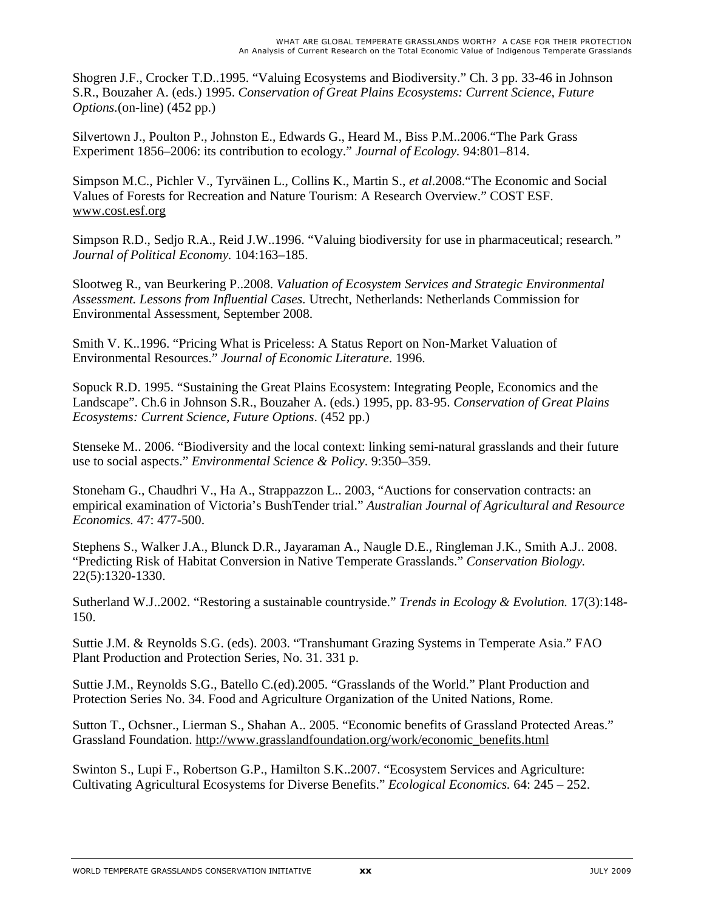Shogren J.F., Crocker T.D..1995. "Valuing Ecosystems and Biodiversity." Ch. 3 pp. 33-46 in Johnson S.R., Bouzaher A. (eds.) 1995. *Conservation of Great Plains Ecosystems: Current Science, Future Options*.(on-line) (452 pp.)

Silvertown J., Poulton P., Johnston E., Edwards G., Heard M., Biss P.M..2006."The Park Grass Experiment 1856–2006: its contribution to ecology." *Journal of Ecology*. 94:801–814.

Simpson M.C., Pichler V., Tyrväinen L., Collins K., Martin S., *et al*.2008."The Economic and Social Values of Forests for Recreation and Nature Tourism: A Research Overview." COST ESF. www.cost.esf.org

Simpson R.D., Sedjo R.A., Reid J.W..1996. "Valuing biodiversity for use in pharmaceutical; research*." Journal of Political Economy.* 104:163–185.

Slootweg R., van Beurkering P..2008. *Valuation of Ecosystem Services and Strategic Environmental Assessment. Lessons from Influential Cases.* Utrecht, Netherlands: Netherlands Commission for Environmental Assessment, September 2008.

Smith V. K..1996. "Pricing What is Priceless: A Status Report on Non-Market Valuation of Environmental Resources." *Journal of Economic Literature*. 1996.

Sopuck R.D. 1995. "Sustaining the Great Plains Ecosystem: Integrating People, Economics and the Landscape". Ch.6 in Johnson S.R., Bouzaher A. (eds.) 1995, pp. 83-95. *Conservation of Great Plains Ecosystems: Current Science, Future Options*. (452 pp.)

Stenseke M.. 2006. "Biodiversity and the local context: linking semi-natural grasslands and their future use to social aspects." *Environmental Science & Policy*. 9:350–359.

Stoneham G., Chaudhri V., Ha A., Strappazzon L.. 2003, "Auctions for conservation contracts: an empirical examination of Victoria's BushTender trial." *Australian Journal of Agricultural and Resource Economics.* 47: 477-500.

Stephens S., Walker J.A., Blunck D.R., Jayaraman A., Naugle D.E., Ringleman J.K., Smith A.J.. 2008. "Predicting Risk of Habitat Conversion in Native Temperate Grasslands." *Conservation Biology.* 22(5):1320-1330.

Sutherland W.J..2002. "Restoring a sustainable countryside." *Trends in Ecology & Evolution.* 17(3):148-150.

Suttie J.M. & Reynolds S.G. (eds). 2003. "Transhumant Grazing Systems in Temperate Asia." FAO Plant Production and Protection Series, No. 31. 331 p.

Suttie J.M., Reynolds S.G., Batello C.(ed).2005. "Grasslands of the World." Plant Production and Protection Series No. 34. Food and Agriculture Organization of the United Nations, Rome.

Sutton T., Ochsner., Lierman S., Shahan A.. 2005. "Economic benefits of Grassland Protected Areas." Grassland Foundation. http://www.grasslandfoundation.org/work/economic_benefits.html

Swinton S., Lupi F., Robertson G.P., Hamilton S.K..2007. "Ecosystem Services and Agriculture: Cultivating Agricultural Ecosystems for Diverse Benefits." *Ecological Economics.* 64: 245 – 252.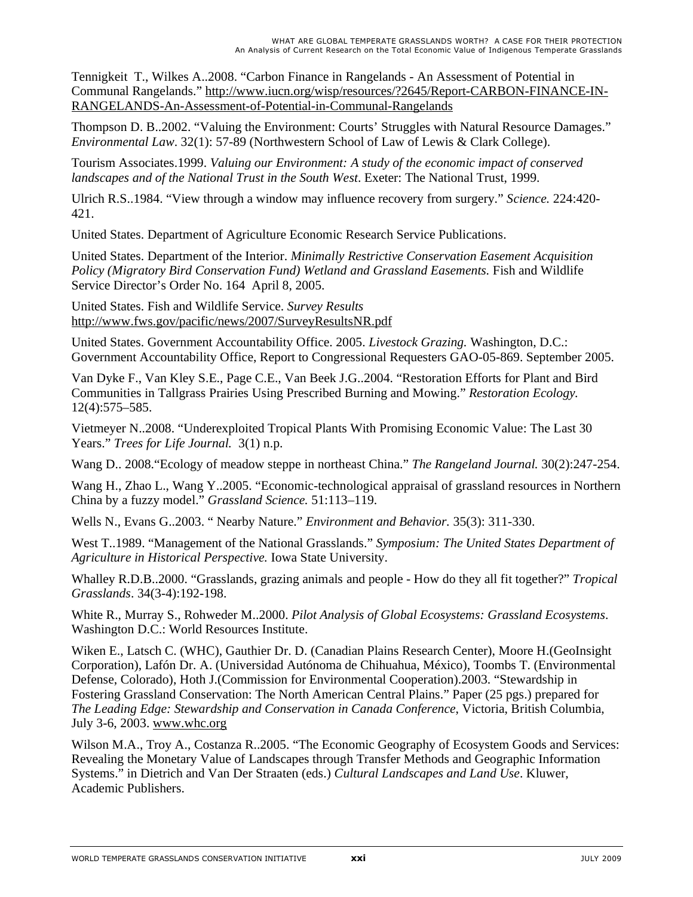Tennigkeit T., Wilkes A..2008. “Carbon Finance in Rangelands - An Assessment of Potential in Communal Rangelands.” http://www.iucn.org/wisp/resources/?2645/Report-CARBON-FINANCE-IN-RANGELANDS-An-Assessment-of-Potential-in-Communal-Rangelands

Thompson D. B..2002. “Valuing the Environment: Courts’ Struggles with Natural Resource Damages.” *Environmental Law*. 32(1): 57-89 (Northwestern School of Law of Lewis & Clark College).

Tourism Associates.1999. *Valuing our Environment: A study of the economic impact of conserved landscapes and of the National Trust in the South West*. Exeter: The National Trust, 1999.

Ulrich R.S..1984. “View through a window may influence recovery from surgery.” *Science.* 224:420-421.

United States. Department of Agriculture Economic Research Service Publications.

United States. Department of the Interior. *Minimally Restrictive Conservation Easement Acquisition Policy (Migratory Bird Conservation Fund) Wetland and Grassland Easements.* Fish and Wildlife Service Director’s Order No. 164 April 8, 2005.

United States. Fish and Wildlife Service. *Survey Results* http://www.fws.gov/pacific/news/2007/SurveyResultsNR.pdf

United States. Government Accountability Office. 2005. *Livestock Grazing.* Washington, D.C.: Government Accountability Office, Report to Congressional Requesters GAO-05-869. September 2005.

Van Dyke F., Van Kley S.E., Page C.E., Van Beek J.G..2004. “Restoration Efforts for Plant and Bird Communities in Tallgrass Prairies Using Prescribed Burning and Mowing.” *Restoration Ecology.* 12(4):575–585.

Vietmeyer N..2008. “Underexploited Tropical Plants With Promising Economic Value: The Last 30 Years.” *Trees for Life Journal.* 3(1) n.p.

Wang D.. 2008.“Ecology of meadow steppe in northeast China.” *The Rangeland Journal.* 30(2):247-254.

Wang H., Zhao L., Wang Y..2005. “Economic-technological appraisal of grassland resources in Northern China by a fuzzy model.” *Grassland Science.* 51:113–119.

Wells N., Evans G..2003. “ Nearby Nature.” *Environment and Behavior.* 35(3): 311-330.

West T..1989. “Management of the National Grasslands.” *Symposium: The United States Department of Agriculture in Historical Perspective.* Iowa State University.

Whalley R.D.B..2000. “Grasslands, grazing animals and people - How do they all fit together?” *Tropical Grasslands*. 34(3-4):192-198.

White R., Murray S., Rohweder M..2000. *Pilot Analysis of Global Ecosystems: Grassland Ecosystems*. Washington D.C.: World Resources Institute.

Wiken E., Latsch C. (WHC), Gauthier Dr. D. (Canadian Plains Research Center), Moore H.(GeoInsight Corporation), Lafón Dr. A. (Universidad Autónoma de Chihuahua, México), Toombs T. (Environmental Defense, Colorado), Hoth J.(Commission for Environmental Cooperation).2003. “Stewardship in Fostering Grassland Conservation: The North American Central Plains.” Paper (25 pgs.) prepared for *The Leading Edge: Stewardship and Conservation in Canada Conference*, Victoria, British Columbia, July 3-6, 2003. www.whc.org

Wilson M.A., Troy A., Costanza R..2005. “The Economic Geography of Ecosystem Goods and Services: Revealing the Monetary Value of Landscapes through Transfer Methods and Geographic Information Systems.” in Dietrich and Van Der Straaten (eds.) *Cultural Landscapes and Land Use*. Kluwer, Academic Publishers.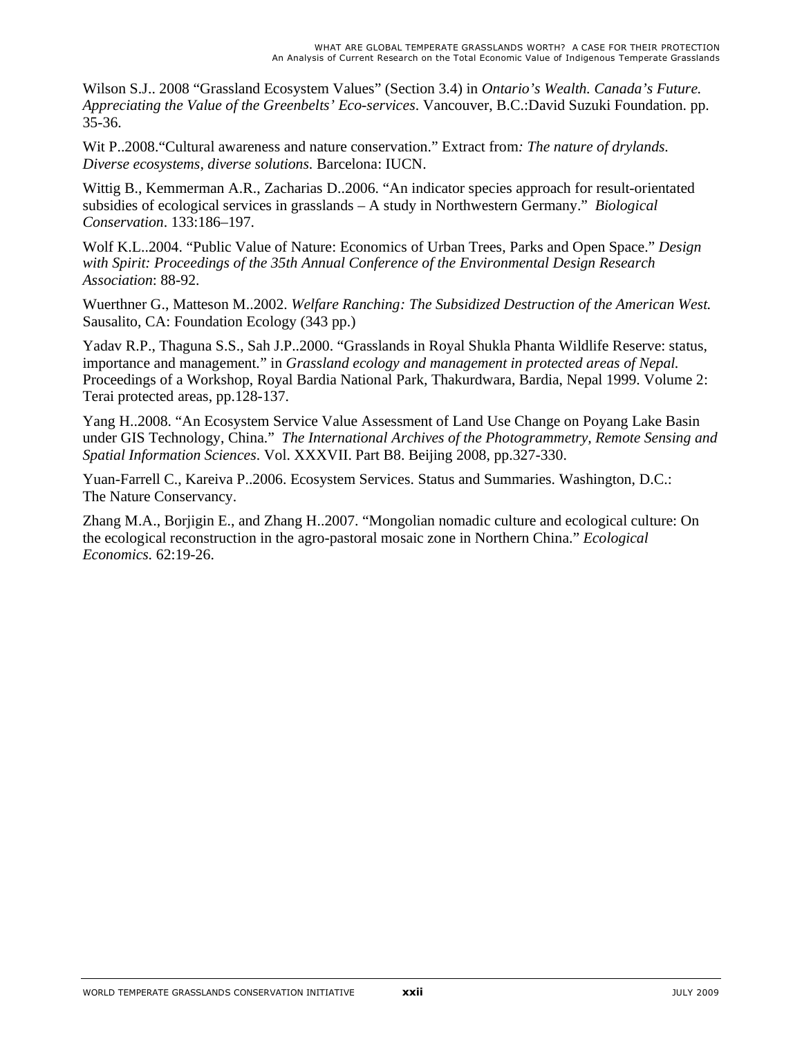Wilson S.J.. 2008 “Grassland Ecosystem Values” (Section 3.4) in *Ontario’s Wealth. Canada’s Future. Appreciating the Value of the Greenbelts’ Eco-services*. Vancouver, B.C.:David Suzuki Foundation. pp. 35-36.

Wit P..2008.“Cultural awareness and nature conservation.” Extract from*: The nature of drylands. Diverse ecosystems, diverse solutions.* Barcelona: IUCN.

Wittig B., Kemmerman A.R., Zacharias D..2006. “An indicator species approach for result-orientated subsidies of ecological services in grasslands – A study in Northwestern Germany.” *Biological Conservation*. 133:186–197.

Wolf K.L..2004. “Public Value of Nature: Economics of Urban Trees, Parks and Open Space.” *Design with Spirit: Proceedings of the 35th Annual Conference of the Environmental Design Research Association*: 88-92.

Wuerthner G., Matteson M..2002. *Welfare Ranching: The Subsidized Destruction of the American West.* Sausalito, CA: Foundation Ecology (343 pp.)

Yadav R.P., Thaguna S.S., Sah J.P..2000. “Grasslands in Royal Shukla Phanta Wildlife Reserve: status, importance and management.” in *Grassland ecology and management in protected areas of Nepal.* Proceedings of a Workshop, Royal Bardia National Park, Thakurdwara, Bardia, Nepal 1999. Volume 2: Terai protected areas, pp.128-137.

Yang H..2008. “An Ecosystem Service Value Assessment of Land Use Change on Poyang Lake Basin under GIS Technology, China.” *The International Archives of the Photogrammetry, Remote Sensing and Spatial Information Sciences*. Vol. XXXVII. Part B8. Beijing 2008, pp.327-330.

Yuan-Farrell C., Kareiva P..2006. Ecosystem Services. Status and Summaries. Washington, D.C.: The Nature Conservancy.

Zhang M.A., Borjigin E., and Zhang H..2007. “Mongolian nomadic culture and ecological culture: On the ecological reconstruction in the agro-pastoral mosaic zone in Northern China.” *Ecological Economics.* 62:19-26.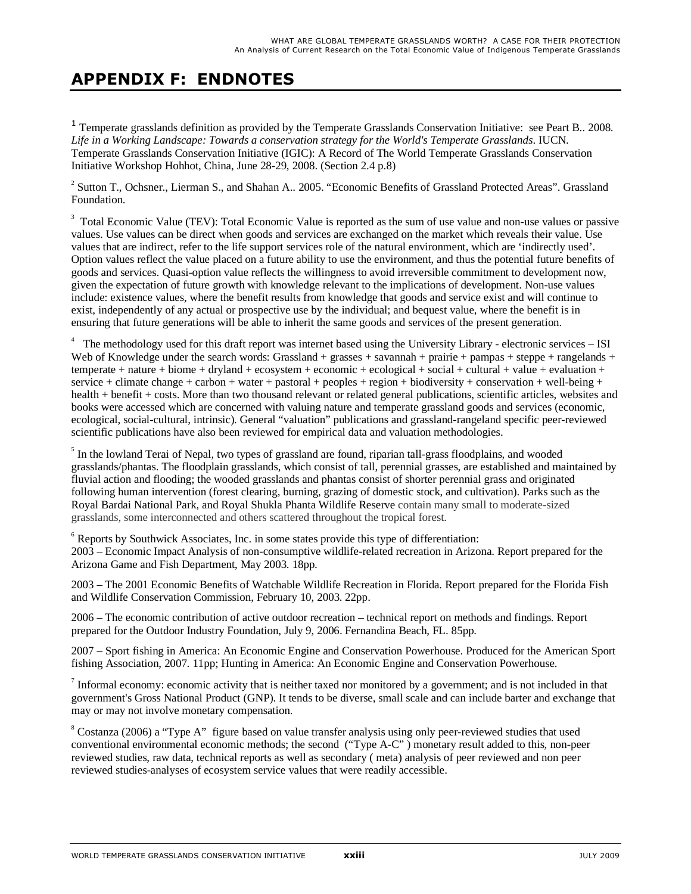# APPENDIX F: ENDNOTES

[1] Temperate grasslands definition as provided by the Temperate Grasslands Conservation Initiative: see Peart B.. 2008. *Life in a Working Landscape: Towards a conservation strategy for the World's Temperate Grasslands*. IUCN. Temperate Grasslands Conservation Initiative (IGIC): A Record of The World Temperate Grasslands Conservation Initiative Workshop Hohhot, China, June 28-29, 2008. (Section 2.4 p.8)

[2] Sutton T., Ochsner., Lierman S., and Shahan A.. 2005. "Economic Benefits of Grassland Protected Areas". Grassland Foundation.

[3] Total Economic Value (TEV): Total Economic Value is reported as the sum of use value and non-use values or passive values. Use values can be direct when goods and services are exchanged on the market which reveals their value. Use values that are indirect, refer to the life support services role of the natural environment, which are 'indirectly used'. Option values reflect the value placed on a future ability to use the environment, and thus the potential future benefits of goods and services. Quasi-option value reflects the willingness to avoid irreversible commitment to development now, given the expectation of future growth with knowledge relevant to the implications of development. Non-use values include: existence values, where the benefit results from knowledge that goods and service exist and will continue to exist, independently of any actual or prospective use by the individual; and bequest value, where the benefit is in ensuring that future generations will be able to inherit the same goods and services of the present generation.

[4] The methodology used for this draft report was internet based using the University Library - electronic services – ISI Web of Knowledge under the search words: Grassland + grasses + savannah + prairie + pampas + steppe + rangelands + temperate + nature + biome + dryland + ecosystem + economic + ecological + social + cultural + value + evaluation + service + climate change + carbon + water + pastoral + peoples + region + biodiversity + conservation + well-being + health + benefit + costs. More than two thousand relevant or related general publications, scientific articles, websites and books were accessed which are concerned with valuing nature and temperate grassland goods and services (economic, ecological, social-cultural, intrinsic). General "valuation" publications and grassland-rangeland specific peer-reviewed scientific publications have also been reviewed for empirical data and valuation methodologies.

[5] In the lowland Terai of Nepal, two types of grassland are found, riparian tall-grass floodplains, and wooded grasslands/phantas. The floodplain grasslands, which consist of tall, perennial grasses, are established and maintained by fluvial action and flooding; the wooded grasslands and phantas consist of shorter perennial grass and originated following human intervention (forest clearing, burning, grazing of domestic stock, and cultivation). Parks such as the Royal Bardai National Park, and Royal Shukla Phanta Wildlife Reserve contain many small to moderate-sized grasslands, some interconnected and others scattered throughout the tropical forest.

[6] Reports by Southwick Associates, Inc. in some states provide this type of differentiation:
2003 – Economic Impact Analysis of non-consumptive wildlife-related recreation in Arizona. Report prepared for the Arizona Game and Fish Department, May 2003. 18pp.

2003 – The 2001 Economic Benefits of Watchable Wildlife Recreation in Florida. Report prepared for the Florida Fish and Wildlife Conservation Commission, February 10, 2003. 22pp.

2006 – The economic contribution of active outdoor recreation – technical report on methods and findings. Report prepared for the Outdoor Industry Foundation, July 9, 2006. Fernandina Beach, FL. 85pp.

2007 – Sport fishing in America: An Economic Engine and Conservation Powerhouse. Produced for the American Sport fishing Association, 2007. 11pp; Hunting in America: An Economic Engine and Conservation Powerhouse.

[7] Informal economy: economic activity that is neither taxed nor monitored by a government; and is not included in that government's Gross National Product (GNP). It tends to be diverse, small scale and can include barter and exchange that may or may not involve monetary compensation.

[8] Costanza (2006) a "Type A" figure based on value transfer analysis using only peer-reviewed studies that used conventional environmental economic methods; the second ("Type A-C") monetary result added to this, non-peer reviewed studies, raw data, technical reports as well as secondary ( meta) analysis of peer reviewed and non peer reviewed studies-analyses of ecosystem service values that were readily accessible.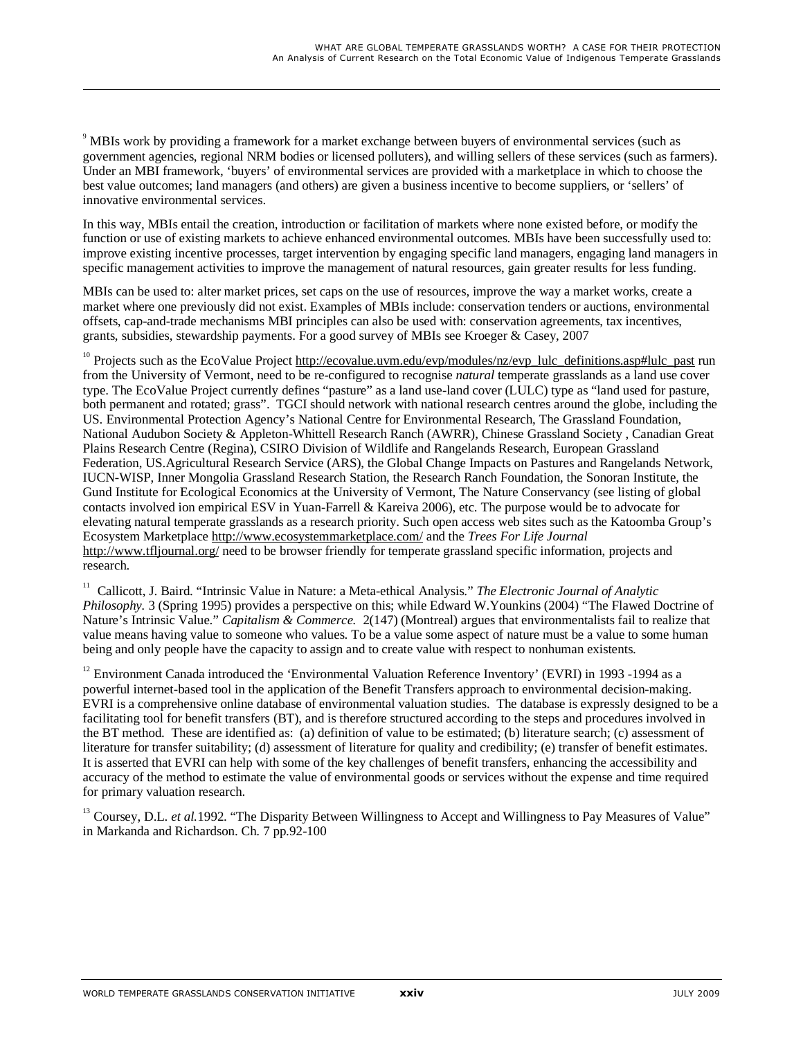[9] MBIs work by providing a framework for a market exchange between buyers of environmental services (such as government agencies, regional NRM bodies or licensed polluters), and willing sellers of these services (such as farmers). Under an MBI framework, 'buyers' of environmental services are provided with a marketplace in which to choose the best value outcomes; land managers (and others) are given a business incentive to become suppliers, or 'sellers' of innovative environmental services.

In this way, MBIs entail the creation, introduction or facilitation of markets where none existed before, or modify the function or use of existing markets to achieve enhanced environmental outcomes. MBIs have been successfully used to: improve existing incentive processes, target intervention by engaging specific land managers, engaging land managers in specific management activities to improve the management of natural resources, gain greater results for less funding.

MBIs can be used to: alter market prices, set caps on the use of resources, improve the way a market works, create a market where one previously did not exist. Examples of MBIs include: conservation tenders or auctions, environmental offsets, cap-and-trade mechanisms MBI principles can also be used with: conservation agreements, tax incentives, grants, subsidies, stewardship payments. For a good survey of MBIs see Kroeger & Casey, 2007

[10] Projects such as the EcoValue Project http://ecovalue.uvm.edu/evp/modules/nz/evp_lulc_definitions.asp#lulc_past run from the University of Vermont, need to be re-configured to recognise *natural* temperate grasslands as a land use cover type. The EcoValue Project currently defines "pasture" as a land use-land cover (LULC) type as "land used for pasture, both permanent and rotated; grass". TGCI should network with national research centres around the globe, including the US. Environmental Protection Agency's National Centre for Environmental Research, The Grassland Foundation, National Audubon Society & Appleton-Whittell Research Ranch (AWRR), Chinese Grassland Society , Canadian Great Plains Research Centre (Regina), CSIRO Division of Wildlife and Rangelands Research, European Grassland Federation, US.Agricultural Research Service (ARS), the Global Change Impacts on Pastures and Rangelands Network, IUCN-WISP, Inner Mongolia Grassland Research Station, the Research Ranch Foundation, the Sonoran Institute, the Gund Institute for Ecological Economics at the University of Vermont, The Nature Conservancy (see listing of global contacts involved ion empirical ESV in Yuan-Farrell & Kareiva 2006), etc. The purpose would be to advocate for elevating natural temperate grasslands as a research priority. Such open access web sites such as the Katoomba Group's Ecosystem Marketplace http://www.ecosystemmarketplace.com/ and the *Trees For Life Journal* http://www.tfljournal.org/ need to be browser friendly for temperate grassland specific information, projects and research.

[11] Callicott, J. Baird. "Intrinsic Value in Nature: a Meta-ethical Analysis." *The Electronic Journal of Analytic Philosophy.* 3 (Spring 1995) provides a perspective on this; while Edward W.Younkins (2004) "The Flawed Doctrine of Nature's Intrinsic Value." *Capitalism & Commerce.* 2(147) (Montreal) argues that environmentalists fail to realize that value means having value to someone who values. To be a value some aspect of nature must be a value to some human being and only people have the capacity to assign and to create value with respect to nonhuman existents.

[12] Environment Canada introduced the 'Environmental Valuation Reference Inventory' (EVRI) in 1993 -1994 as a powerful internet-based tool in the application of the Benefit Transfers approach to environmental decision-making. EVRI is a comprehensive online database of environmental valuation studies. The database is expressly designed to be a facilitating tool for benefit transfers (BT), and is therefore structured according to the steps and procedures involved in the BT method. These are identified as: (a) definition of value to be estimated; (b) literature search; (c) assessment of literature for transfer suitability; (d) assessment of literature for quality and credibility; (e) transfer of benefit estimates. It is asserted that EVRI can help with some of the key challenges of benefit transfers, enhancing the accessibility and accuracy of the method to estimate the value of environmental goods or services without the expense and time required for primary valuation research.

[13] Coursey, D.L. *et al.*1992. "The Disparity Between Willingness to Accept and Willingness to Pay Measures of Value" in Markanda and Richardson. Ch. 7 pp.92-100